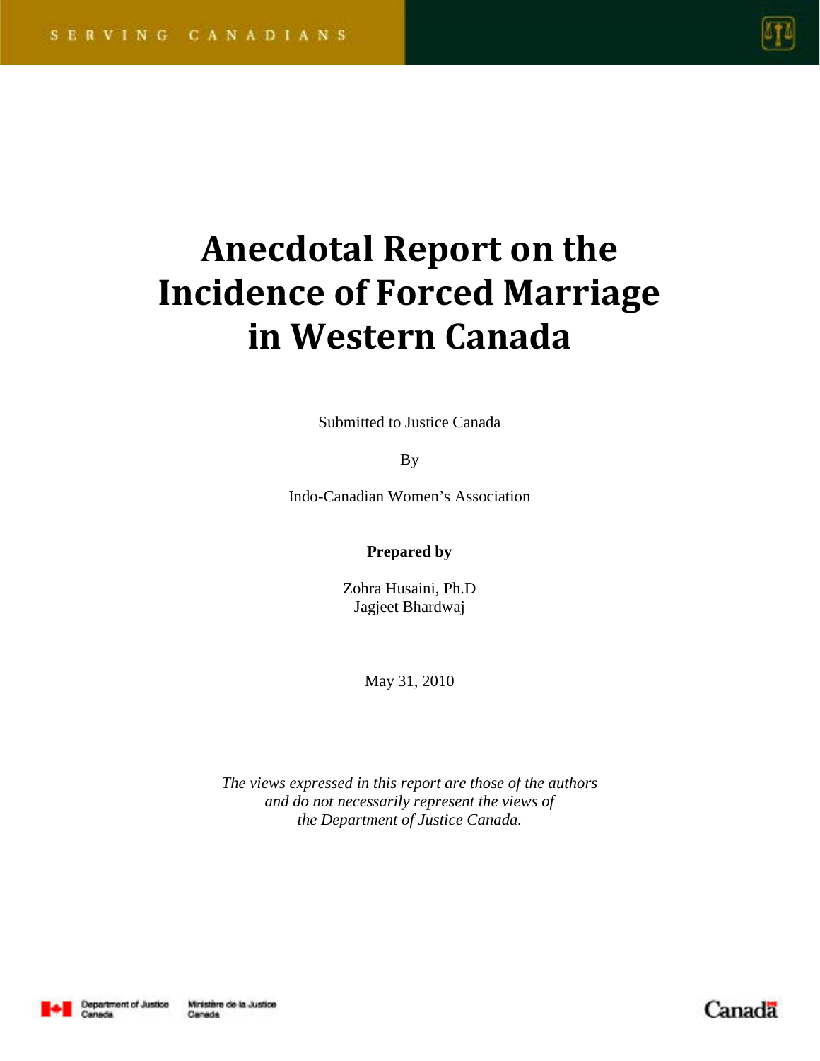SERVING CANADIANS

# Anecdotal Report on the Incidence of Forced Marriage in Western Canada

Submitted to Justice Canada

By

Indo-Canadian Women's Association

**Prepared by**

Zohra Husaini, Ph.D
Jagjeet Bhardwaj

May 31, 2010

*The views expressed in this report are those of the authors and do not necessarily represent the views of the Department of Justice Canada.*

Department of Justice Canada | Ministère de la Justice Canada

Canada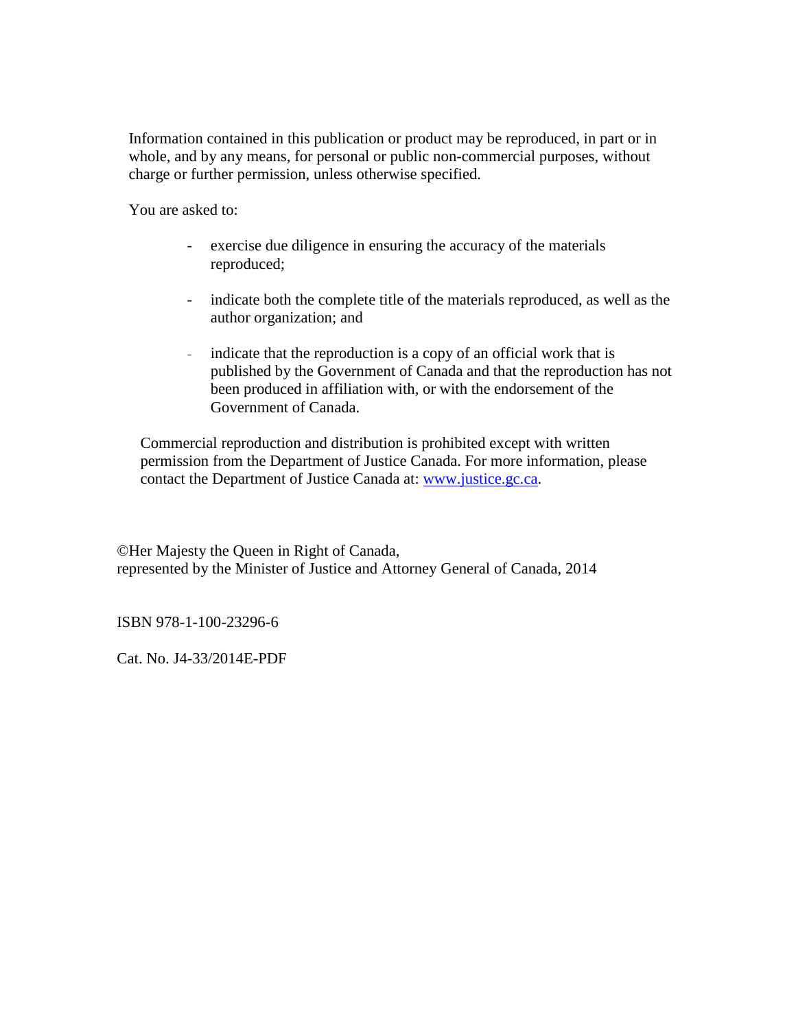Information contained in this publication or product may be reproduced, in part or in whole, and by any means, for personal or public non-commercial purposes, without charge or further permission, unless otherwise specified.

You are asked to:

- exercise due diligence in ensuring the accuracy of the materials reproduced;
- indicate both the complete title of the materials reproduced, as well as the author organization; and
- indicate that the reproduction is a copy of an official work that is published by the Government of Canada and that the reproduction has not been produced in affiliation with, or with the endorsement of the Government of Canada.

Commercial reproduction and distribution is prohibited except with written permission from the Department of Justice Canada. For more information, please contact the Department of Justice Canada at: [www.justice.gc.ca](www.justice.gc.ca).

©Her Majesty the Queen in Right of Canada,
represented by the Minister of Justice and Attorney General of Canada, 2014

ISBN 978-1-100-23296-6

Cat. No. J4-33/2014E-PDF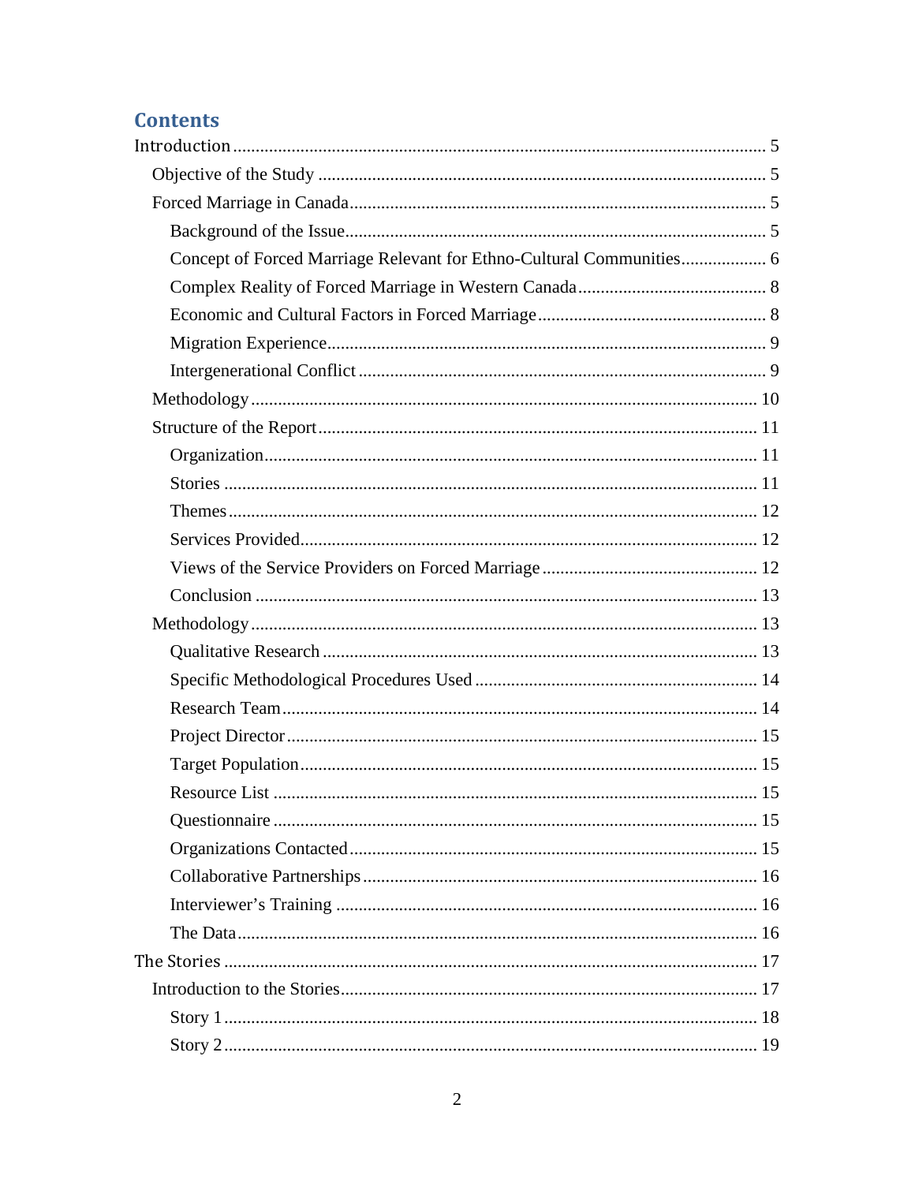## Contents

- Introduction ..... 5
  - Objective of the Study ..... 5
  - Forced Marriage in Canada ..... 5
    - Background of the Issue ..... 5
    - Concept of Forced Marriage Relevant for Ethno-Cultural Communities ..... 6
    - Complex Reality of Forced Marriage in Western Canada ..... 8
    - Economic and Cultural Factors in Forced Marriage ..... 8
    - Migration Experience ..... 9
    - Intergenerational Conflict ..... 9
  - Methodology ..... 10
  - Structure of the Report ..... 11
    - Organization ..... 11
    - Stories ..... 11
    - Themes ..... 12
    - Services Provided ..... 12
    - Views of the Service Providers on Forced Marriage ..... 12
    - Conclusion ..... 13
  - Methodology ..... 13
    - Qualitative Research ..... 13
    - Specific Methodological Procedures Used ..... 14
    - Research Team ..... 14
    - Project Director ..... 15
    - Target Population ..... 15
    - Resource List ..... 15
    - Questionnaire ..... 15
    - Organizations Contacted ..... 15
    - Collaborative Partnerships ..... 16
    - Interviewer's Training ..... 16
    - The Data ..... 16
- The Stories ..... 17
  - Introduction to the Stories ..... 17
    - Story 1 ..... 18
    - Story 2 ..... 19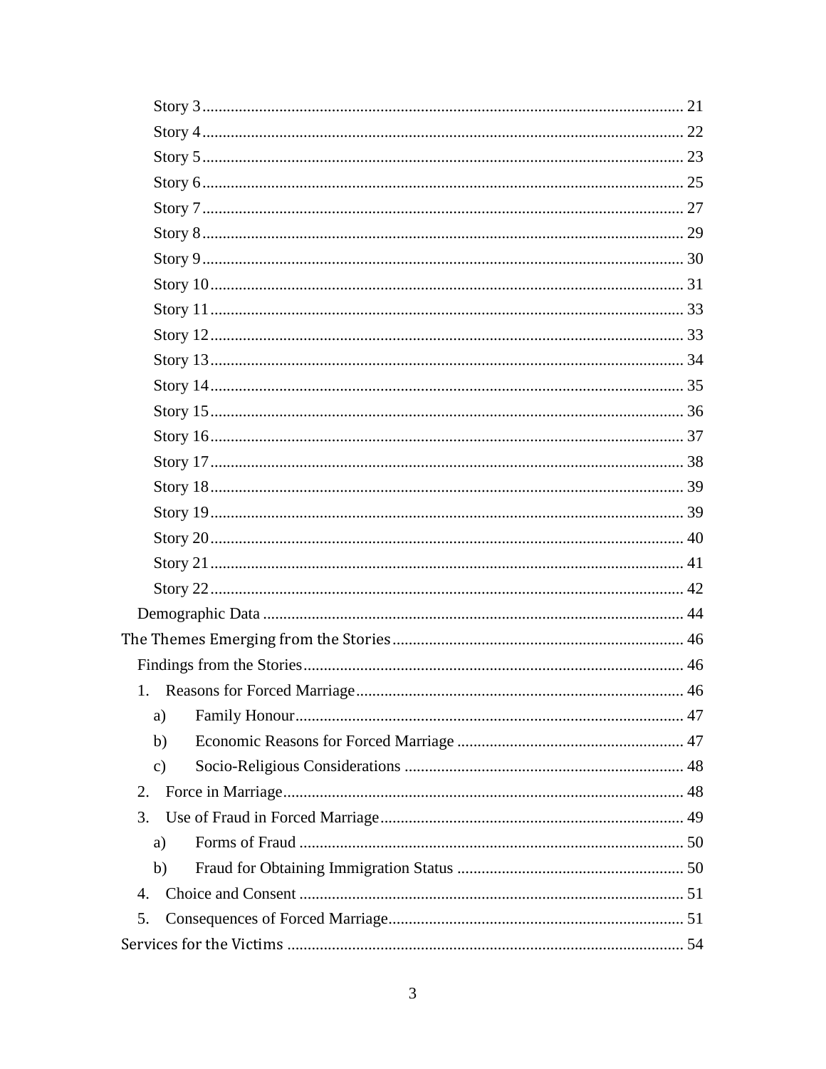- Story 3 ...................................................................................................... 21
- Story 4 ...................................................................................................... 22
- Story 5 ...................................................................................................... 23
- Story 6 ...................................................................................................... 25
- Story 7 ...................................................................................................... 27
- Story 8 ...................................................................................................... 29
- Story 9 ...................................................................................................... 30
- Story 10 .................................................................................................... 31
- Story 11 .................................................................................................... 33
- Story 12 .................................................................................................... 33
- Story 13 .................................................................................................... 34
- Story 14 .................................................................................................... 35
- Story 15 .................................................................................................... 36
- Story 16 .................................................................................................... 37
- Story 17 .................................................................................................... 38
- Story 18 .................................................................................................... 39
- Story 19 .................................................................................................... 39
- Story 20 .................................................................................................... 40
- Story 21 .................................................................................................... 41
- Story 22 .................................................................................................... 42

Demographic Data ....................................................................................... 44

The Themes Emerging from the Stories ....................................................... 46

Findings from the Stories ............................................................................. 46

1. Reasons for Forced Marriage ................................................................ 46
   - a) Family Honour ............................................................................... 47
   - b) Economic Reasons for Forced Marriage ....................................... 47
   - c) Socio-Religious Considerations .................................................... 48
2. Force in Marriage .................................................................................. 48
3. Use of Fraud in Forced Marriage .......................................................... 49
   - a) Forms of Fraud .............................................................................. 50
   - b) Fraud for Obtaining Immigration Status ....................................... 50
4. Choice and Consent .............................................................................. 51
5. Consequences of Forced Marriage ........................................................ 51

Services for the Victims ................................................................................. 54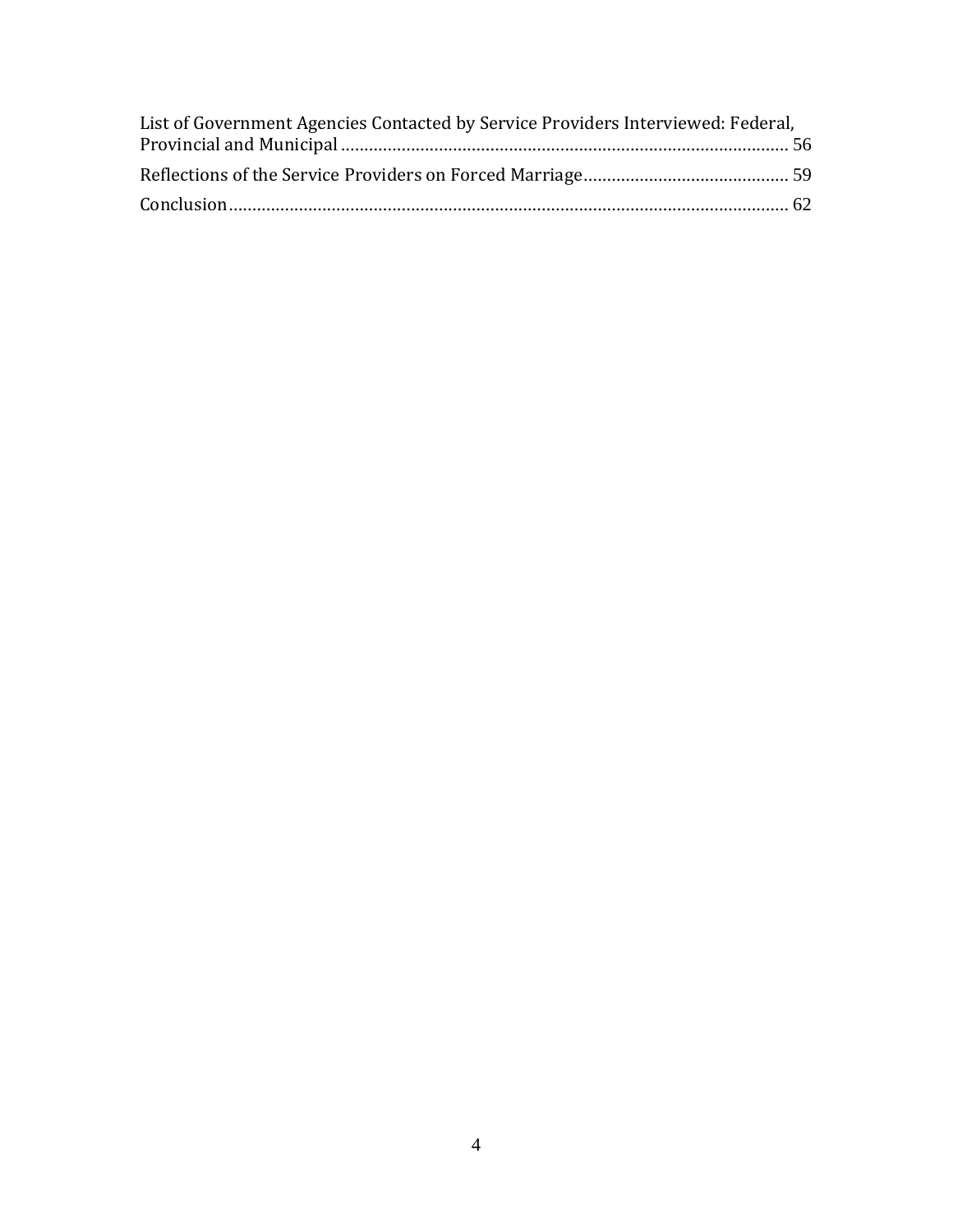List of Government Agencies Contacted by Service Providers Interviewed: Federal, Provincial and Municipal ................................................................................................ 56

Reflections of the Service Providers on Forced Marriage............................................ 59

Conclusion........................................................................................................................ 62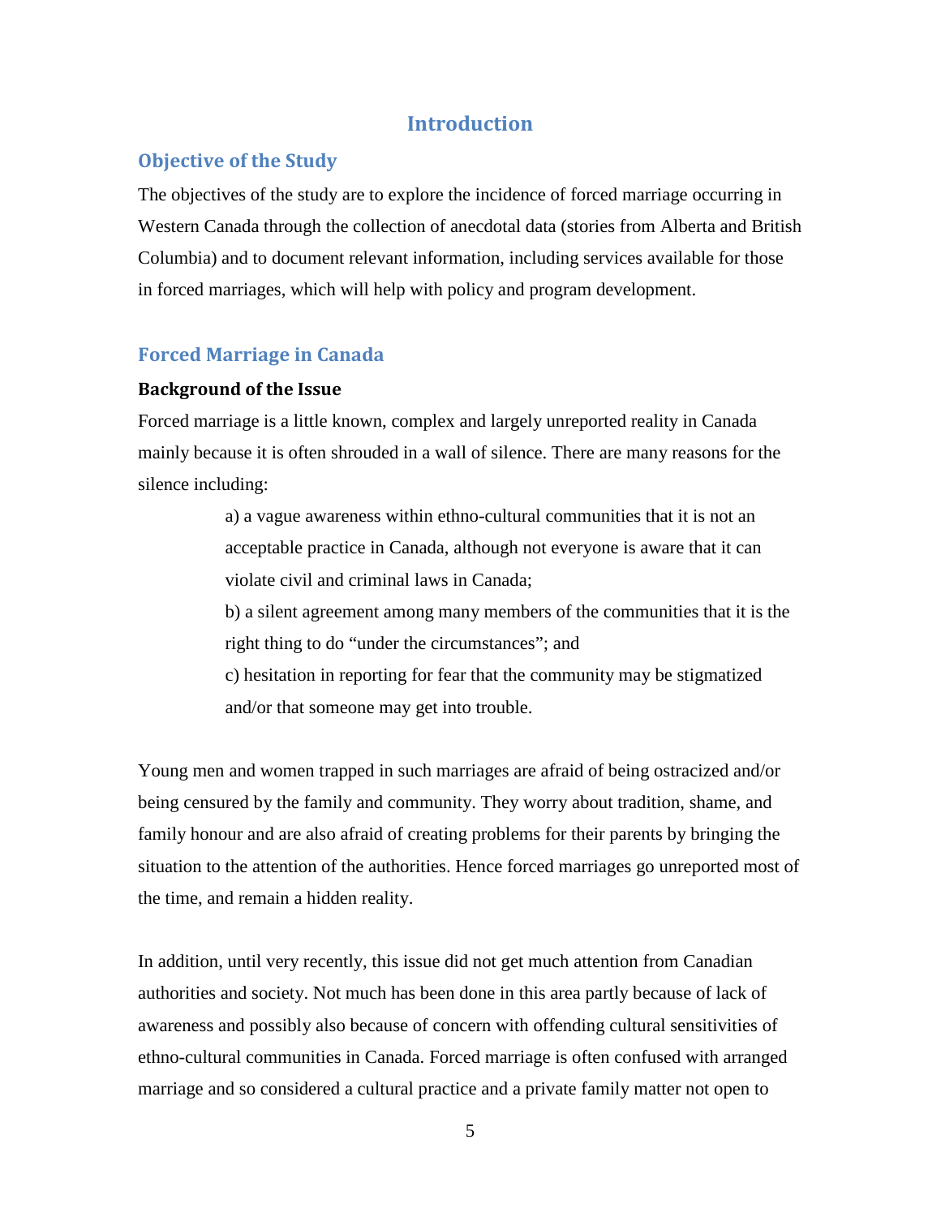# Introduction

## Objective of the Study

The objectives of the study are to explore the incidence of forced marriage occurring in Western Canada through the collection of anecdotal data (stories from Alberta and British Columbia) and to document relevant information, including services available for those in forced marriages, which will help with policy and program development.

## Forced Marriage in Canada

### Background of the Issue

Forced marriage is a little known, complex and largely unreported reality in Canada mainly because it is often shrouded in a wall of silence. There are many reasons for the silence including:

a) a vague awareness within ethno-cultural communities that it is not an acceptable practice in Canada, although not everyone is aware that it can violate civil and criminal laws in Canada;

b) a silent agreement among many members of the communities that it is the right thing to do "under the circumstances"; and

c) hesitation in reporting for fear that the community may be stigmatized and/or that someone may get into trouble.

Young men and women trapped in such marriages are afraid of being ostracized and/or being censured by the family and community. They worry about tradition, shame, and family honour and are also afraid of creating problems for their parents by bringing the situation to the attention of the authorities. Hence forced marriages go unreported most of the time, and remain a hidden reality.

In addition, until very recently, this issue did not get much attention from Canadian authorities and society. Not much has been done in this area partly because of lack of awareness and possibly also because of concern with offending cultural sensitivities of ethno-cultural communities in Canada. Forced marriage is often confused with arranged marriage and so considered a cultural practice and a private family matter not open to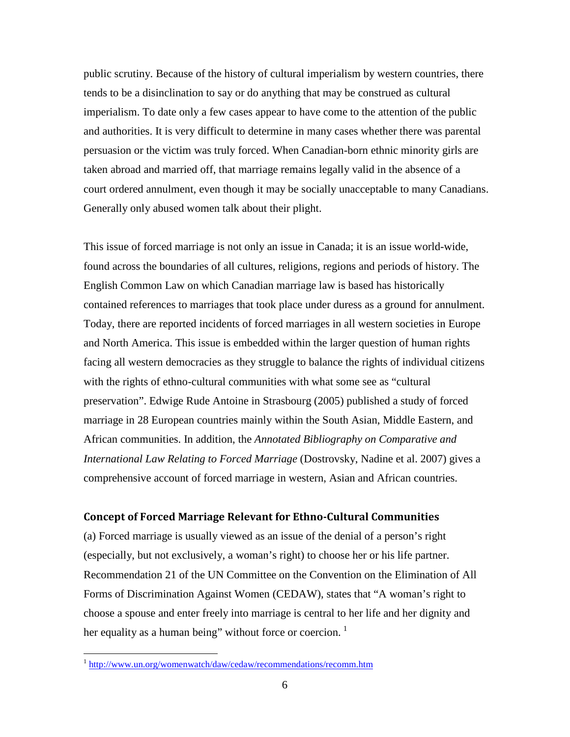public scrutiny. Because of the history of cultural imperialism by western countries, there tends to be a disinclination to say or do anything that may be construed as cultural imperialism. To date only a few cases appear to have come to the attention of the public and authorities. It is very difficult to determine in many cases whether there was parental persuasion or the victim was truly forced. When Canadian-born ethnic minority girls are taken abroad and married off, that marriage remains legally valid in the absence of a court ordered annulment, even though it may be socially unacceptable to many Canadians. Generally only abused women talk about their plight.

This issue of forced marriage is not only an issue in Canada; it is an issue world-wide, found across the boundaries of all cultures, religions, regions and periods of history. The English Common Law on which Canadian marriage law is based has historically contained references to marriages that took place under duress as a ground for annulment. Today, there are reported incidents of forced marriages in all western societies in Europe and North America. This issue is embedded within the larger question of human rights facing all western democracies as they struggle to balance the rights of individual citizens with the rights of ethno-cultural communities with what some see as "cultural preservation". Edwige Rude Antoine in Strasbourg (2005) published a study of forced marriage in 28 European countries mainly within the South Asian, Middle Eastern, and African communities. In addition, the *Annotated Bibliography on Comparative and International Law Relating to Forced Marriage* (Dostrovsky, Nadine et al. 2007) gives a comprehensive account of forced marriage in western, Asian and African countries.

## Concept of Forced Marriage Relevant for Ethno-Cultural Communities

(a) Forced marriage is usually viewed as an issue of the denial of a person's right (especially, but not exclusively, a woman's right) to choose her or his life partner. Recommendation 21 of the UN Committee on the Convention on the Elimination of All Forms of Discrimination Against Women (CEDAW), states that "A woman's right to choose a spouse and enter freely into marriage is central to her life and her dignity and her equality as a human being" without force or coercion. [1]

[1] http://www.un.org/womenwatch/daw/cedaw/recommendations/recomm.htm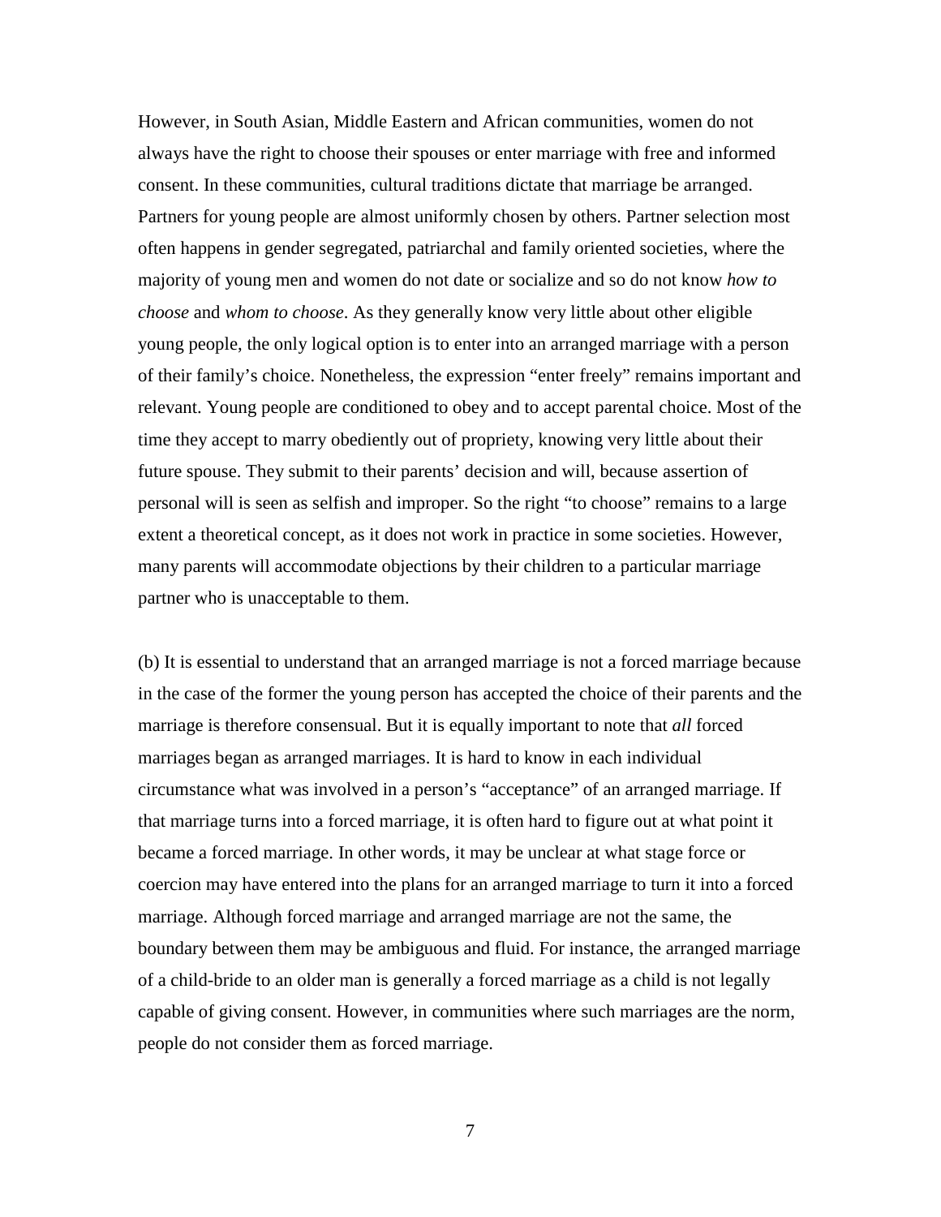However, in South Asian, Middle Eastern and African communities, women do not always have the right to choose their spouses or enter marriage with free and informed consent. In these communities, cultural traditions dictate that marriage be arranged. Partners for young people are almost uniformly chosen by others. Partner selection most often happens in gender segregated, patriarchal and family oriented societies, where the majority of young men and women do not date or socialize and so do not know *how to choose* and *whom to choose*. As they generally know very little about other eligible young people, the only logical option is to enter into an arranged marriage with a person of their family's choice. Nonetheless, the expression "enter freely" remains important and relevant. Young people are conditioned to obey and to accept parental choice. Most of the time they accept to marry obediently out of propriety, knowing very little about their future spouse. They submit to their parents' decision and will, because assertion of personal will is seen as selfish and improper. So the right "to choose" remains to a large extent a theoretical concept, as it does not work in practice in some societies. However, many parents will accommodate objections by their children to a particular marriage partner who is unacceptable to them.

(b) It is essential to understand that an arranged marriage is not a forced marriage because in the case of the former the young person has accepted the choice of their parents and the marriage is therefore consensual. But it is equally important to note that *all* forced marriages began as arranged marriages. It is hard to know in each individual circumstance what was involved in a person's "acceptance" of an arranged marriage. If that marriage turns into a forced marriage, it is often hard to figure out at what point it became a forced marriage. In other words, it may be unclear at what stage force or coercion may have entered into the plans for an arranged marriage to turn it into a forced marriage. Although forced marriage and arranged marriage are not the same, the boundary between them may be ambiguous and fluid. For instance, the arranged marriage of a child-bride to an older man is generally a forced marriage as a child is not legally capable of giving consent. However, in communities where such marriages are the norm, people do not consider them as forced marriage.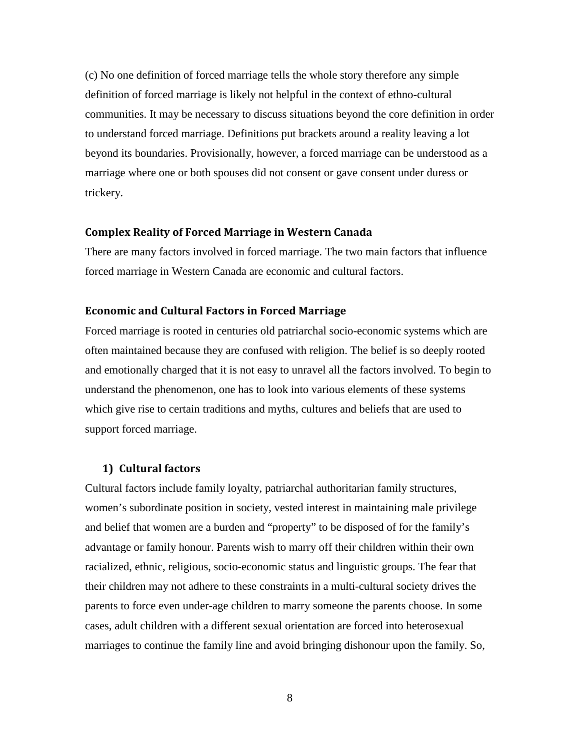(c) No one definition of forced marriage tells the whole story therefore any simple definition of forced marriage is likely not helpful in the context of ethno-cultural communities. It may be necessary to discuss situations beyond the core definition in order to understand forced marriage. Definitions put brackets around a reality leaving a lot beyond its boundaries. Provisionally, however, a forced marriage can be understood as a marriage where one or both spouses did not consent or gave consent under duress or trickery.

## Complex Reality of Forced Marriage in Western Canada

There are many factors involved in forced marriage. The two main factors that influence forced marriage in Western Canada are economic and cultural factors.

## Economic and Cultural Factors in Forced Marriage

Forced marriage is rooted in centuries old patriarchal socio-economic systems which are often maintained because they are confused with religion. The belief is so deeply rooted and emotionally charged that it is not easy to unravel all the factors involved. To begin to understand the phenomenon, one has to look into various elements of these systems which give rise to certain traditions and myths, cultures and beliefs that are used to support forced marriage.

### 1) Cultural factors

Cultural factors include family loyalty, patriarchal authoritarian family structures, women's subordinate position in society, vested interest in maintaining male privilege and belief that women are a burden and "property" to be disposed of for the family's advantage or family honour. Parents wish to marry off their children within their own racialized, ethnic, religious, socio-economic status and linguistic groups. The fear that their children may not adhere to these constraints in a multi-cultural society drives the parents to force even under-age children to marry someone the parents choose. In some cases, adult children with a different sexual orientation are forced into heterosexual marriages to continue the family line and avoid bringing dishonour upon the family. So,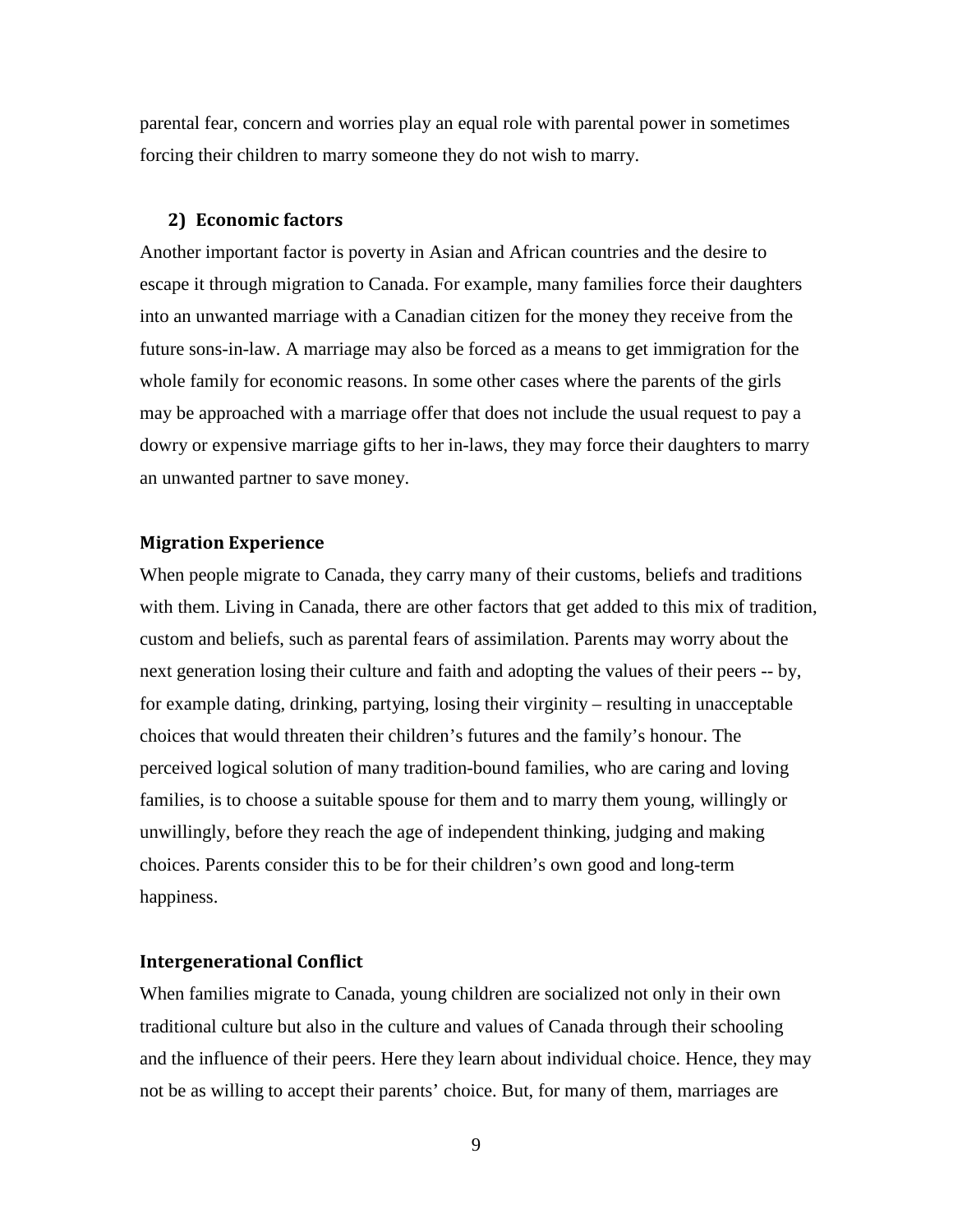parental fear, concern and worries play an equal role with parental power in sometimes forcing their children to marry someone they do not wish to marry.

### 2) Economic factors

Another important factor is poverty in Asian and African countries and the desire to escape it through migration to Canada. For example, many families force their daughters into an unwanted marriage with a Canadian citizen for the money they receive from the future sons-in-law. A marriage may also be forced as a means to get immigration for the whole family for economic reasons. In some other cases where the parents of the girls may be approached with a marriage offer that does not include the usual request to pay a dowry or expensive marriage gifts to her in-laws, they may force their daughters to marry an unwanted partner to save money.

### Migration Experience

When people migrate to Canada, they carry many of their customs, beliefs and traditions with them. Living in Canada, there are other factors that get added to this mix of tradition, custom and beliefs, such as parental fears of assimilation. Parents may worry about the next generation losing their culture and faith and adopting the values of their peers -- by, for example dating, drinking, partying, losing their virginity – resulting in unacceptable choices that would threaten their children's futures and the family's honour. The perceived logical solution of many tradition-bound families, who are caring and loving families, is to choose a suitable spouse for them and to marry them young, willingly or unwillingly, before they reach the age of independent thinking, judging and making choices. Parents consider this to be for their children's own good and long-term happiness.

### Intergenerational Conflict

When families migrate to Canada, young children are socialized not only in their own traditional culture but also in the culture and values of Canada through their schooling and the influence of their peers. Here they learn about individual choice. Hence, they may not be as willing to accept their parents' choice. But, for many of them, marriages are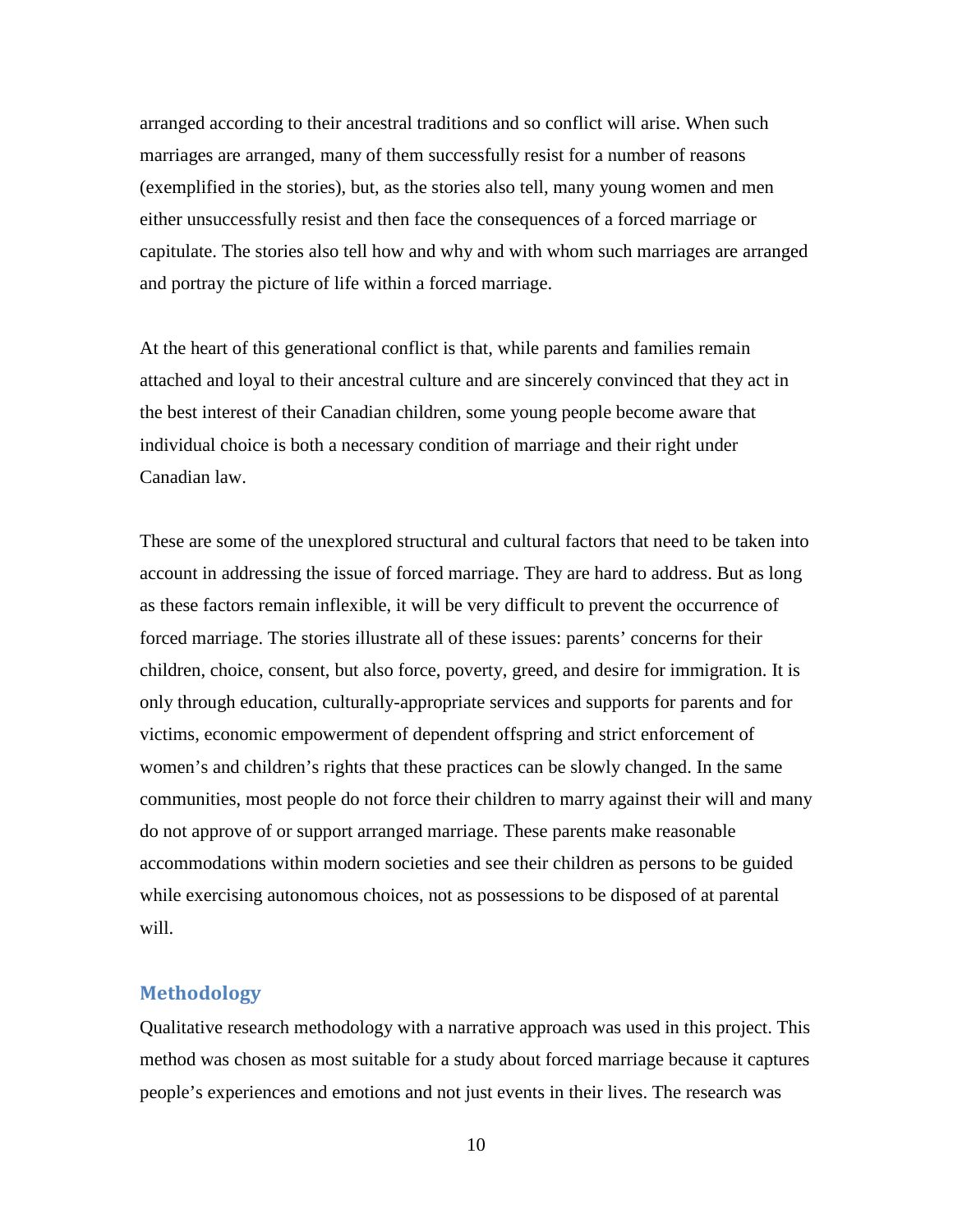arranged according to their ancestral traditions and so conflict will arise. When such marriages are arranged, many of them successfully resist for a number of reasons (exemplified in the stories), but, as the stories also tell, many young women and men either unsuccessfully resist and then face the consequences of a forced marriage or capitulate. The stories also tell how and why and with whom such marriages are arranged and portray the picture of life within a forced marriage.

At the heart of this generational conflict is that, while parents and families remain attached and loyal to their ancestral culture and are sincerely convinced that they act in the best interest of their Canadian children, some young people become aware that individual choice is both a necessary condition of marriage and their right under Canadian law.

These are some of the unexplored structural and cultural factors that need to be taken into account in addressing the issue of forced marriage. They are hard to address. But as long as these factors remain inflexible, it will be very difficult to prevent the occurrence of forced marriage. The stories illustrate all of these issues: parents' concerns for their children, choice, consent, but also force, poverty, greed, and desire for immigration. It is only through education, culturally-appropriate services and supports for parents and for victims, economic empowerment of dependent offspring and strict enforcement of women's and children's rights that these practices can be slowly changed. In the same communities, most people do not force their children to marry against their will and many do not approve of or support arranged marriage. These parents make reasonable accommodations within modern societies and see their children as persons to be guided while exercising autonomous choices, not as possessions to be disposed of at parental will.

## Methodology

Qualitative research methodology with a narrative approach was used in this project. This method was chosen as most suitable for a study about forced marriage because it captures people's experiences and emotions and not just events in their lives. The research was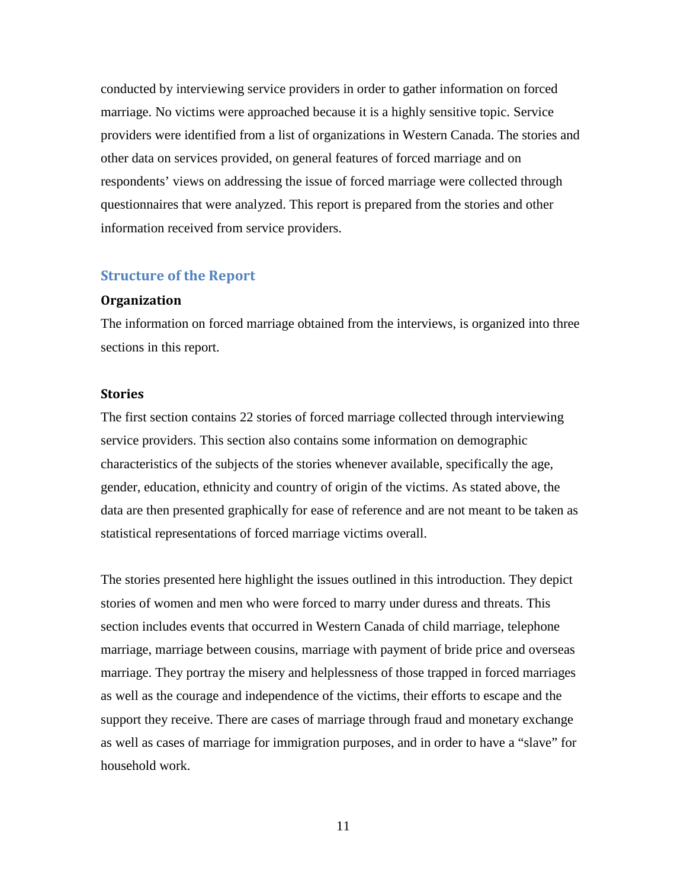conducted by interviewing service providers in order to gather information on forced marriage. No victims were approached because it is a highly sensitive topic. Service providers were identified from a list of organizations in Western Canada. The stories and other data on services provided, on general features of forced marriage and on respondents' views on addressing the issue of forced marriage were collected through questionnaires that were analyzed. This report is prepared from the stories and other information received from service providers.

## Structure of the Report

### Organization

The information on forced marriage obtained from the interviews, is organized into three sections in this report.

### Stories

The first section contains 22 stories of forced marriage collected through interviewing service providers. This section also contains some information on demographic characteristics of the subjects of the stories whenever available, specifically the age, gender, education, ethnicity and country of origin of the victims. As stated above, the data are then presented graphically for ease of reference and are not meant to be taken as statistical representations of forced marriage victims overall.

The stories presented here highlight the issues outlined in this introduction. They depict stories of women and men who were forced to marry under duress and threats. This section includes events that occurred in Western Canada of child marriage, telephone marriage, marriage between cousins, marriage with payment of bride price and overseas marriage. They portray the misery and helplessness of those trapped in forced marriages as well as the courage and independence of the victims, their efforts to escape and the support they receive. There are cases of marriage through fraud and monetary exchange as well as cases of marriage for immigration purposes, and in order to have a "slave" for household work.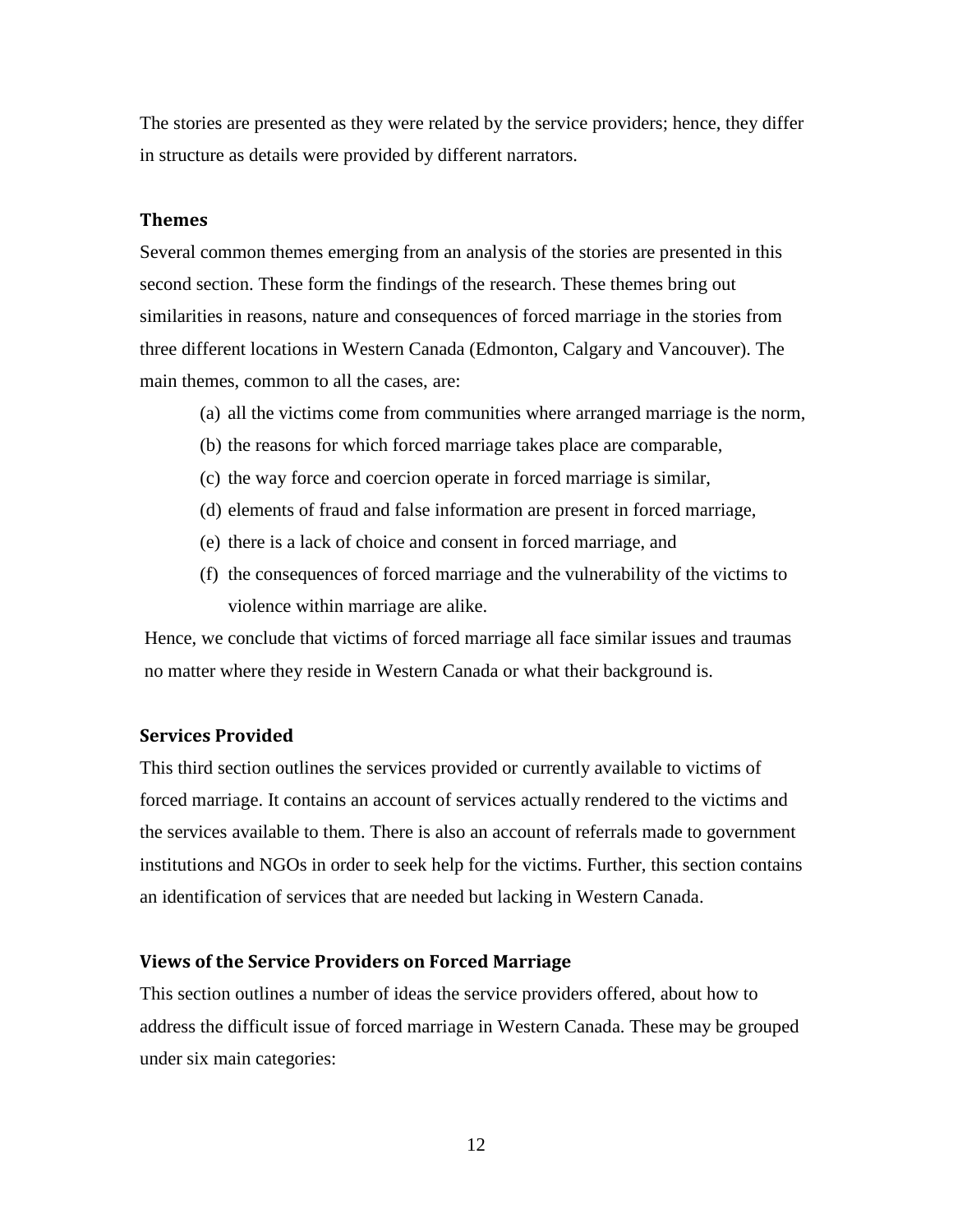The stories are presented as they were related by the service providers; hence, they differ in structure as details were provided by different narrators.

### Themes

Several common themes emerging from an analysis of the stories are presented in this second section. These form the findings of the research. These themes bring out similarities in reasons, nature and consequences of forced marriage in the stories from three different locations in Western Canada (Edmonton, Calgary and Vancouver). The main themes, common to all the cases, are:

(a) all the victims come from communities where arranged marriage is the norm,
(b) the reasons for which forced marriage takes place are comparable,
(c) the way force and coercion operate in forced marriage is similar,
(d) elements of fraud and false information are present in forced marriage,
(e) there is a lack of choice and consent in forced marriage, and
(f) the consequences of forced marriage and the vulnerability of the victims to violence within marriage are alike.

Hence, we conclude that victims of forced marriage all face similar issues and traumas no matter where they reside in Western Canada or what their background is.

### Services Provided

This third section outlines the services provided or currently available to victims of forced marriage. It contains an account of services actually rendered to the victims and the services available to them. There is also an account of referrals made to government institutions and NGOs in order to seek help for the victims. Further, this section contains an identification of services that are needed but lacking in Western Canada.

### Views of the Service Providers on Forced Marriage

This section outlines a number of ideas the service providers offered, about how to address the difficult issue of forced marriage in Western Canada. These may be grouped under six main categories: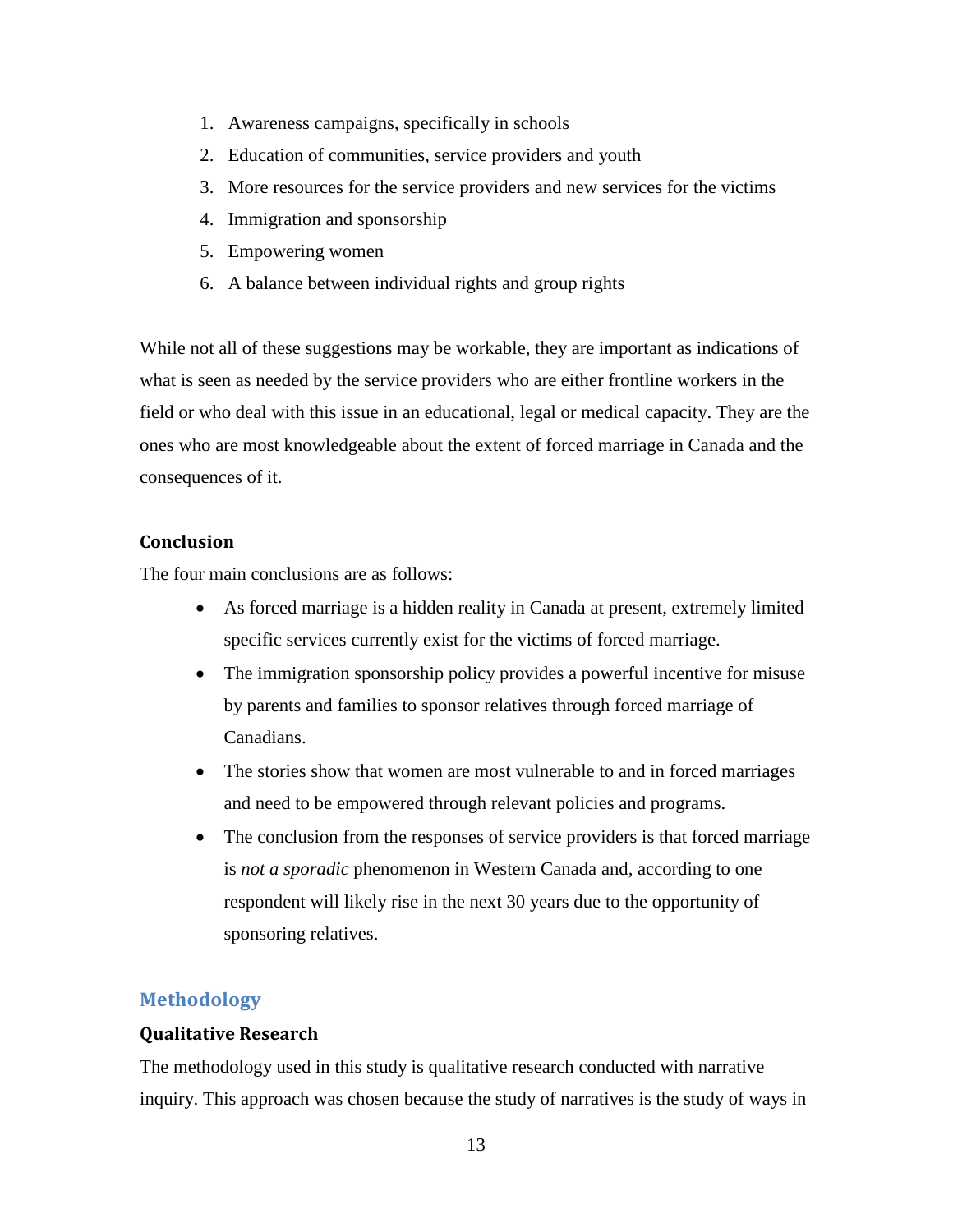1. Awareness campaigns, specifically in schools
2. Education of communities, service providers and youth
3. More resources for the service providers and new services for the victims
4. Immigration and sponsorship
5. Empowering women
6. A balance between individual rights and group rights

While not all of these suggestions may be workable, they are important as indications of what is seen as needed by the service providers who are either frontline workers in the field or who deal with this issue in an educational, legal or medical capacity. They are the ones who are most knowledgeable about the extent of forced marriage in Canada and the consequences of it.

### Conclusion

The four main conclusions are as follows:

- As forced marriage is a hidden reality in Canada at present, extremely limited specific services currently exist for the victims of forced marriage.
- The immigration sponsorship policy provides a powerful incentive for misuse by parents and families to sponsor relatives through forced marriage of Canadians.
- The stories show that women are most vulnerable to and in forced marriages and need to be empowered through relevant policies and programs.
- The conclusion from the responses of service providers is that forced marriage is *not a sporadic* phenomenon in Western Canada and, according to one respondent will likely rise in the next 30 years due to the opportunity of sponsoring relatives.

## Methodology

### Qualitative Research

The methodology used in this study is qualitative research conducted with narrative inquiry. This approach was chosen because the study of narratives is the study of ways in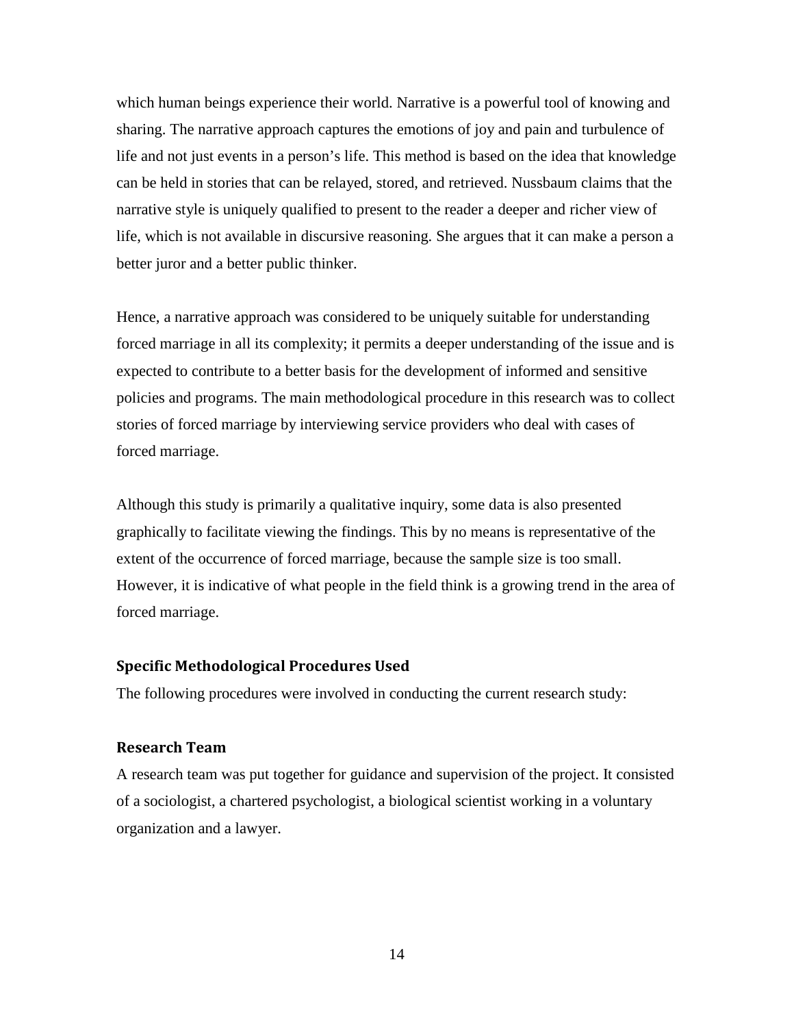which human beings experience their world. Narrative is a powerful tool of knowing and sharing. The narrative approach captures the emotions of joy and pain and turbulence of life and not just events in a person's life. This method is based on the idea that knowledge can be held in stories that can be relayed, stored, and retrieved. Nussbaum claims that the narrative style is uniquely qualified to present to the reader a deeper and richer view of life, which is not available in discursive reasoning. She argues that it can make a person a better juror and a better public thinker.

Hence, a narrative approach was considered to be uniquely suitable for understanding forced marriage in all its complexity; it permits a deeper understanding of the issue and is expected to contribute to a better basis for the development of informed and sensitive policies and programs. The main methodological procedure in this research was to collect stories of forced marriage by interviewing service providers who deal with cases of forced marriage.

Although this study is primarily a qualitative inquiry, some data is also presented graphically to facilitate viewing the findings. This by no means is representative of the extent of the occurrence of forced marriage, because the sample size is too small. However, it is indicative of what people in the field think is a growing trend in the area of forced marriage.

### Specific Methodological Procedures Used

The following procedures were involved in conducting the current research study:

### Research Team

A research team was put together for guidance and supervision of the project. It consisted of a sociologist, a chartered psychologist, a biological scientist working in a voluntary organization and a lawyer.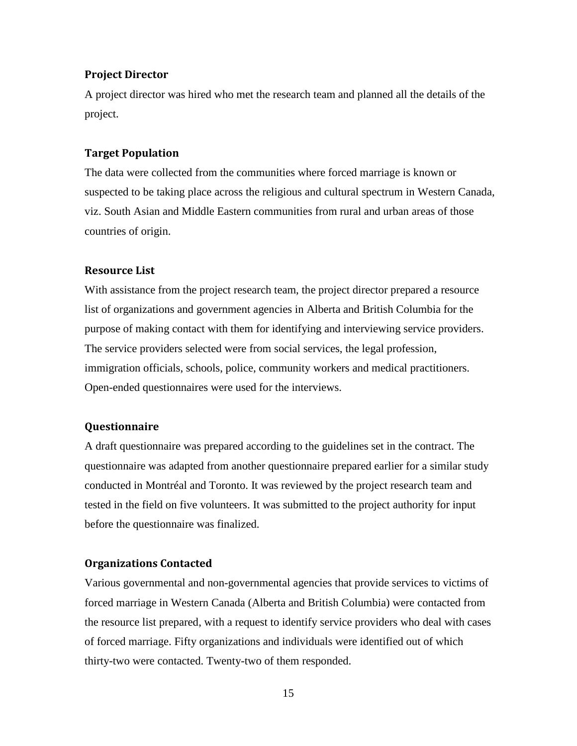### Project Director

A project director was hired who met the research team and planned all the details of the project.

### Target Population

The data were collected from the communities where forced marriage is known or suspected to be taking place across the religious and cultural spectrum in Western Canada, viz. South Asian and Middle Eastern communities from rural and urban areas of those countries of origin.

### Resource List

With assistance from the project research team, the project director prepared a resource list of organizations and government agencies in Alberta and British Columbia for the purpose of making contact with them for identifying and interviewing service providers. The service providers selected were from social services, the legal profession, immigration officials, schools, police, community workers and medical practitioners. Open-ended questionnaires were used for the interviews.

### Questionnaire

A draft questionnaire was prepared according to the guidelines set in the contract. The questionnaire was adapted from another questionnaire prepared earlier for a similar study conducted in Montréal and Toronto. It was reviewed by the project research team and tested in the field on five volunteers. It was submitted to the project authority for input before the questionnaire was finalized.

### Organizations Contacted

Various governmental and non-governmental agencies that provide services to victims of forced marriage in Western Canada (Alberta and British Columbia) were contacted from the resource list prepared, with a request to identify service providers who deal with cases of forced marriage. Fifty organizations and individuals were identified out of which thirty-two were contacted. Twenty-two of them responded.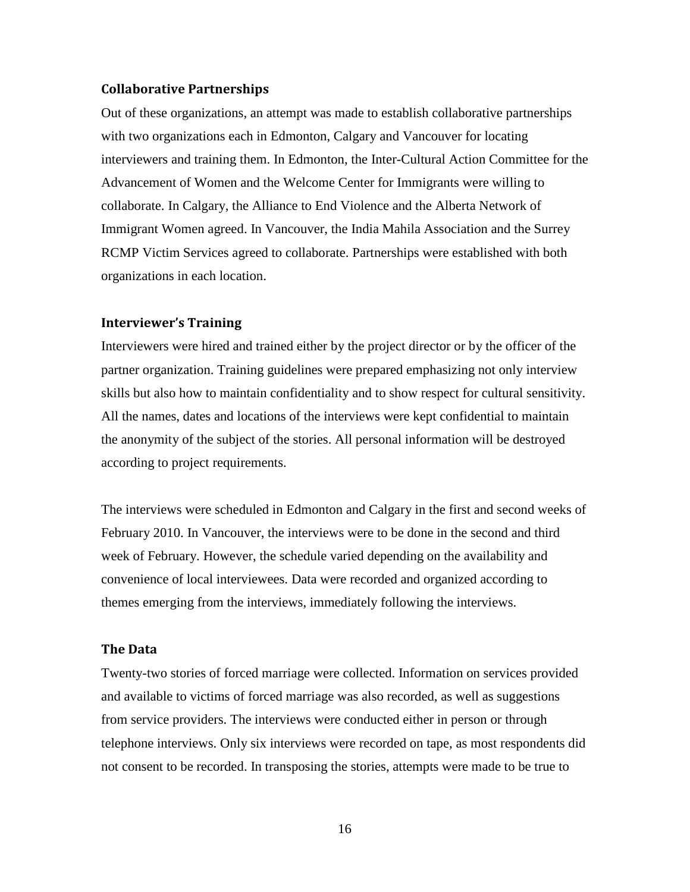### Collaborative Partnerships

Out of these organizations, an attempt was made to establish collaborative partnerships with two organizations each in Edmonton, Calgary and Vancouver for locating interviewers and training them. In Edmonton, the Inter-Cultural Action Committee for the Advancement of Women and the Welcome Center for Immigrants were willing to collaborate. In Calgary, the Alliance to End Violence and the Alberta Network of Immigrant Women agreed. In Vancouver, the India Mahila Association and the Surrey RCMP Victim Services agreed to collaborate. Partnerships were established with both organizations in each location.

### Interviewer's Training

Interviewers were hired and trained either by the project director or by the officer of the partner organization. Training guidelines were prepared emphasizing not only interview skills but also how to maintain confidentiality and to show respect for cultural sensitivity. All the names, dates and locations of the interviews were kept confidential to maintain the anonymity of the subject of the stories. All personal information will be destroyed according to project requirements.

The interviews were scheduled in Edmonton and Calgary in the first and second weeks of February 2010. In Vancouver, the interviews were to be done in the second and third week of February. However, the schedule varied depending on the availability and convenience of local interviewees. Data were recorded and organized according to themes emerging from the interviews, immediately following the interviews.

### The Data

Twenty-two stories of forced marriage were collected. Information on services provided and available to victims of forced marriage was also recorded, as well as suggestions from service providers. The interviews were conducted either in person or through telephone interviews. Only six interviews were recorded on tape, as most respondents did not consent to be recorded. In transposing the stories, attempts were made to be true to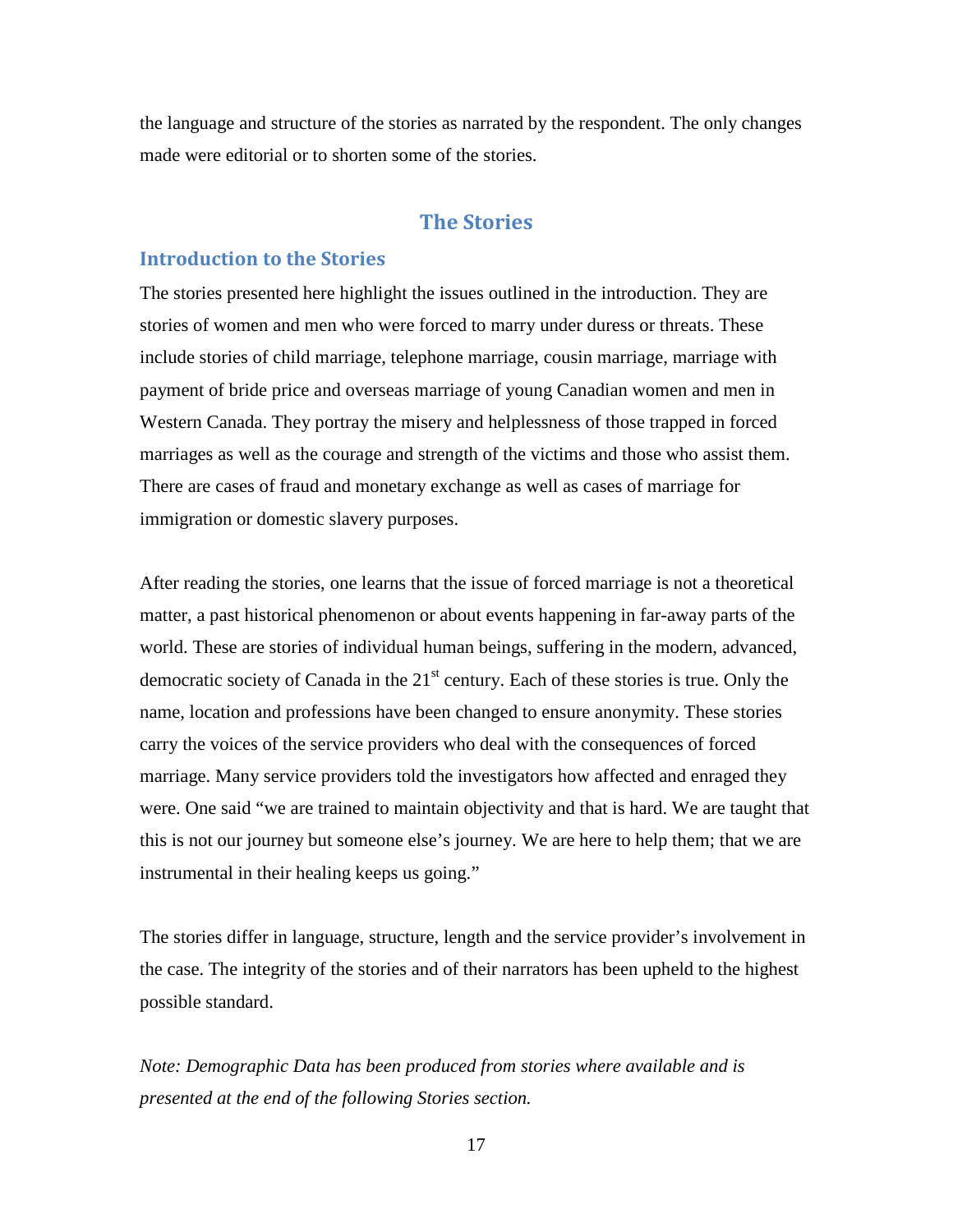the language and structure of the stories as narrated by the respondent. The only changes made were editorial or to shorten some of the stories.

# The Stories

## Introduction to the Stories

The stories presented here highlight the issues outlined in the introduction. They are stories of women and men who were forced to marry under duress or threats. These include stories of child marriage, telephone marriage, cousin marriage, marriage with payment of bride price and overseas marriage of young Canadian women and men in Western Canada. They portray the misery and helplessness of those trapped in forced marriages as well as the courage and strength of the victims and those who assist them. There are cases of fraud and monetary exchange as well as cases of marriage for immigration or domestic slavery purposes.

After reading the stories, one learns that the issue of forced marriage is not a theoretical matter, a past historical phenomenon or about events happening in far-away parts of the world. These are stories of individual human beings, suffering in the modern, advanced, democratic society of Canada in the 21st century. Each of these stories is true. Only the name, location and professions have been changed to ensure anonymity. These stories carry the voices of the service providers who deal with the consequences of forced marriage. Many service providers told the investigators how affected and enraged they were. One said "we are trained to maintain objectivity and that is hard. We are taught that this is not our journey but someone else's journey. We are here to help them; that we are instrumental in their healing keeps us going."

The stories differ in language, structure, length and the service provider's involvement in the case. The integrity of the stories and of their narrators has been upheld to the highest possible standard.

*Note: Demographic Data has been produced from stories where available and is presented at the end of the following Stories section.*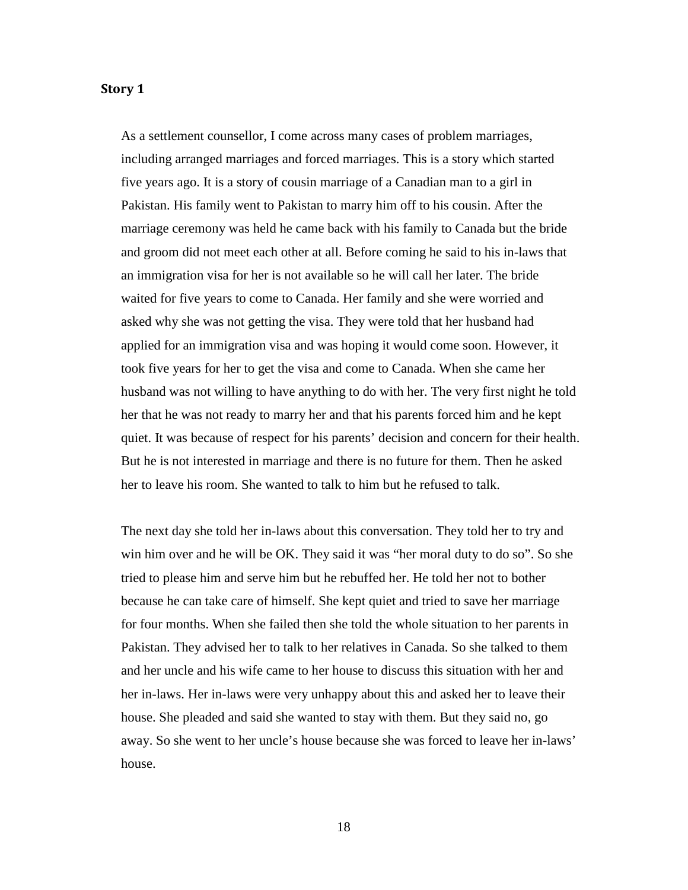## Story 1

As a settlement counsellor, I come across many cases of problem marriages, including arranged marriages and forced marriages. This is a story which started five years ago. It is a story of cousin marriage of a Canadian man to a girl in Pakistan. His family went to Pakistan to marry him off to his cousin. After the marriage ceremony was held he came back with his family to Canada but the bride and groom did not meet each other at all. Before coming he said to his in-laws that an immigration visa for her is not available so he will call her later. The bride waited for five years to come to Canada. Her family and she were worried and asked why she was not getting the visa. They were told that her husband had applied for an immigration visa and was hoping it would come soon. However, it took five years for her to get the visa and come to Canada. When she came her husband was not willing to have anything to do with her. The very first night he told her that he was not ready to marry her and that his parents forced him and he kept quiet. It was because of respect for his parents' decision and concern for their health. But he is not interested in marriage and there is no future for them. Then he asked her to leave his room. She wanted to talk to him but he refused to talk.

The next day she told her in-laws about this conversation. They told her to try and win him over and he will be OK. They said it was "her moral duty to do so". So she tried to please him and serve him but he rebuffed her. He told her not to bother because he can take care of himself. She kept quiet and tried to save her marriage for four months. When she failed then she told the whole situation to her parents in Pakistan. They advised her to talk to her relatives in Canada. So she talked to them and her uncle and his wife came to her house to discuss this situation with her and her in-laws. Her in-laws were very unhappy about this and asked her to leave their house. She pleaded and said she wanted to stay with them. But they said no, go away. So she went to her uncle's house because she was forced to leave her in-laws' house.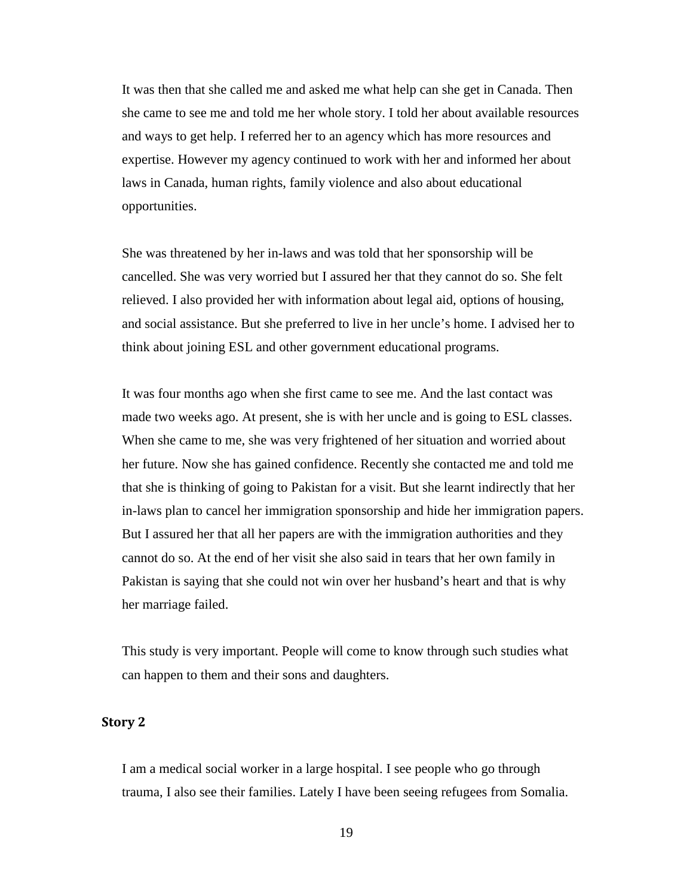It was then that she called me and asked me what help can she get in Canada. Then she came to see me and told me her whole story. I told her about available resources and ways to get help. I referred her to an agency which has more resources and expertise. However my agency continued to work with her and informed her about laws in Canada, human rights, family violence and also about educational opportunities.

She was threatened by her in-laws and was told that her sponsorship will be cancelled. She was very worried but I assured her that they cannot do so. She felt relieved. I also provided her with information about legal aid, options of housing, and social assistance. But she preferred to live in her uncle's home. I advised her to think about joining ESL and other government educational programs.

It was four months ago when she first came to see me. And the last contact was made two weeks ago. At present, she is with her uncle and is going to ESL classes. When she came to me, she was very frightened of her situation and worried about her future. Now she has gained confidence. Recently she contacted me and told me that she is thinking of going to Pakistan for a visit. But she learnt indirectly that her in-laws plan to cancel her immigration sponsorship and hide her immigration papers. But I assured her that all her papers are with the immigration authorities and they cannot do so. At the end of her visit she also said in tears that her own family in Pakistan is saying that she could not win over her husband's heart and that is why her marriage failed.

This study is very important. People will come to know through such studies what can happen to them and their sons and daughters.

### Story 2

I am a medical social worker in a large hospital. I see people who go through trauma, I also see their families. Lately I have been seeing refugees from Somalia.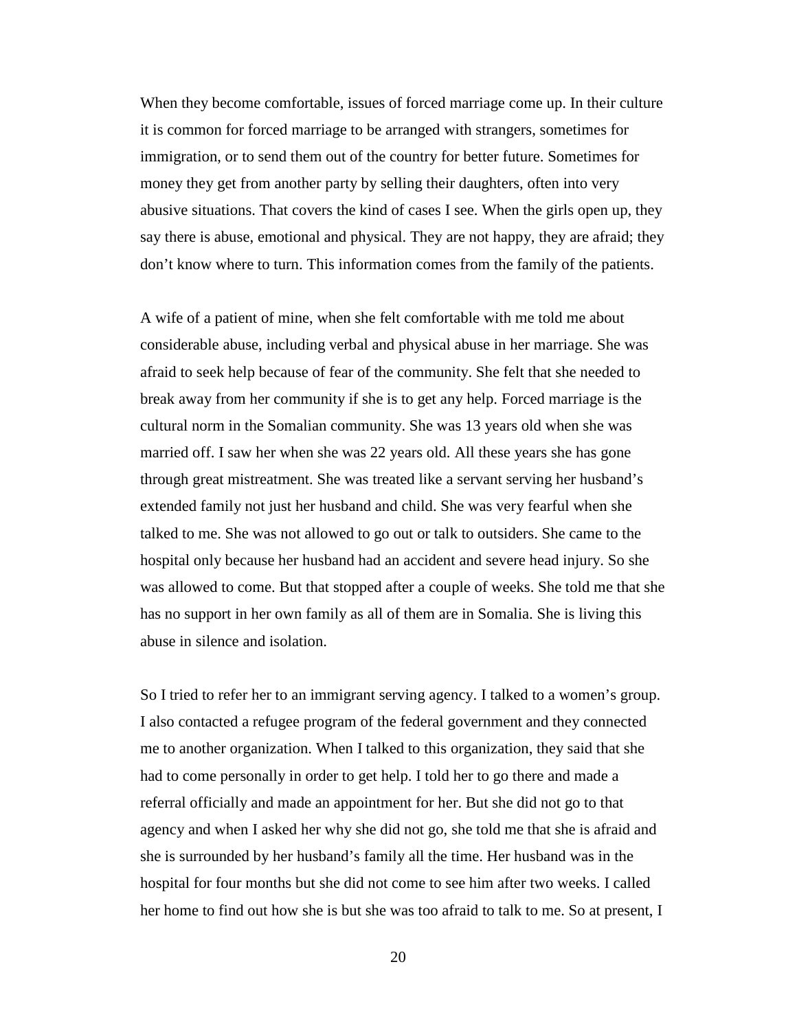When they become comfortable, issues of forced marriage come up. In their culture it is common for forced marriage to be arranged with strangers, sometimes for immigration, or to send them out of the country for better future. Sometimes for money they get from another party by selling their daughters, often into very abusive situations. That covers the kind of cases I see. When the girls open up, they say there is abuse, emotional and physical. They are not happy, they are afraid; they don't know where to turn. This information comes from the family of the patients.

A wife of a patient of mine, when she felt comfortable with me told me about considerable abuse, including verbal and physical abuse in her marriage. She was afraid to seek help because of fear of the community. She felt that she needed to break away from her community if she is to get any help. Forced marriage is the cultural norm in the Somalian community. She was 13 years old when she was married off. I saw her when she was 22 years old. All these years she has gone through great mistreatment. She was treated like a servant serving her husband's extended family not just her husband and child. She was very fearful when she talked to me. She was not allowed to go out or talk to outsiders. She came to the hospital only because her husband had an accident and severe head injury. So she was allowed to come. But that stopped after a couple of weeks. She told me that she has no support in her own family as all of them are in Somalia. She is living this abuse in silence and isolation.

So I tried to refer her to an immigrant serving agency. I talked to a women's group. I also contacted a refugee program of the federal government and they connected me to another organization. When I talked to this organization, they said that she had to come personally in order to get help. I told her to go there and made a referral officially and made an appointment for her. But she did not go to that agency and when I asked her why she did not go, she told me that she is afraid and she is surrounded by her husband's family all the time. Her husband was in the hospital for four months but she did not come to see him after two weeks. I called her home to find out how she is but she was too afraid to talk to me. So at present, I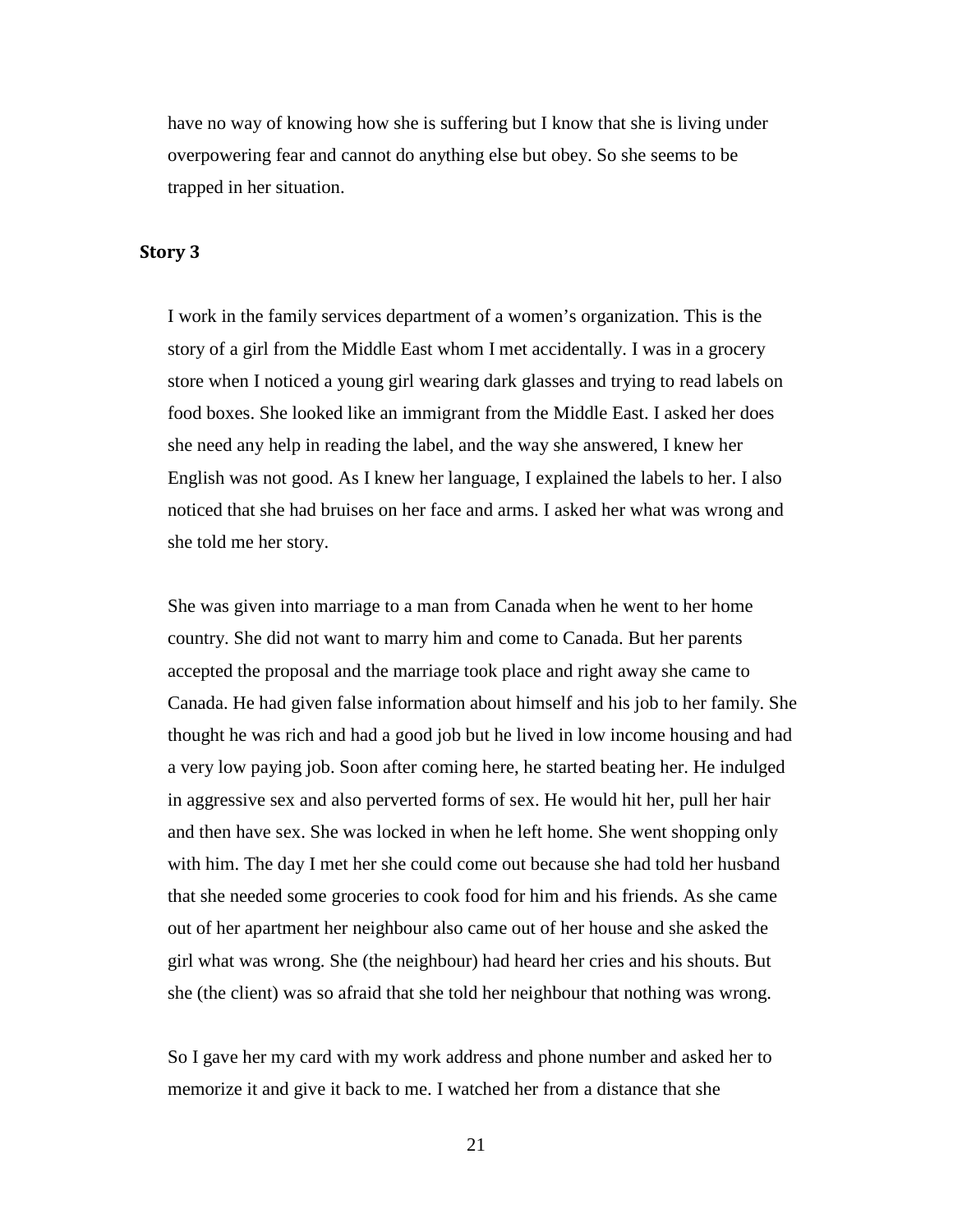have no way of knowing how she is suffering but I know that she is living under overpowering fear and cannot do anything else but obey. So she seems to be trapped in her situation.

### Story 3

I work in the family services department of a women's organization. This is the story of a girl from the Middle East whom I met accidentally. I was in a grocery store when I noticed a young girl wearing dark glasses and trying to read labels on food boxes. She looked like an immigrant from the Middle East. I asked her does she need any help in reading the label, and the way she answered, I knew her English was not good. As I knew her language, I explained the labels to her. I also noticed that she had bruises on her face and arms. I asked her what was wrong and she told me her story.

She was given into marriage to a man from Canada when he went to her home country. She did not want to marry him and come to Canada. But her parents accepted the proposal and the marriage took place and right away she came to Canada. He had given false information about himself and his job to her family. She thought he was rich and had a good job but he lived in low income housing and had a very low paying job. Soon after coming here, he started beating her. He indulged in aggressive sex and also perverted forms of sex. He would hit her, pull her hair and then have sex. She was locked in when he left home. She went shopping only with him. The day I met her she could come out because she had told her husband that she needed some groceries to cook food for him and his friends. As she came out of her apartment her neighbour also came out of her house and she asked the girl what was wrong. She (the neighbour) had heard her cries and his shouts. But she (the client) was so afraid that she told her neighbour that nothing was wrong.

So I gave her my card with my work address and phone number and asked her to memorize it and give it back to me. I watched her from a distance that she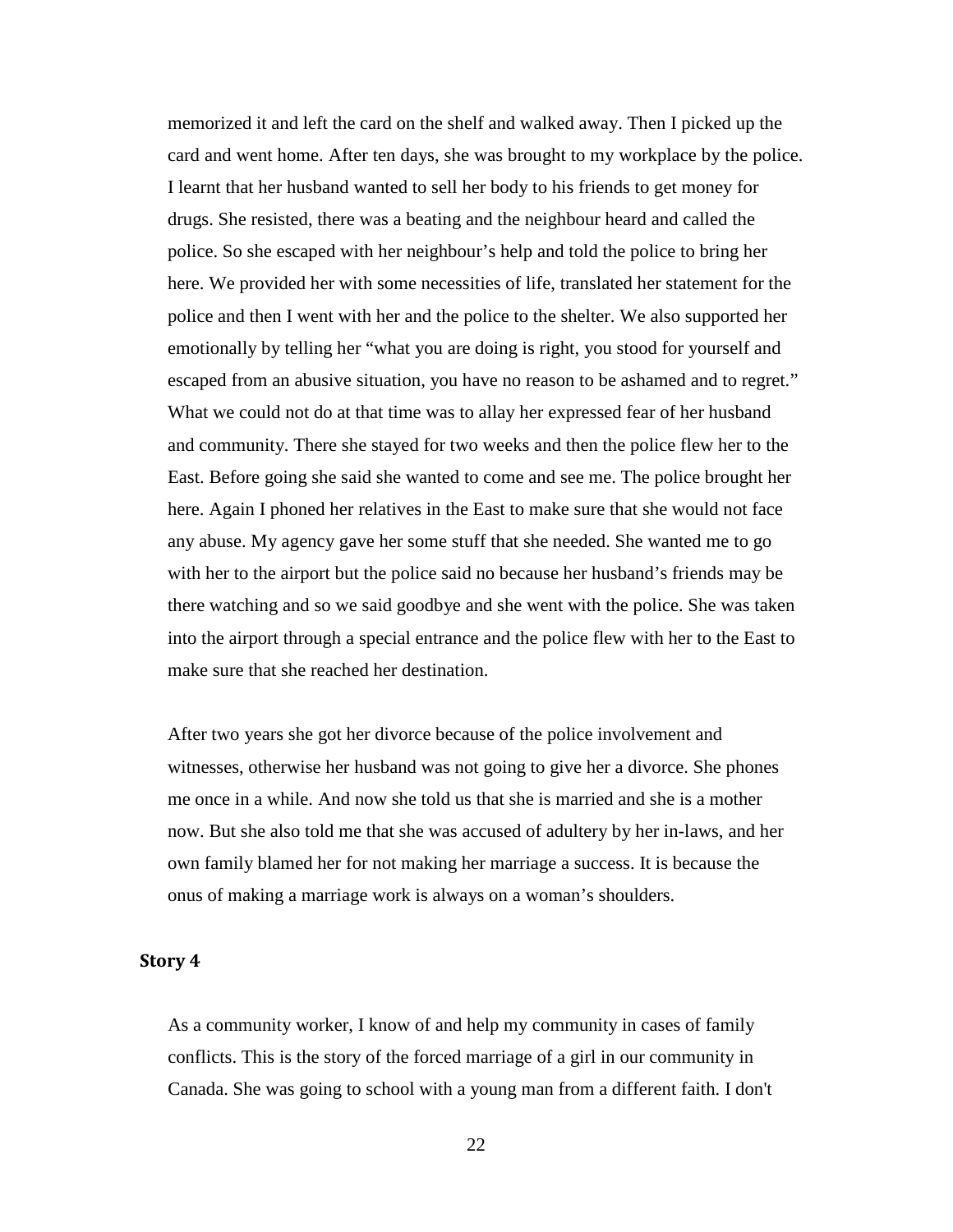memorized it and left the card on the shelf and walked away. Then I picked up the card and went home. After ten days, she was brought to my workplace by the police. I learnt that her husband wanted to sell her body to his friends to get money for drugs. She resisted, there was a beating and the neighbour heard and called the police. So she escaped with her neighbour's help and told the police to bring her here. We provided her with some necessities of life, translated her statement for the police and then I went with her and the police to the shelter. We also supported her emotionally by telling her "what you are doing is right, you stood for yourself and escaped from an abusive situation, you have no reason to be ashamed and to regret." What we could not do at that time was to allay her expressed fear of her husband and community. There she stayed for two weeks and then the police flew her to the East. Before going she said she wanted to come and see me. The police brought her here. Again I phoned her relatives in the East to make sure that she would not face any abuse. My agency gave her some stuff that she needed. She wanted me to go with her to the airport but the police said no because her husband's friends may be there watching and so we said goodbye and she went with the police. She was taken into the airport through a special entrance and the police flew with her to the East to make sure that she reached her destination.

After two years she got her divorce because of the police involvement and witnesses, otherwise her husband was not going to give her a divorce. She phones me once in a while. And now she told us that she is married and she is a mother now. But she also told me that she was accused of adultery by her in-laws, and her own family blamed her for not making her marriage a success. It is because the onus of making a marriage work is always on a woman's shoulders.

### Story 4

As a community worker, I know of and help my community in cases of family conflicts. This is the story of the forced marriage of a girl in our community in Canada. She was going to school with a young man from a different faith. I don't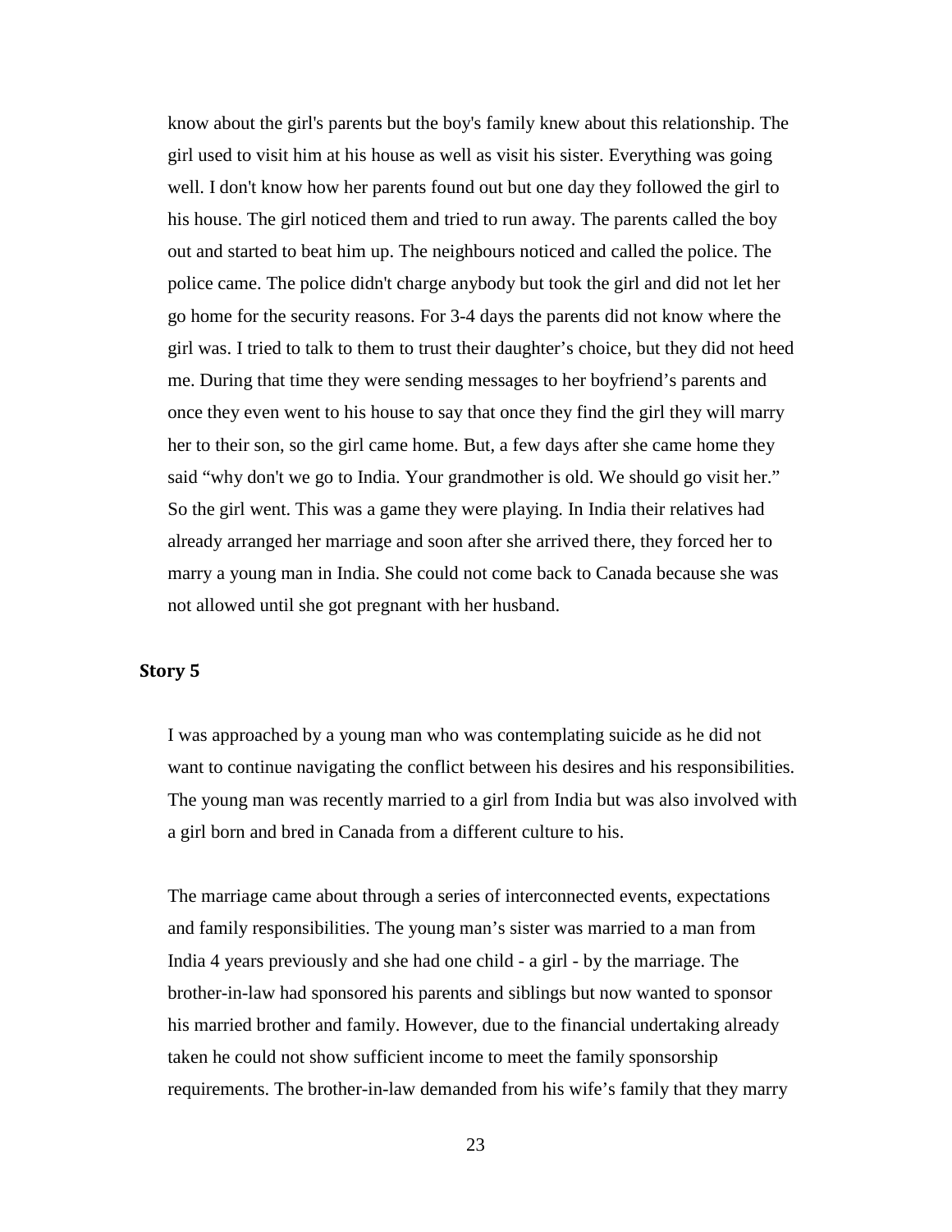know about the girl's parents but the boy's family knew about this relationship. The girl used to visit him at his house as well as visit his sister. Everything was going well. I don't know how her parents found out but one day they followed the girl to his house. The girl noticed them and tried to run away. The parents called the boy out and started to beat him up. The neighbours noticed and called the police. The police came. The police didn't charge anybody but took the girl and did not let her go home for the security reasons. For 3-4 days the parents did not know where the girl was. I tried to talk to them to trust their daughter's choice, but they did not heed me. During that time they were sending messages to her boyfriend's parents and once they even went to his house to say that once they find the girl they will marry her to their son, so the girl came home. But, a few days after she came home they said "why don't we go to India. Your grandmother is old. We should go visit her." So the girl went. This was a game they were playing. In India their relatives had already arranged her marriage and soon after she arrived there, they forced her to marry a young man in India. She could not come back to Canada because she was not allowed until she got pregnant with her husband.

### Story 5

I was approached by a young man who was contemplating suicide as he did not want to continue navigating the conflict between his desires and his responsibilities. The young man was recently married to a girl from India but was also involved with a girl born and bred in Canada from a different culture to his.

The marriage came about through a series of interconnected events, expectations and family responsibilities. The young man's sister was married to a man from India 4 years previously and she had one child - a girl - by the marriage. The brother-in-law had sponsored his parents and siblings but now wanted to sponsor his married brother and family. However, due to the financial undertaking already taken he could not show sufficient income to meet the family sponsorship requirements. The brother-in-law demanded from his wife's family that they marry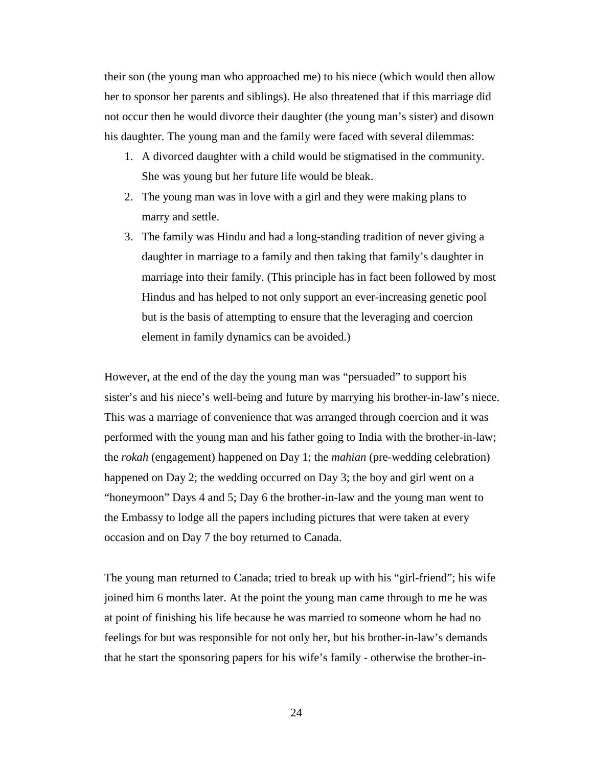their son (the young man who approached me) to his niece (which would then allow her to sponsor her parents and siblings). He also threatened that if this marriage did not occur then he would divorce their daughter (the young man's sister) and disown his daughter. The young man and the family were faced with several dilemmas:

1. A divorced daughter with a child would be stigmatised in the community. She was young but her future life would be bleak.
2. The young man was in love with a girl and they were making plans to marry and settle.
3. The family was Hindu and had a long-standing tradition of never giving a daughter in marriage to a family and then taking that family's daughter in marriage into their family. (This principle has in fact been followed by most Hindus and has helped to not only support an ever-increasing genetic pool but is the basis of attempting to ensure that the leveraging and coercion element in family dynamics can be avoided.)

However, at the end of the day the young man was "persuaded" to support his sister's and his niece's well-being and future by marrying his brother-in-law's niece. This was a marriage of convenience that was arranged through coercion and it was performed with the young man and his father going to India with the brother-in-law; the *rokah* (engagement) happened on Day 1; the *mahian* (pre-wedding celebration) happened on Day 2; the wedding occurred on Day 3; the boy and girl went on a "honeymoon" Days 4 and 5; Day 6 the brother-in-law and the young man went to the Embassy to lodge all the papers including pictures that were taken at every occasion and on Day 7 the boy returned to Canada.

The young man returned to Canada; tried to break up with his "girl-friend"; his wife joined him 6 months later. At the point the young man came through to me he was at point of finishing his life because he was married to someone whom he had no feelings for but was responsible for not only her, but his brother-in-law's demands that he start the sponsoring papers for his wife's family - otherwise the brother-in-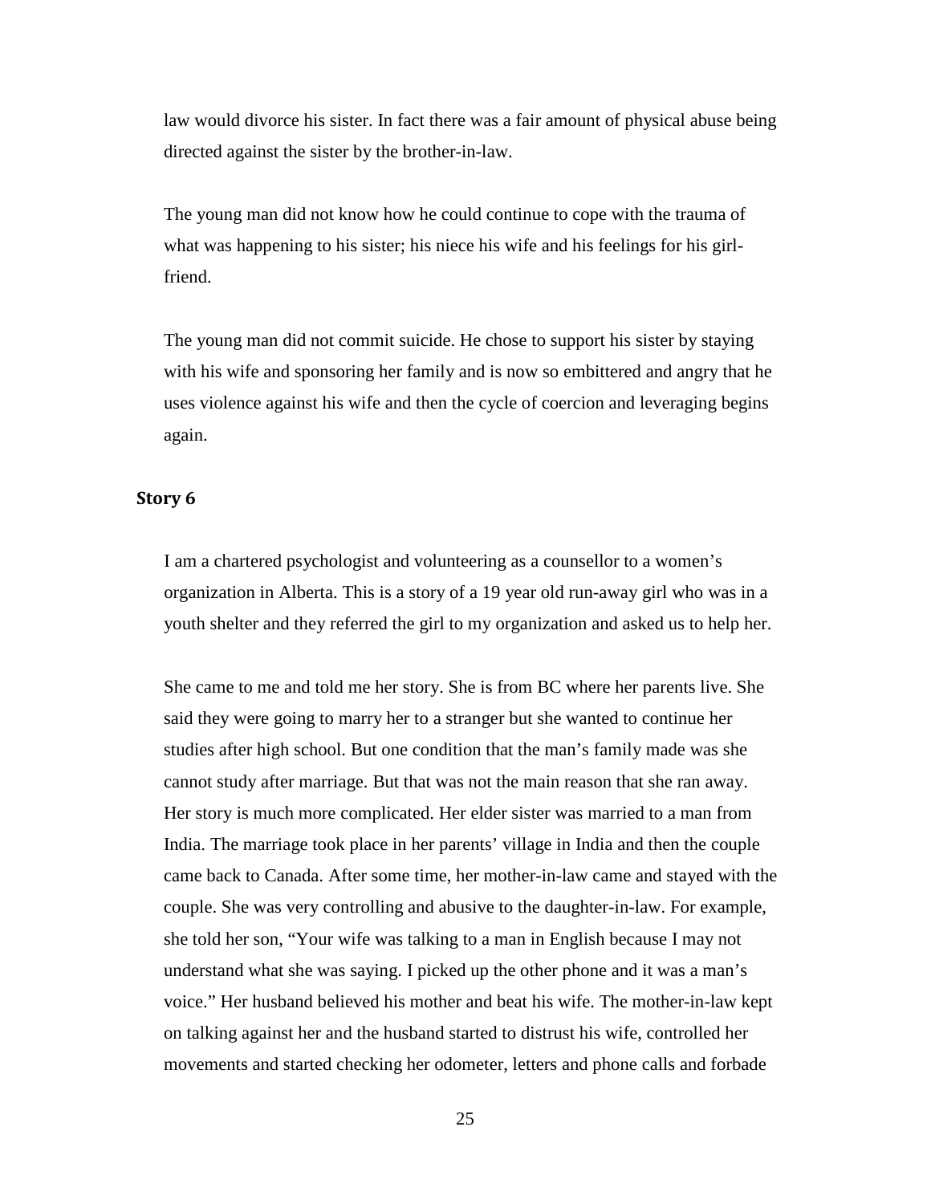law would divorce his sister. In fact there was a fair amount of physical abuse being directed against the sister by the brother-in-law.

The young man did not know how he could continue to cope with the trauma of what was happening to his sister; his niece his wife and his feelings for his girl-friend.

The young man did not commit suicide. He chose to support his sister by staying with his wife and sponsoring her family and is now so embittered and angry that he uses violence against his wife and then the cycle of coercion and leveraging begins again.

### Story 6

I am a chartered psychologist and volunteering as a counsellor to a women's organization in Alberta. This is a story of a 19 year old run-away girl who was in a youth shelter and they referred the girl to my organization and asked us to help her.

She came to me and told me her story. She is from BC where her parents live. She said they were going to marry her to a stranger but she wanted to continue her studies after high school. But one condition that the man's family made was she cannot study after marriage. But that was not the main reason that she ran away. Her story is much more complicated. Her elder sister was married to a man from India. The marriage took place in her parents' village in India and then the couple came back to Canada. After some time, her mother-in-law came and stayed with the couple. She was very controlling and abusive to the daughter-in-law. For example, she told her son, "Your wife was talking to a man in English because I may not understand what she was saying. I picked up the other phone and it was a man's voice." Her husband believed his mother and beat his wife. The mother-in-law kept on talking against her and the husband started to distrust his wife, controlled her movements and started checking her odometer, letters and phone calls and forbade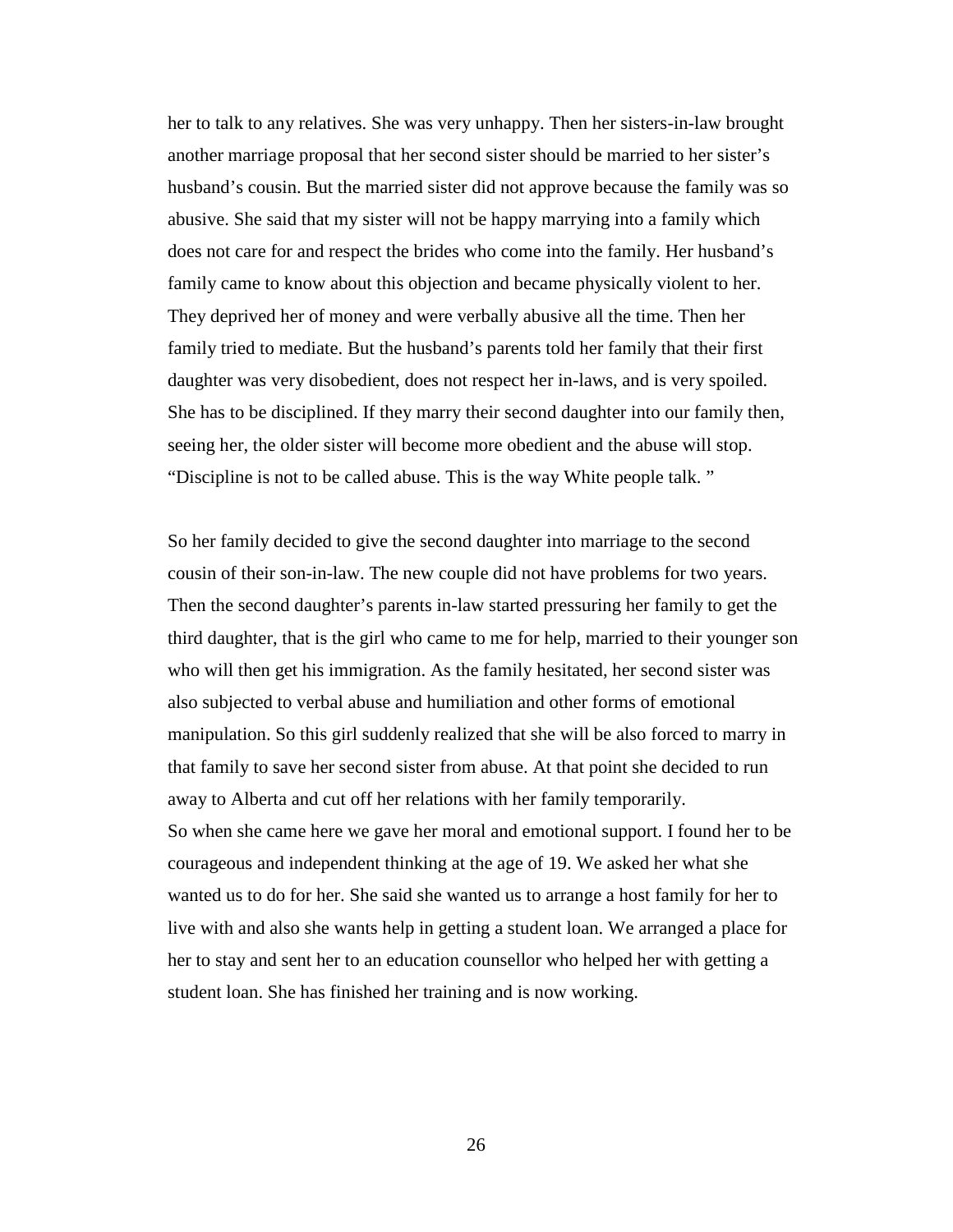her to talk to any relatives. She was very unhappy. Then her sisters-in-law brought another marriage proposal that her second sister should be married to her sister's husband's cousin. But the married sister did not approve because the family was so abusive. She said that my sister will not be happy marrying into a family which does not care for and respect the brides who come into the family. Her husband's family came to know about this objection and became physically violent to her. They deprived her of money and were verbally abusive all the time. Then her family tried to mediate. But the husband's parents told her family that their first daughter was very disobedient, does not respect her in-laws, and is very spoiled. She has to be disciplined. If they marry their second daughter into our family then, seeing her, the older sister will become more obedient and the abuse will stop. "Discipline is not to be called abuse. This is the way White people talk. "

So her family decided to give the second daughter into marriage to the second cousin of their son-in-law. The new couple did not have problems for two years. Then the second daughter's parents in-law started pressuring her family to get the third daughter, that is the girl who came to me for help, married to their younger son who will then get his immigration. As the family hesitated, her second sister was also subjected to verbal abuse and humiliation and other forms of emotional manipulation. So this girl suddenly realized that she will be also forced to marry in that family to save her second sister from abuse. At that point she decided to run away to Alberta and cut off her relations with her family temporarily.
So when she came here we gave her moral and emotional support. I found her to be courageous and independent thinking at the age of 19. We asked her what she wanted us to do for her. She said she wanted us to arrange a host family for her to live with and also she wants help in getting a student loan. We arranged a place for her to stay and sent her to an education counsellor who helped her with getting a student loan. She has finished her training and is now working.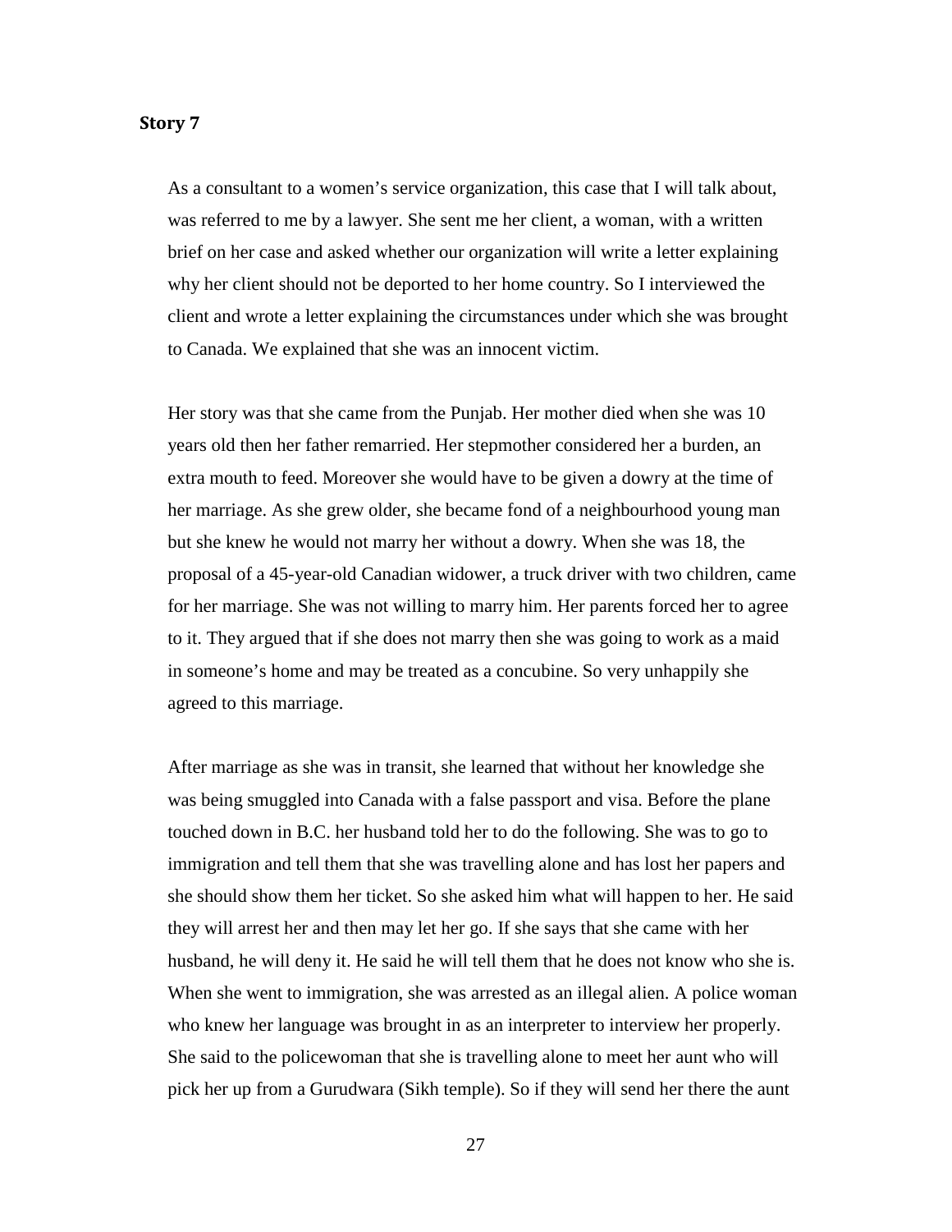## Story 7

As a consultant to a women's service organization, this case that I will talk about, was referred to me by a lawyer. She sent me her client, a woman, with a written brief on her case and asked whether our organization will write a letter explaining why her client should not be deported to her home country. So I interviewed the client and wrote a letter explaining the circumstances under which she was brought to Canada. We explained that she was an innocent victim.

Her story was that she came from the Punjab. Her mother died when she was 10 years old then her father remarried. Her stepmother considered her a burden, an extra mouth to feed. Moreover she would have to be given a dowry at the time of her marriage. As she grew older, she became fond of a neighbourhood young man but she knew he would not marry her without a dowry. When she was 18, the proposal of a 45-year-old Canadian widower, a truck driver with two children, came for her marriage. She was not willing to marry him. Her parents forced her to agree to it. They argued that if she does not marry then she was going to work as a maid in someone's home and may be treated as a concubine. So very unhappily she agreed to this marriage.

After marriage as she was in transit, she learned that without her knowledge she was being smuggled into Canada with a false passport and visa. Before the plane touched down in B.C. her husband told her to do the following. She was to go to immigration and tell them that she was travelling alone and has lost her papers and she should show them her ticket. So she asked him what will happen to her. He said they will arrest her and then may let her go. If she says that she came with her husband, he will deny it. He said he will tell them that he does not know who she is. When she went to immigration, she was arrested as an illegal alien. A police woman who knew her language was brought in as an interpreter to interview her properly. She said to the policewoman that she is travelling alone to meet her aunt who will pick her up from a Gurudwara (Sikh temple). So if they will send her there the aunt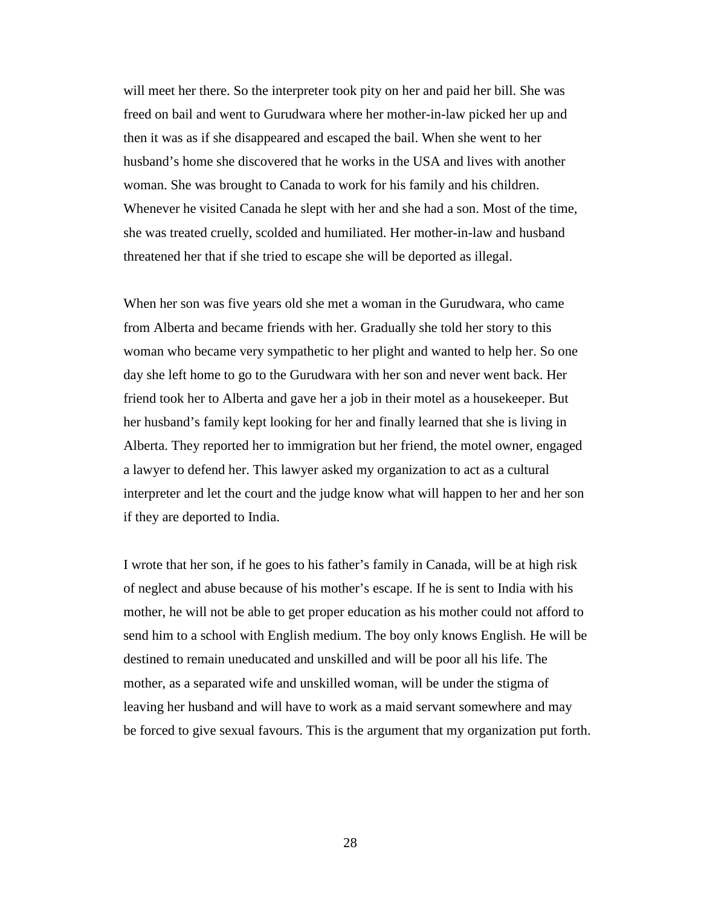will meet her there. So the interpreter took pity on her and paid her bill. She was freed on bail and went to Gurudwara where her mother-in-law picked her up and then it was as if she disappeared and escaped the bail. When she went to her husband's home she discovered that he works in the USA and lives with another woman. She was brought to Canada to work for his family and his children. Whenever he visited Canada he slept with her and she had a son. Most of the time, she was treated cruelly, scolded and humiliated. Her mother-in-law and husband threatened her that if she tried to escape she will be deported as illegal.

When her son was five years old she met a woman in the Gurudwara, who came from Alberta and became friends with her. Gradually she told her story to this woman who became very sympathetic to her plight and wanted to help her. So one day she left home to go to the Gurudwara with her son and never went back. Her friend took her to Alberta and gave her a job in their motel as a housekeeper. But her husband's family kept looking for her and finally learned that she is living in Alberta. They reported her to immigration but her friend, the motel owner, engaged a lawyer to defend her. This lawyer asked my organization to act as a cultural interpreter and let the court and the judge know what will happen to her and her son if they are deported to India.

I wrote that her son, if he goes to his father's family in Canada, will be at high risk of neglect and abuse because of his mother's escape. If he is sent to India with his mother, he will not be able to get proper education as his mother could not afford to send him to a school with English medium. The boy only knows English. He will be destined to remain uneducated and unskilled and will be poor all his life. The mother, as a separated wife and unskilled woman, will be under the stigma of leaving her husband and will have to work as a maid servant somewhere and may be forced to give sexual favours. This is the argument that my organization put forth.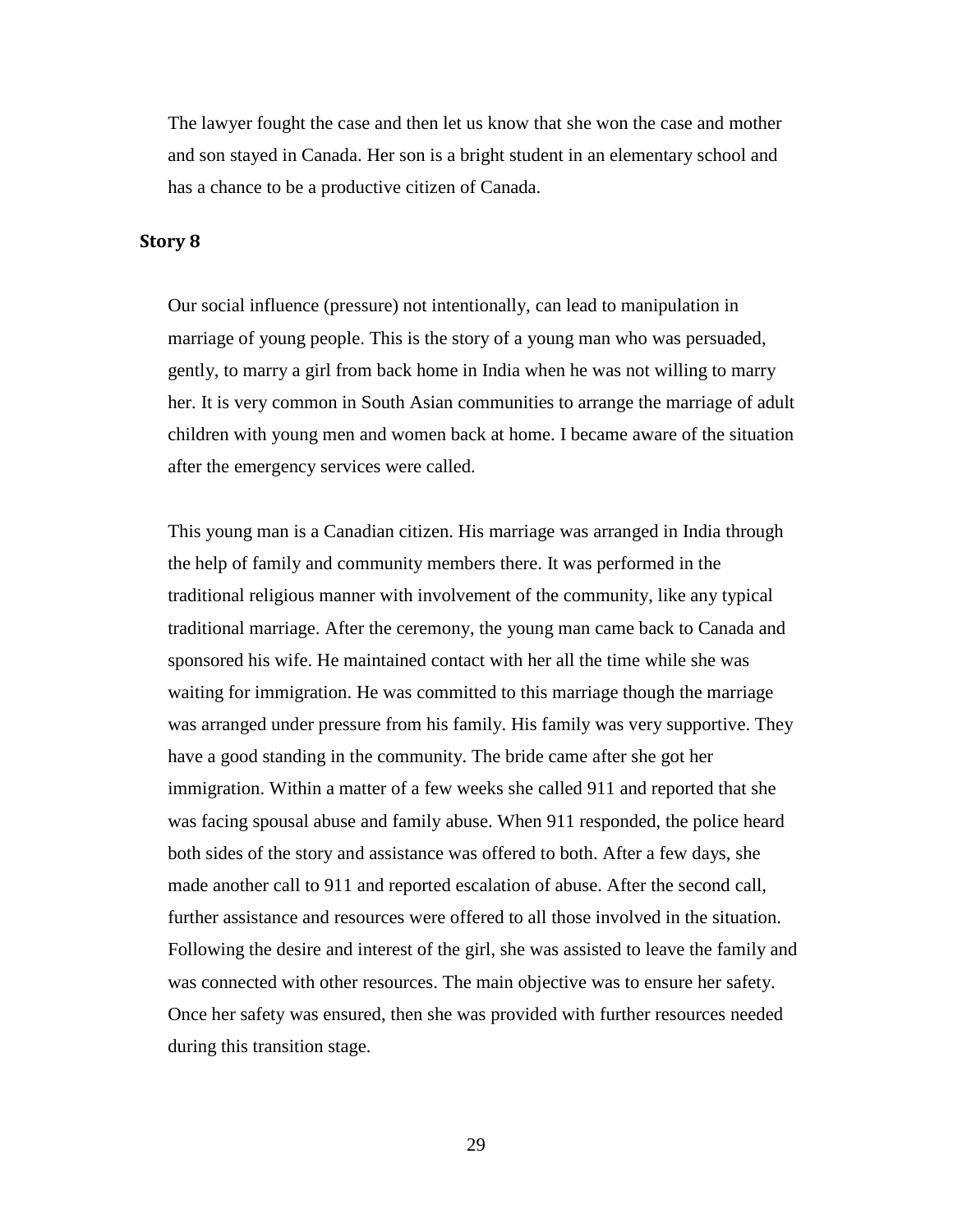The lawyer fought the case and then let us know that she won the case and mother and son stayed in Canada. Her son is a bright student in an elementary school and has a chance to be a productive citizen of Canada.

## Story 8

Our social influence (pressure) not intentionally, can lead to manipulation in marriage of young people. This is the story of a young man who was persuaded, gently, to marry a girl from back home in India when he was not willing to marry her. It is very common in South Asian communities to arrange the marriage of adult children with young men and women back at home. I became aware of the situation after the emergency services were called.

This young man is a Canadian citizen. His marriage was arranged in India through the help of family and community members there. It was performed in the traditional religious manner with involvement of the community, like any typical traditional marriage. After the ceremony, the young man came back to Canada and sponsored his wife. He maintained contact with her all the time while she was waiting for immigration. He was committed to this marriage though the marriage was arranged under pressure from his family. His family was very supportive. They have a good standing in the community. The bride came after she got her immigration. Within a matter of a few weeks she called 911 and reported that she was facing spousal abuse and family abuse. When 911 responded, the police heard both sides of the story and assistance was offered to both. After a few days, she made another call to 911 and reported escalation of abuse. After the second call, further assistance and resources were offered to all those involved in the situation. Following the desire and interest of the girl, she was assisted to leave the family and was connected with other resources. The main objective was to ensure her safety. Once her safety was ensured, then she was provided with further resources needed during this transition stage.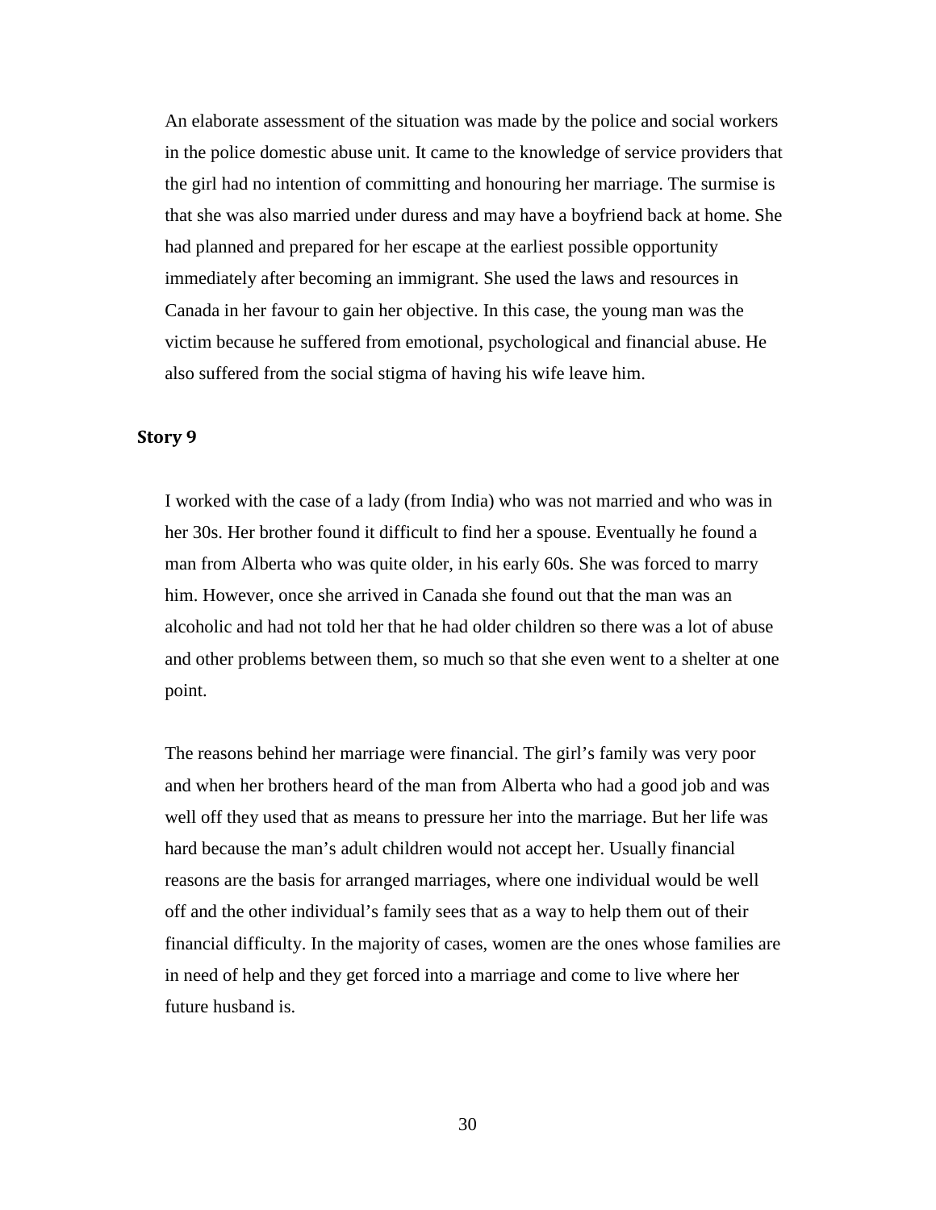An elaborate assessment of the situation was made by the police and social workers in the police domestic abuse unit. It came to the knowledge of service providers that the girl had no intention of committing and honouring her marriage. The surmise is that she was also married under duress and may have a boyfriend back at home. She had planned and prepared for her escape at the earliest possible opportunity immediately after becoming an immigrant. She used the laws and resources in Canada in her favour to gain her objective. In this case, the young man was the victim because he suffered from emotional, psychological and financial abuse. He also suffered from the social stigma of having his wife leave him.

### Story 9

I worked with the case of a lady (from India) who was not married and who was in her 30s. Her brother found it difficult to find her a spouse. Eventually he found a man from Alberta who was quite older, in his early 60s. She was forced to marry him. However, once she arrived in Canada she found out that the man was an alcoholic and had not told her that he had older children so there was a lot of abuse and other problems between them, so much so that she even went to a shelter at one point.

The reasons behind her marriage were financial. The girl's family was very poor and when her brothers heard of the man from Alberta who had a good job and was well off they used that as means to pressure her into the marriage. But her life was hard because the man's adult children would not accept her. Usually financial reasons are the basis for arranged marriages, where one individual would be well off and the other individual's family sees that as a way to help them out of their financial difficulty. In the majority of cases, women are the ones whose families are in need of help and they get forced into a marriage and come to live where her future husband is.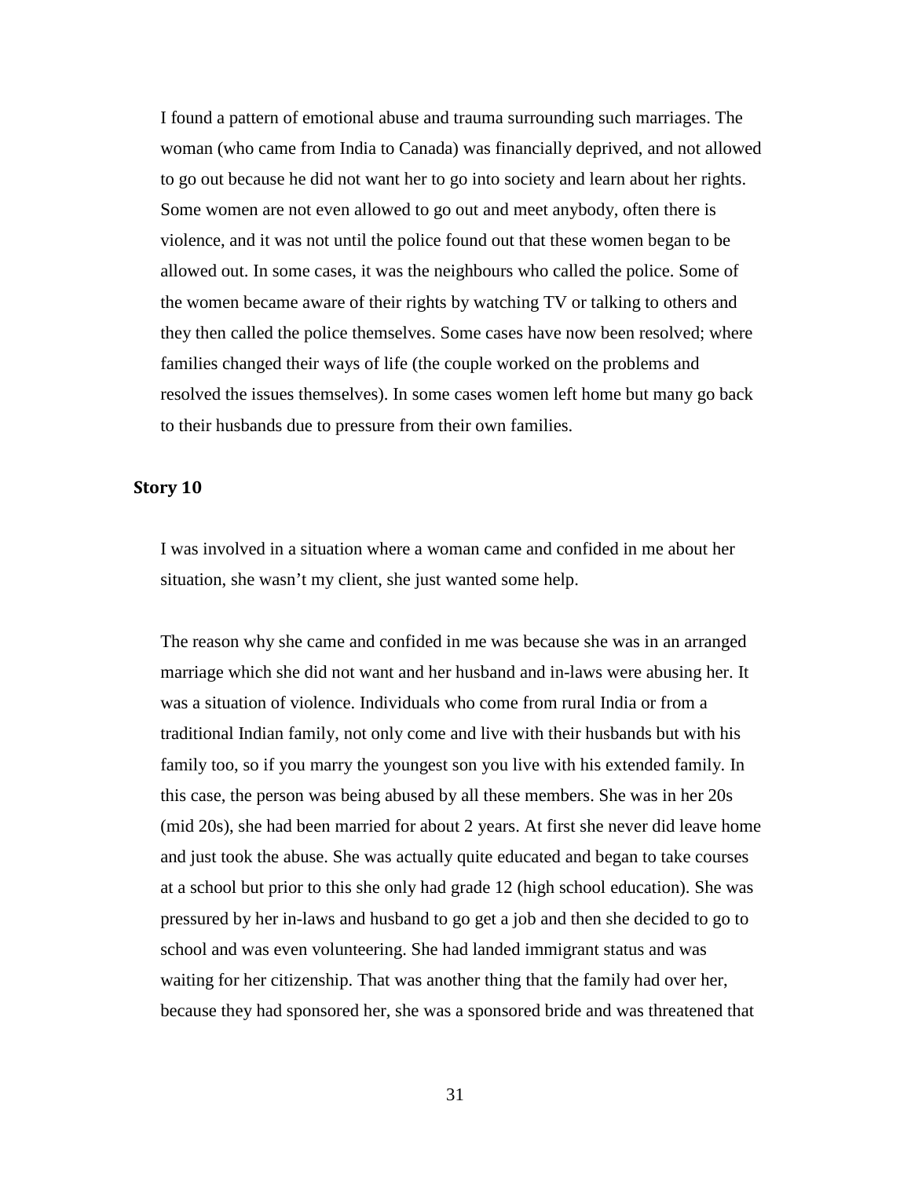I found a pattern of emotional abuse and trauma surrounding such marriages. The woman (who came from India to Canada) was financially deprived, and not allowed to go out because he did not want her to go into society and learn about her rights. Some women are not even allowed to go out and meet anybody, often there is violence, and it was not until the police found out that these women began to be allowed out. In some cases, it was the neighbours who called the police. Some of the women became aware of their rights by watching TV or talking to others and they then called the police themselves. Some cases have now been resolved; where families changed their ways of life (the couple worked on the problems and resolved the issues themselves). In some cases women left home but many go back to their husbands due to pressure from their own families.

### Story 10

I was involved in a situation where a woman came and confided in me about her situation, she wasn't my client, she just wanted some help.

The reason why she came and confided in me was because she was in an arranged marriage which she did not want and her husband and in-laws were abusing her. It was a situation of violence. Individuals who come from rural India or from a traditional Indian family, not only come and live with their husbands but with his family too, so if you marry the youngest son you live with his extended family. In this case, the person was being abused by all these members. She was in her 20s (mid 20s), she had been married for about 2 years. At first she never did leave home and just took the abuse. She was actually quite educated and began to take courses at a school but prior to this she only had grade 12 (high school education). She was pressured by her in-laws and husband to go get a job and then she decided to go to school and was even volunteering. She had landed immigrant status and was waiting for her citizenship. That was another thing that the family had over her, because they had sponsored her, she was a sponsored bride and was threatened that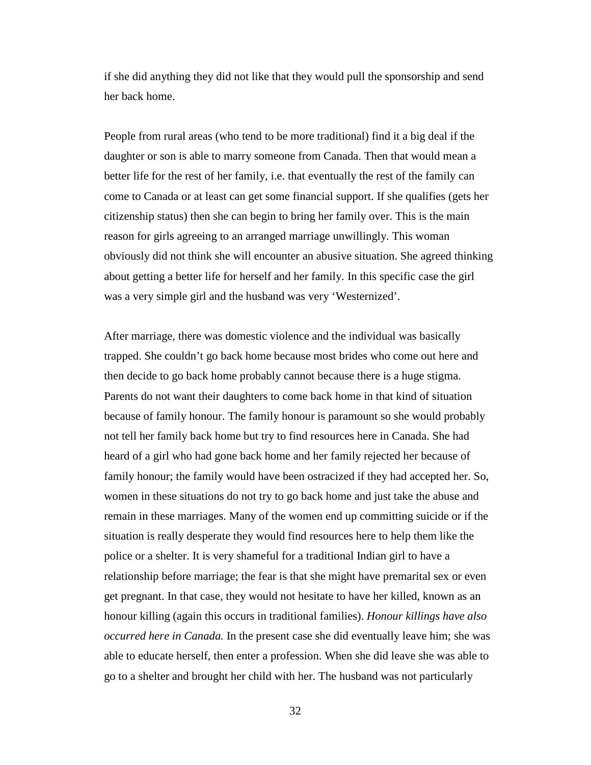if she did anything they did not like that they would pull the sponsorship and send her back home.

People from rural areas (who tend to be more traditional) find it a big deal if the daughter or son is able to marry someone from Canada. Then that would mean a better life for the rest of her family, i.e. that eventually the rest of the family can come to Canada or at least can get some financial support. If she qualifies (gets her citizenship status) then she can begin to bring her family over. This is the main reason for girls agreeing to an arranged marriage unwillingly. This woman obviously did not think she will encounter an abusive situation. She agreed thinking about getting a better life for herself and her family. In this specific case the girl was a very simple girl and the husband was very 'Westernized'.

After marriage, there was domestic violence and the individual was basically trapped. She couldn't go back home because most brides who come out here and then decide to go back home probably cannot because there is a huge stigma. Parents do not want their daughters to come back home in that kind of situation because of family honour. The family honour is paramount so she would probably not tell her family back home but try to find resources here in Canada. She had heard of a girl who had gone back home and her family rejected her because of family honour; the family would have been ostracized if they had accepted her. So, women in these situations do not try to go back home and just take the abuse and remain in these marriages. Many of the women end up committing suicide or if the situation is really desperate they would find resources here to help them like the police or a shelter. It is very shameful for a traditional Indian girl to have a relationship before marriage; the fear is that she might have premarital sex or even get pregnant. In that case, they would not hesitate to have her killed, known as an honour killing (again this occurs in traditional families). *Honour killings have also occurred here in Canada.* In the present case she did eventually leave him; she was able to educate herself, then enter a profession. When she did leave she was able to go to a shelter and brought her child with her. The husband was not particularly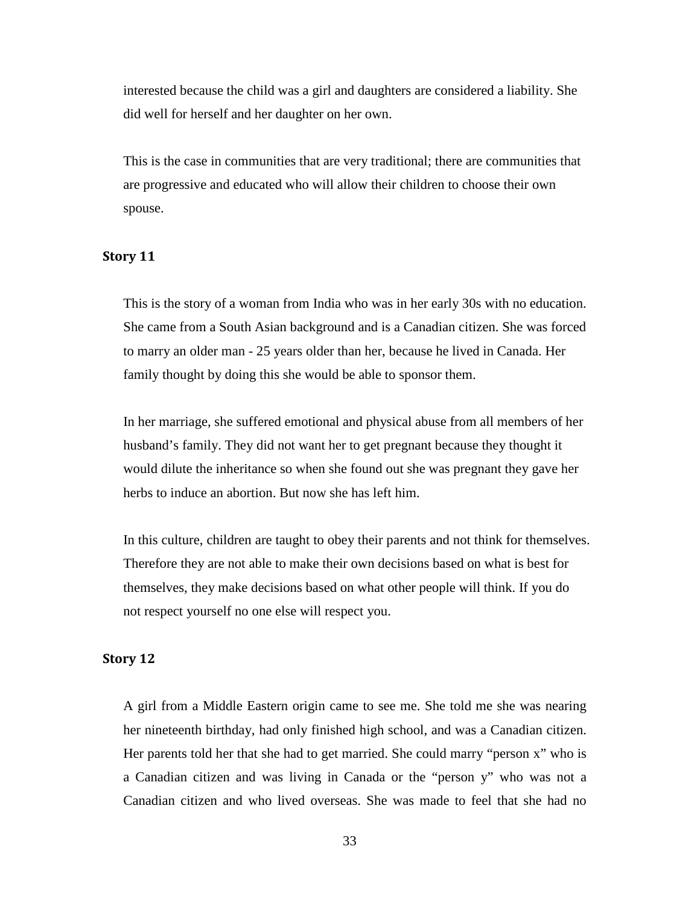interested because the child was a girl and daughters are considered a liability. She did well for herself and her daughter on her own.

This is the case in communities that are very traditional; there are communities that are progressive and educated who will allow their children to choose their own spouse.

### Story 11

This is the story of a woman from India who was in her early 30s with no education. She came from a South Asian background and is a Canadian citizen. She was forced to marry an older man - 25 years older than her, because he lived in Canada. Her family thought by doing this she would be able to sponsor them.

In her marriage, she suffered emotional and physical abuse from all members of her husband's family. They did not want her to get pregnant because they thought it would dilute the inheritance so when she found out she was pregnant they gave her herbs to induce an abortion. But now she has left him.

In this culture, children are taught to obey their parents and not think for themselves. Therefore they are not able to make their own decisions based on what is best for themselves, they make decisions based on what other people will think. If you do not respect yourself no one else will respect you.

### Story 12

A girl from a Middle Eastern origin came to see me. She told me she was nearing her nineteenth birthday, had only finished high school, and was a Canadian citizen. Her parents told her that she had to get married. She could marry "person x" who is a Canadian citizen and was living in Canada or the "person y" who was not a Canadian citizen and who lived overseas. She was made to feel that she had no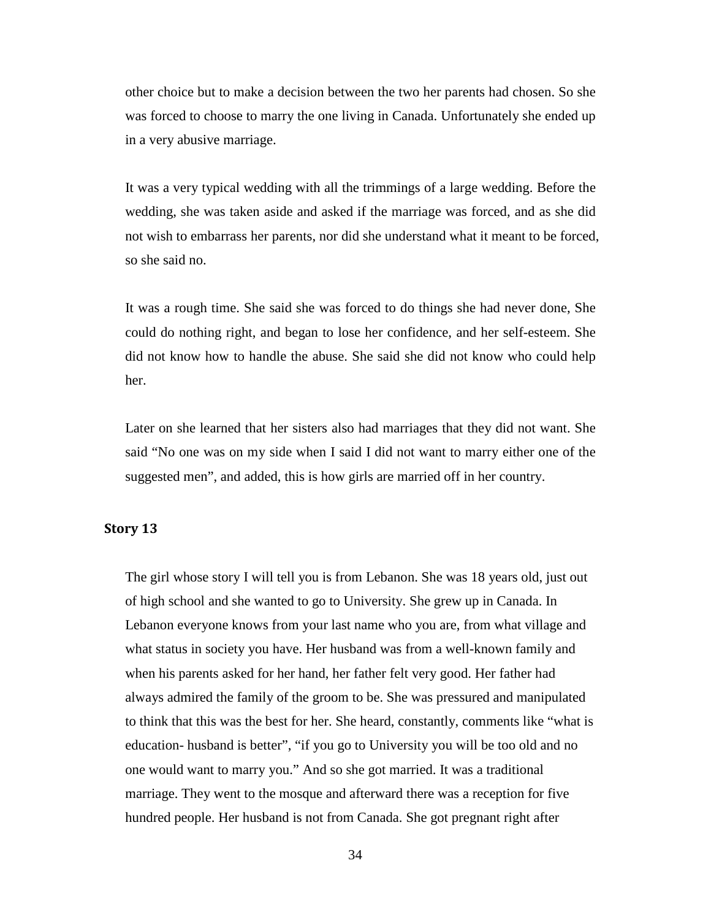other choice but to make a decision between the two her parents had chosen. So she was forced to choose to marry the one living in Canada. Unfortunately she ended up in a very abusive marriage.

It was a very typical wedding with all the trimmings of a large wedding. Before the wedding, she was taken aside and asked if the marriage was forced, and as she did not wish to embarrass her parents, nor did she understand what it meant to be forced, so she said no.

It was a rough time. She said she was forced to do things she had never done, She could do nothing right, and began to lose her confidence, and her self-esteem. She did not know how to handle the abuse. She said she did not know who could help her.

Later on she learned that her sisters also had marriages that they did not want. She said "No one was on my side when I said I did not want to marry either one of the suggested men", and added, this is how girls are married off in her country.

## Story 13

The girl whose story I will tell you is from Lebanon. She was 18 years old, just out of high school and she wanted to go to University. She grew up in Canada. In Lebanon everyone knows from your last name who you are, from what village and what status in society you have. Her husband was from a well-known family and when his parents asked for her hand, her father felt very good. Her father had always admired the family of the groom to be. She was pressured and manipulated to think that this was the best for her. She heard, constantly, comments like "what is education- husband is better", "if you go to University you will be too old and no one would want to marry you." And so she got married. It was a traditional marriage. They went to the mosque and afterward there was a reception for five hundred people. Her husband is not from Canada. She got pregnant right after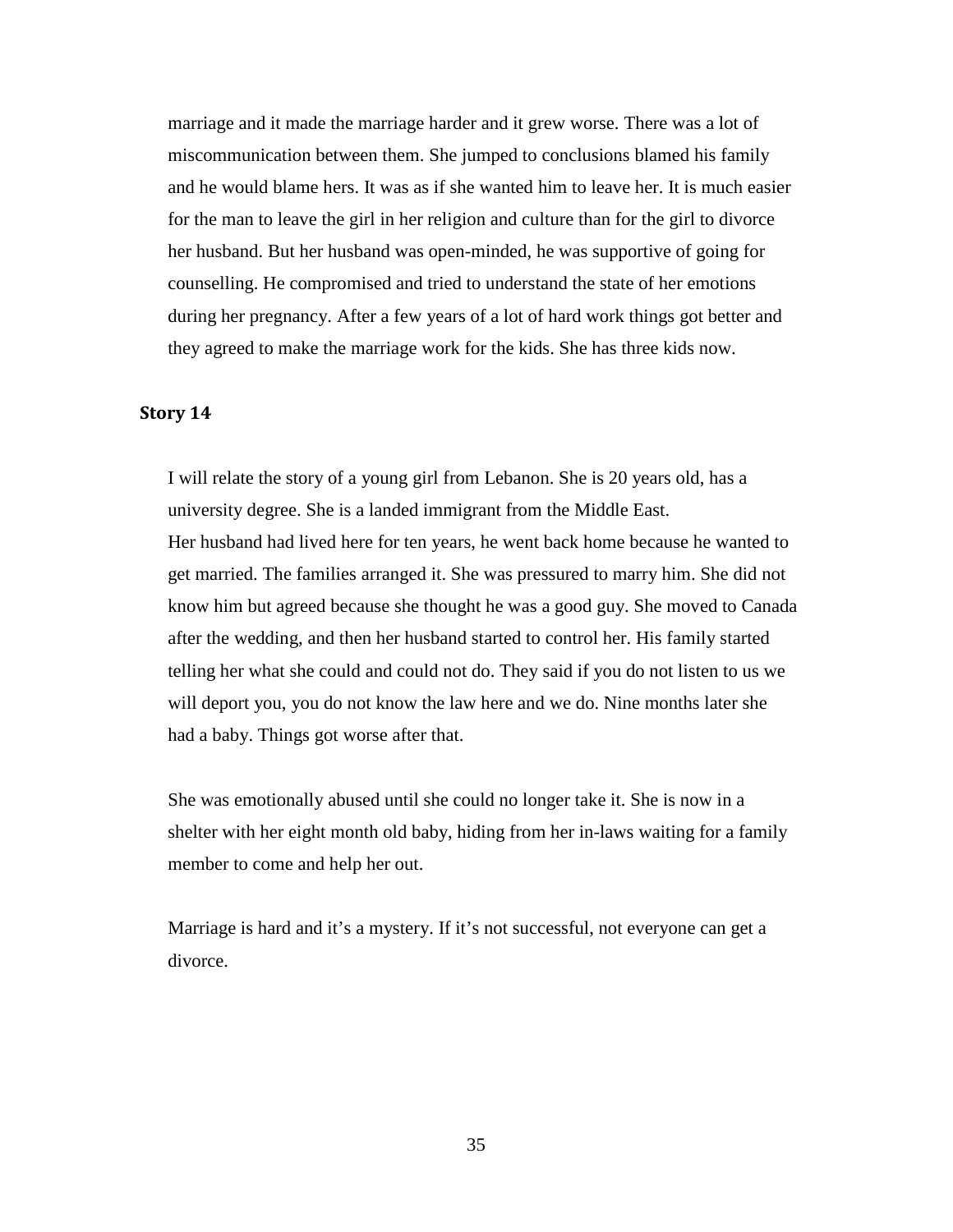marriage and it made the marriage harder and it grew worse. There was a lot of miscommunication between them. She jumped to conclusions blamed his family and he would blame hers. It was as if she wanted him to leave her. It is much easier for the man to leave the girl in her religion and culture than for the girl to divorce her husband. But her husband was open-minded, he was supportive of going for counselling. He compromised and tried to understand the state of her emotions during her pregnancy. After a few years of a lot of hard work things got better and they agreed to make the marriage work for the kids. She has three kids now.

### Story 14

I will relate the story of a young girl from Lebanon. She is 20 years old, has a university degree. She is a landed immigrant from the Middle East.
Her husband had lived here for ten years, he went back home because he wanted to get married. The families arranged it. She was pressured to marry him. She did not know him but agreed because she thought he was a good guy. She moved to Canada after the wedding, and then her husband started to control her. His family started telling her what she could and could not do. They said if you do not listen to us we will deport you, you do not know the law here and we do. Nine months later she had a baby. Things got worse after that.

She was emotionally abused until she could no longer take it. She is now in a shelter with her eight month old baby, hiding from her in-laws waiting for a family member to come and help her out.

Marriage is hard and it's a mystery. If it's not successful, not everyone can get a divorce.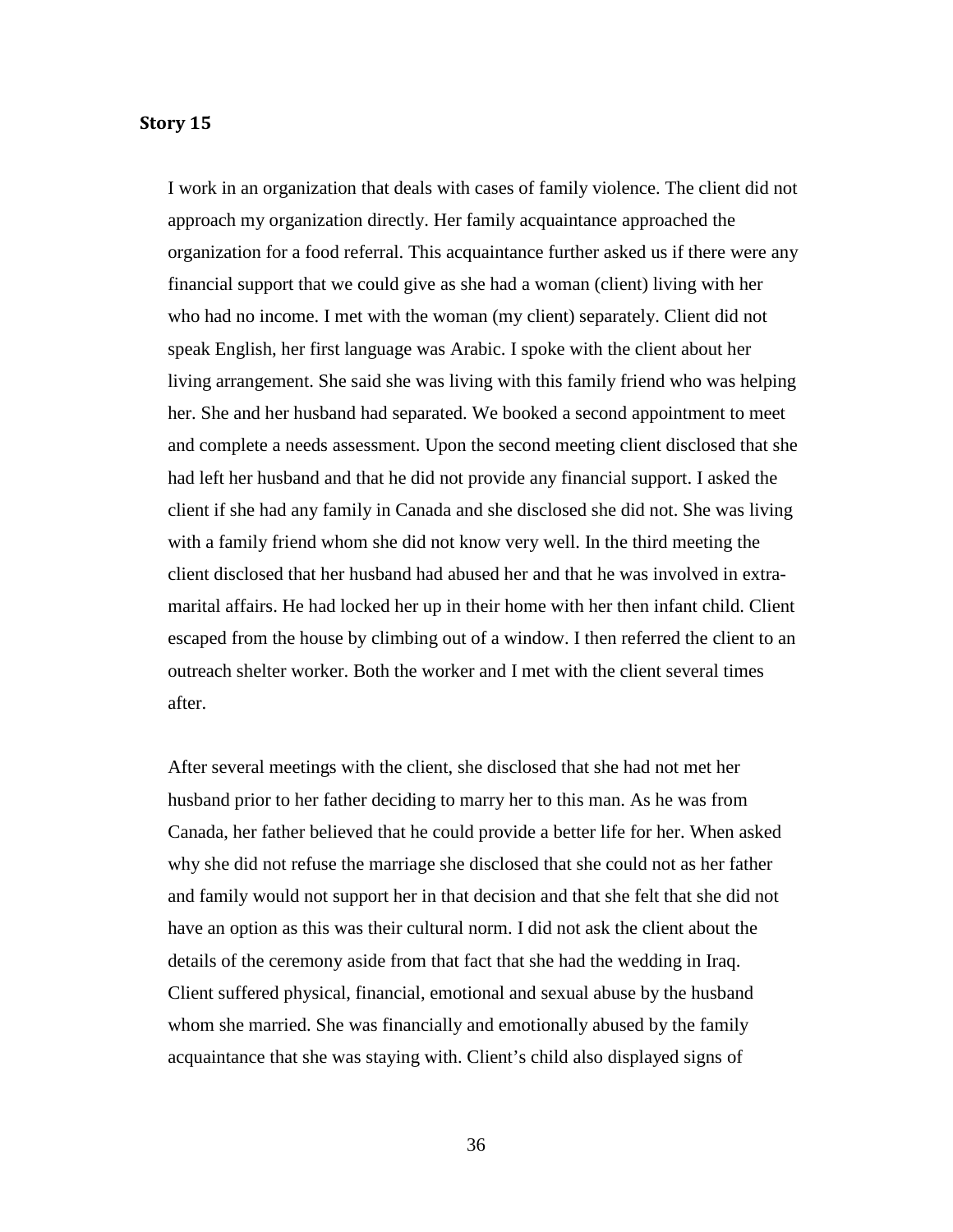### Story 15

I work in an organization that deals with cases of family violence. The client did not approach my organization directly. Her family acquaintance approached the organization for a food referral. This acquaintance further asked us if there were any financial support that we could give as she had a woman (client) living with her who had no income. I met with the woman (my client) separately. Client did not speak English, her first language was Arabic. I spoke with the client about her living arrangement. She said she was living with this family friend who was helping her. She and her husband had separated. We booked a second appointment to meet and complete a needs assessment. Upon the second meeting client disclosed that she had left her husband and that he did not provide any financial support. I asked the client if she had any family in Canada and she disclosed she did not. She was living with a family friend whom she did not know very well. In the third meeting the client disclosed that her husband had abused her and that he was involved in extra-marital affairs. He had locked her up in their home with her then infant child. Client escaped from the house by climbing out of a window. I then referred the client to an outreach shelter worker. Both the worker and I met with the client several times after.

After several meetings with the client, she disclosed that she had not met her husband prior to her father deciding to marry her to this man. As he was from Canada, her father believed that he could provide a better life for her. When asked why she did not refuse the marriage she disclosed that she could not as her father and family would not support her in that decision and that she felt that she did not have an option as this was their cultural norm. I did not ask the client about the details of the ceremony aside from that fact that she had the wedding in Iraq. Client suffered physical, financial, emotional and sexual abuse by the husband whom she married. She was financially and emotionally abused by the family acquaintance that she was staying with. Client's child also displayed signs of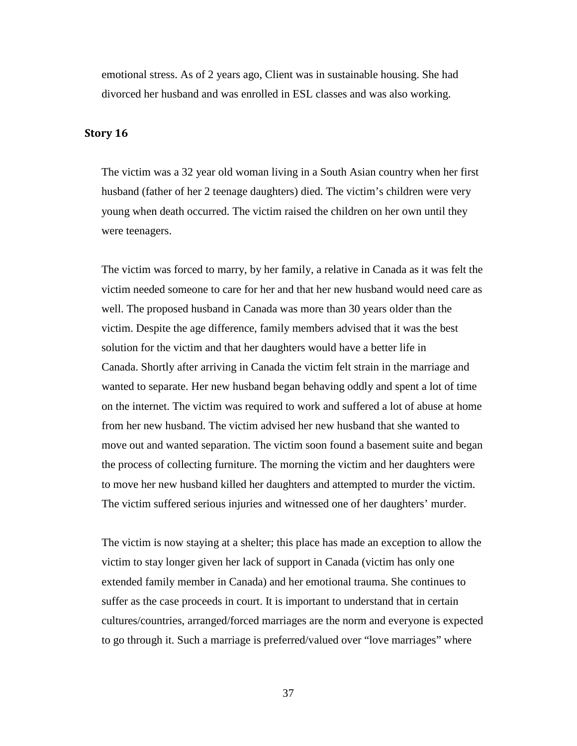emotional stress. As of 2 years ago, Client was in sustainable housing. She had divorced her husband and was enrolled in ESL classes and was also working.

### Story 16

The victim was a 32 year old woman living in a South Asian country when her first husband (father of her 2 teenage daughters) died. The victim's children were very young when death occurred. The victim raised the children on her own until they were teenagers.

The victim was forced to marry, by her family, a relative in Canada as it was felt the victim needed someone to care for her and that her new husband would need care as well. The proposed husband in Canada was more than 30 years older than the victim. Despite the age difference, family members advised that it was the best solution for the victim and that her daughters would have a better life in Canada. Shortly after arriving in Canada the victim felt strain in the marriage and wanted to separate. Her new husband began behaving oddly and spent a lot of time on the internet. The victim was required to work and suffered a lot of abuse at home from her new husband. The victim advised her new husband that she wanted to move out and wanted separation. The victim soon found a basement suite and began the process of collecting furniture. The morning the victim and her daughters were to move her new husband killed her daughters and attempted to murder the victim. The victim suffered serious injuries and witnessed one of her daughters' murder.

The victim is now staying at a shelter; this place has made an exception to allow the victim to stay longer given her lack of support in Canada (victim has only one extended family member in Canada) and her emotional trauma. She continues to suffer as the case proceeds in court. It is important to understand that in certain cultures/countries, arranged/forced marriages are the norm and everyone is expected to go through it. Such a marriage is preferred/valued over "love marriages" where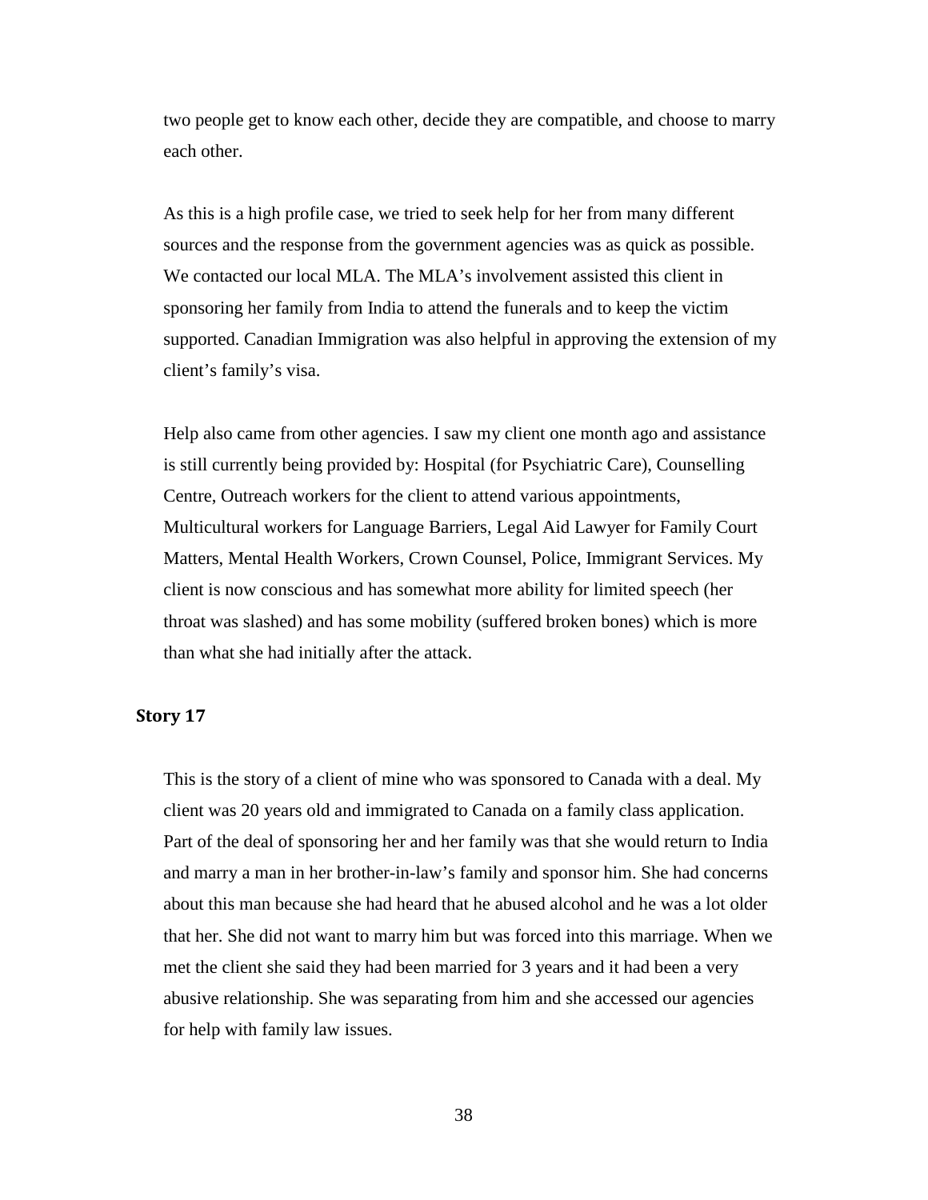two people get to know each other, decide they are compatible, and choose to marry each other.

As this is a high profile case, we tried to seek help for her from many different sources and the response from the government agencies was as quick as possible. We contacted our local MLA. The MLA's involvement assisted this client in sponsoring her family from India to attend the funerals and to keep the victim supported. Canadian Immigration was also helpful in approving the extension of my client's family's visa.

Help also came from other agencies. I saw my client one month ago and assistance is still currently being provided by: Hospital (for Psychiatric Care), Counselling Centre, Outreach workers for the client to attend various appointments, Multicultural workers for Language Barriers, Legal Aid Lawyer for Family Court Matters, Mental Health Workers, Crown Counsel, Police, Immigrant Services. My client is now conscious and has somewhat more ability for limited speech (her throat was slashed) and has some mobility (suffered broken bones) which is more than what she had initially after the attack.

### Story 17

This is the story of a client of mine who was sponsored to Canada with a deal. My client was 20 years old and immigrated to Canada on a family class application. Part of the deal of sponsoring her and her family was that she would return to India and marry a man in her brother-in-law's family and sponsor him. She had concerns about this man because she had heard that he abused alcohol and he was a lot older that her. She did not want to marry him but was forced into this marriage. When we met the client she said they had been married for 3 years and it had been a very abusive relationship. She was separating from him and she accessed our agencies for help with family law issues.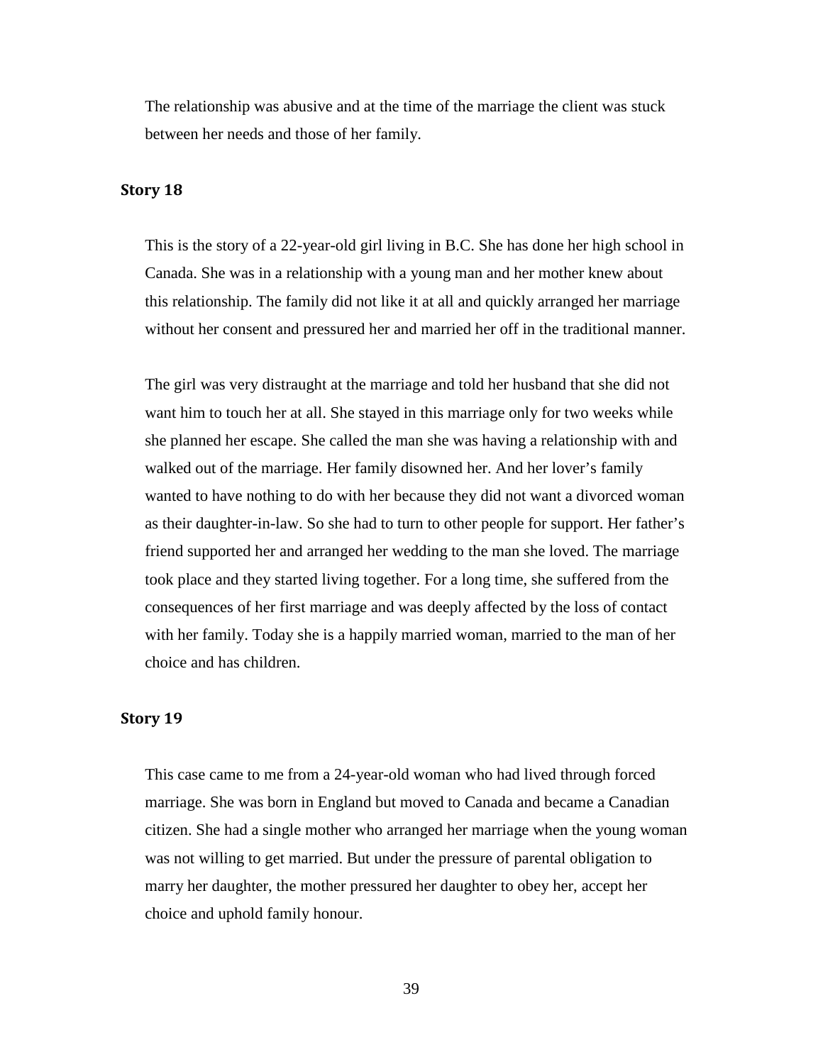The relationship was abusive and at the time of the marriage the client was stuck between her needs and those of her family.

### Story 18

This is the story of a 22-year-old girl living in B.C. She has done her high school in Canada. She was in a relationship with a young man and her mother knew about this relationship. The family did not like it at all and quickly arranged her marriage without her consent and pressured her and married her off in the traditional manner.

The girl was very distraught at the marriage and told her husband that she did not want him to touch her at all. She stayed in this marriage only for two weeks while she planned her escape. She called the man she was having a relationship with and walked out of the marriage. Her family disowned her. And her lover's family wanted to have nothing to do with her because they did not want a divorced woman as their daughter-in-law. So she had to turn to other people for support. Her father's friend supported her and arranged her wedding to the man she loved. The marriage took place and they started living together. For a long time, she suffered from the consequences of her first marriage and was deeply affected by the loss of contact with her family. Today she is a happily married woman, married to the man of her choice and has children.

### Story 19

This case came to me from a 24-year-old woman who had lived through forced marriage. She was born in England but moved to Canada and became a Canadian citizen. She had a single mother who arranged her marriage when the young woman was not willing to get married. But under the pressure of parental obligation to marry her daughter, the mother pressured her daughter to obey her, accept her choice and uphold family honour.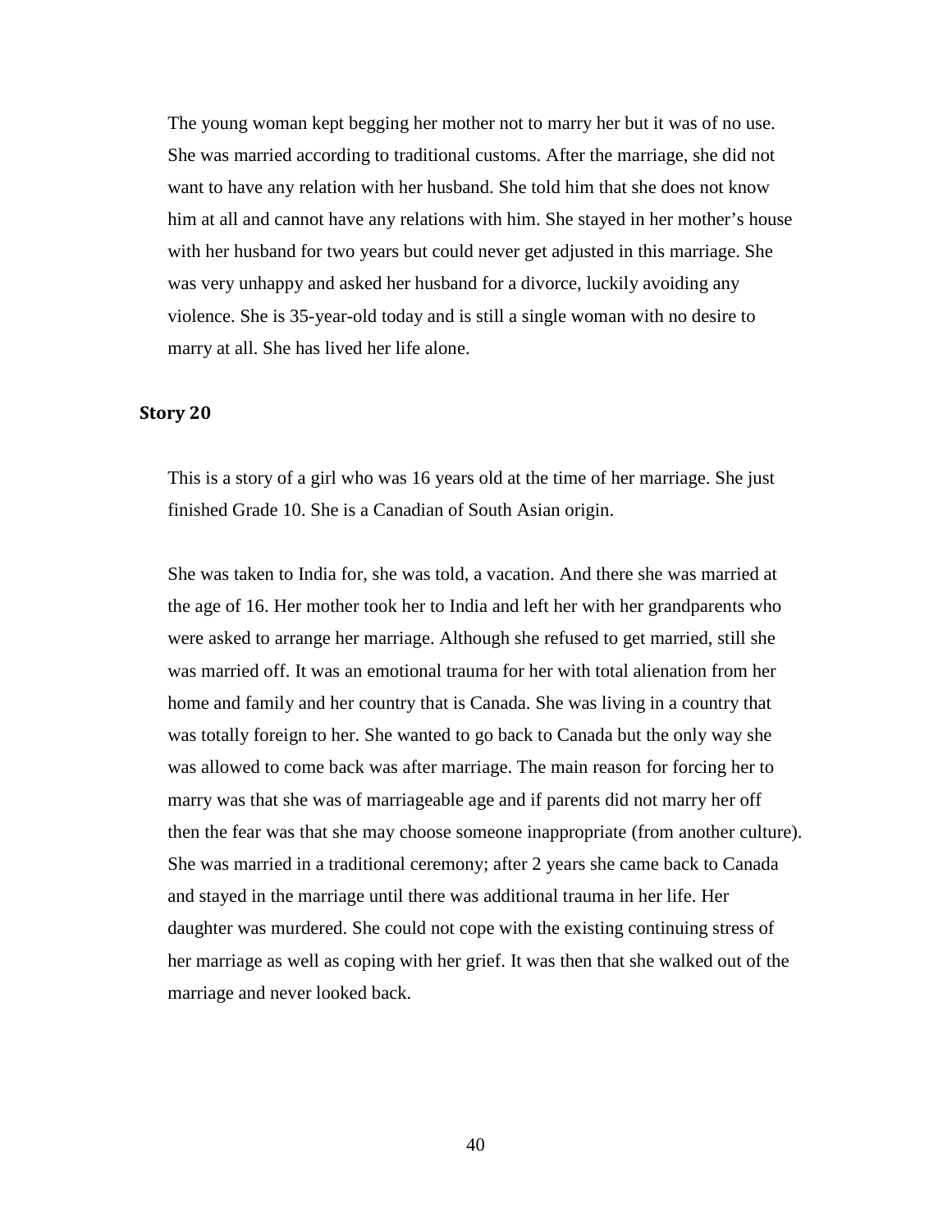The young woman kept begging her mother not to marry her but it was of no use. She was married according to traditional customs. After the marriage, she did not want to have any relation with her husband. She told him that she does not know him at all and cannot have any relations with him. She stayed in her mother's house with her husband for two years but could never get adjusted in this marriage. She was very unhappy and asked her husband for a divorce, luckily avoiding any violence. She is 35-year-old today and is still a single woman with no desire to marry at all. She has lived her life alone.

### Story 20

This is a story of a girl who was 16 years old at the time of her marriage. She just finished Grade 10. She is a Canadian of South Asian origin.

She was taken to India for, she was told, a vacation. And there she was married at the age of 16. Her mother took her to India and left her with her grandparents who were asked to arrange her marriage. Although she refused to get married, still she was married off. It was an emotional trauma for her with total alienation from her home and family and her country that is Canada. She was living in a country that was totally foreign to her. She wanted to go back to Canada but the only way she was allowed to come back was after marriage. The main reason for forcing her to marry was that she was of marriageable age and if parents did not marry her off then the fear was that she may choose someone inappropriate (from another culture). She was married in a traditional ceremony; after 2 years she came back to Canada and stayed in the marriage until there was additional trauma in her life. Her daughter was murdered. She could not cope with the existing continuing stress of her marriage as well as coping with her grief. It was then that she walked out of the marriage and never looked back.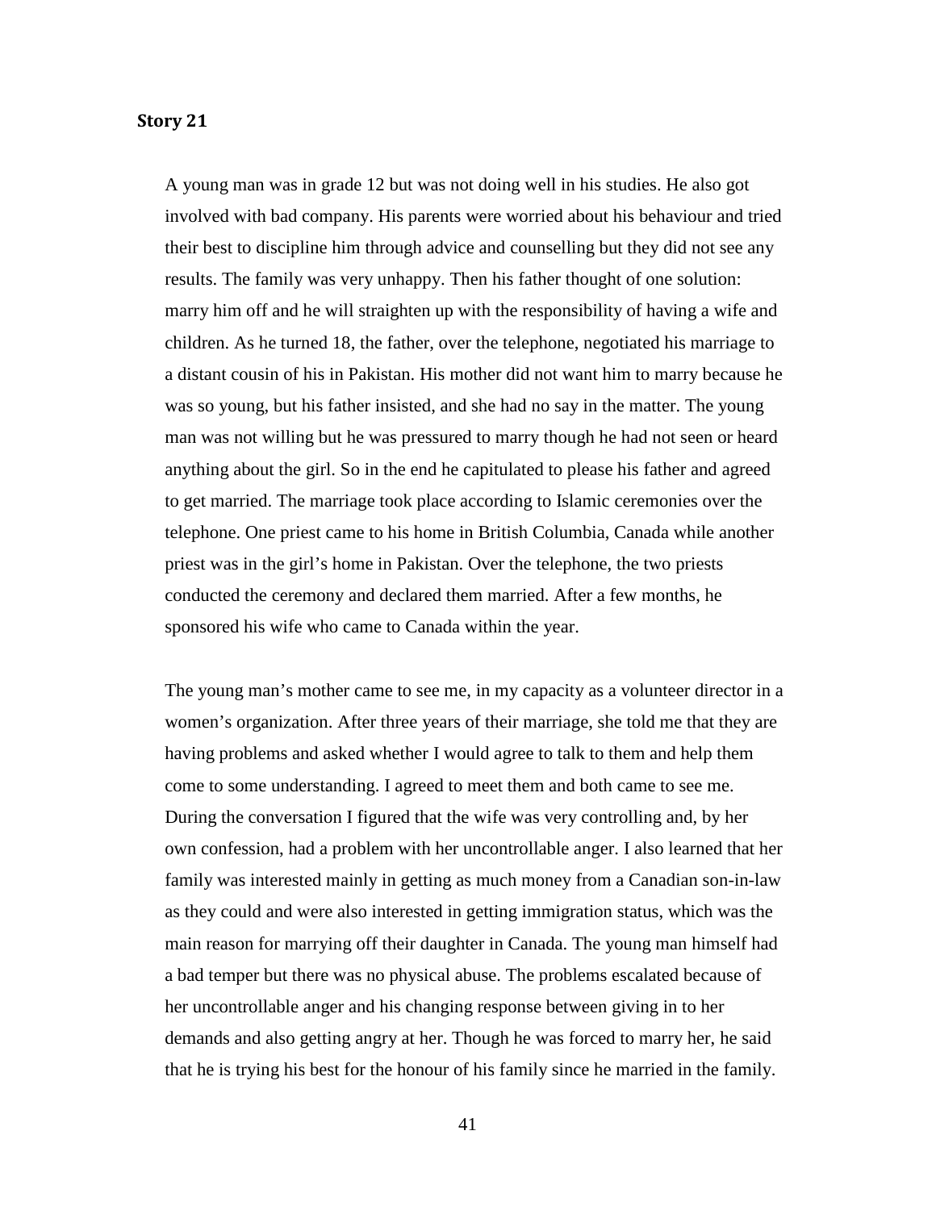### Story 21

A young man was in grade 12 but was not doing well in his studies. He also got involved with bad company. His parents were worried about his behaviour and tried their best to discipline him through advice and counselling but they did not see any results. The family was very unhappy. Then his father thought of one solution: marry him off and he will straighten up with the responsibility of having a wife and children. As he turned 18, the father, over the telephone, negotiated his marriage to a distant cousin of his in Pakistan. His mother did not want him to marry because he was so young, but his father insisted, and she had no say in the matter. The young man was not willing but he was pressured to marry though he had not seen or heard anything about the girl. So in the end he capitulated to please his father and agreed to get married. The marriage took place according to Islamic ceremonies over the telephone. One priest came to his home in British Columbia, Canada while another priest was in the girl's home in Pakistan. Over the telephone, the two priests conducted the ceremony and declared them married. After a few months, he sponsored his wife who came to Canada within the year.

The young man's mother came to see me, in my capacity as a volunteer director in a women's organization. After three years of their marriage, she told me that they are having problems and asked whether I would agree to talk to them and help them come to some understanding. I agreed to meet them and both came to see me. During the conversation I figured that the wife was very controlling and, by her own confession, had a problem with her uncontrollable anger. I also learned that her family was interested mainly in getting as much money from a Canadian son-in-law as they could and were also interested in getting immigration status, which was the main reason for marrying off their daughter in Canada. The young man himself had a bad temper but there was no physical abuse. The problems escalated because of her uncontrollable anger and his changing response between giving in to her demands and also getting angry at her. Though he was forced to marry her, he said that he is trying his best for the honour of his family since he married in the family.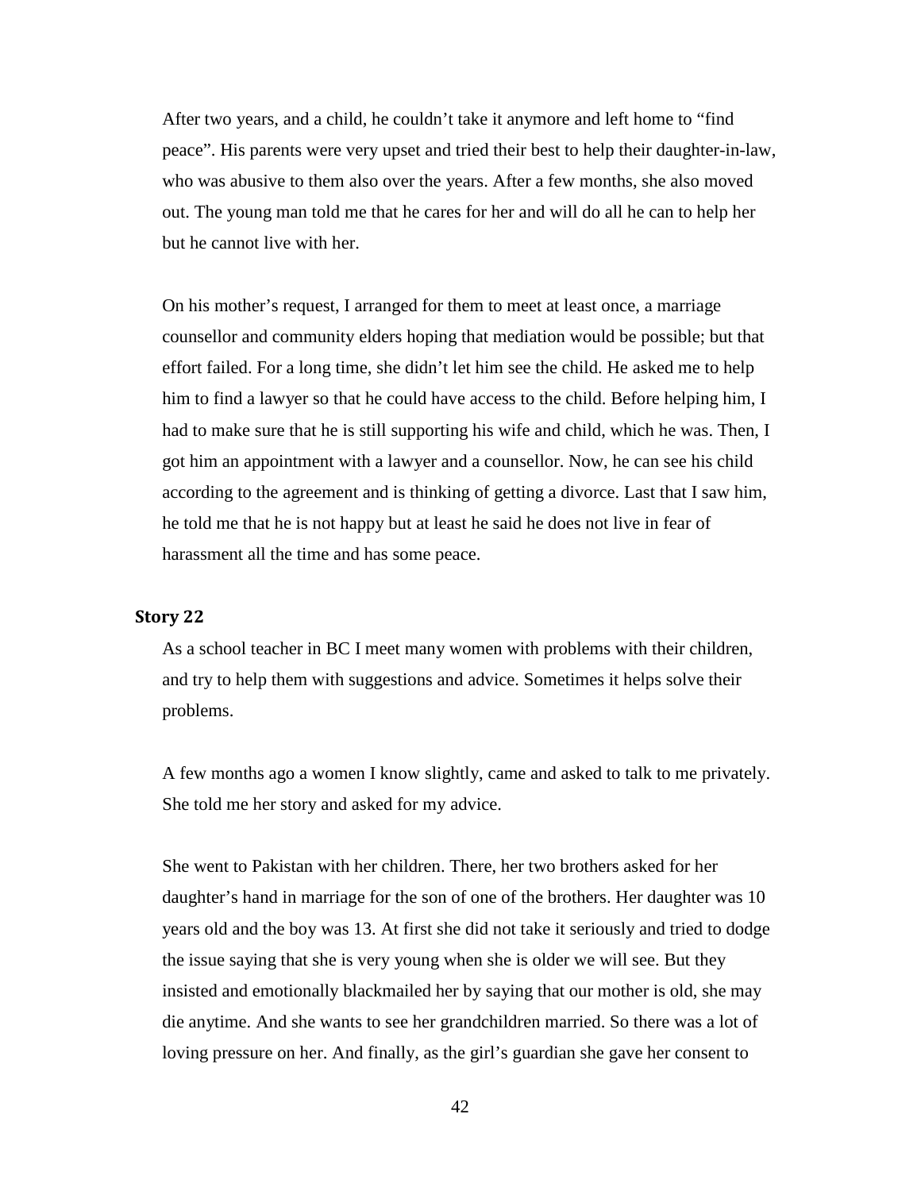After two years, and a child, he couldn't take it anymore and left home to "find peace". His parents were very upset and tried their best to help their daughter-in-law, who was abusive to them also over the years. After a few months, she also moved out. The young man told me that he cares for her and will do all he can to help her but he cannot live with her.

On his mother's request, I arranged for them to meet at least once, a marriage counsellor and community elders hoping that mediation would be possible; but that effort failed. For a long time, she didn't let him see the child. He asked me to help him to find a lawyer so that he could have access to the child. Before helping him, I had to make sure that he is still supporting his wife and child, which he was. Then, I got him an appointment with a lawyer and a counsellor. Now, he can see his child according to the agreement and is thinking of getting a divorce. Last that I saw him, he told me that he is not happy but at least he said he does not live in fear of harassment all the time and has some peace.

### Story 22

As a school teacher in BC I meet many women with problems with their children, and try to help them with suggestions and advice. Sometimes it helps solve their problems.

A few months ago a women I know slightly, came and asked to talk to me privately. She told me her story and asked for my advice.

She went to Pakistan with her children. There, her two brothers asked for her daughter's hand in marriage for the son of one of the brothers. Her daughter was 10 years old and the boy was 13. At first she did not take it seriously and tried to dodge the issue saying that she is very young when she is older we will see. But they insisted and emotionally blackmailed her by saying that our mother is old, she may die anytime. And she wants to see her grandchildren married. So there was a lot of loving pressure on her. And finally, as the girl's guardian she gave her consent to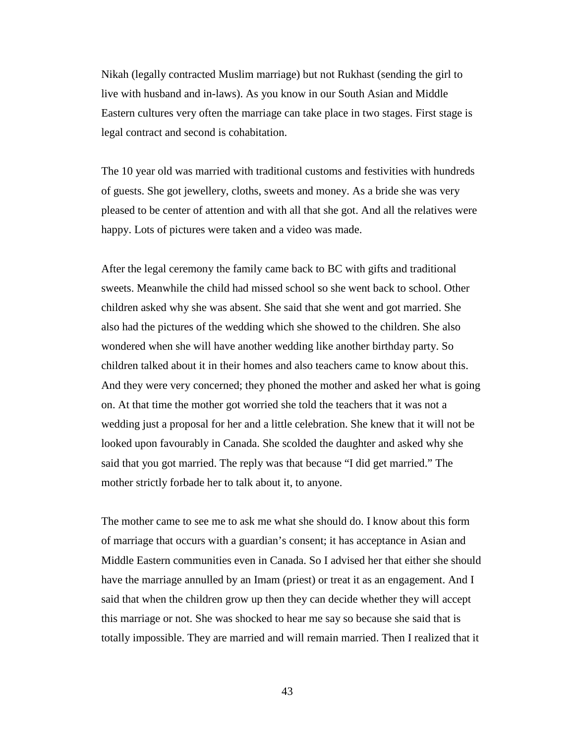Nikah (legally contracted Muslim marriage) but not Rukhast (sending the girl to live with husband and in-laws). As you know in our South Asian and Middle Eastern cultures very often the marriage can take place in two stages. First stage is legal contract and second is cohabitation.

The 10 year old was married with traditional customs and festivities with hundreds of guests. She got jewellery, cloths, sweets and money. As a bride she was very pleased to be center of attention and with all that she got. And all the relatives were happy. Lots of pictures were taken and a video was made.

After the legal ceremony the family came back to BC with gifts and traditional sweets. Meanwhile the child had missed school so she went back to school. Other children asked why she was absent. She said that she went and got married. She also had the pictures of the wedding which she showed to the children. She also wondered when she will have another wedding like another birthday party. So children talked about it in their homes and also teachers came to know about this. And they were very concerned; they phoned the mother and asked her what is going on. At that time the mother got worried she told the teachers that it was not a wedding just a proposal for her and a little celebration. She knew that it will not be looked upon favourably in Canada. She scolded the daughter and asked why she said that you got married. The reply was that because "I did get married." The mother strictly forbade her to talk about it, to anyone.

The mother came to see me to ask me what she should do. I know about this form of marriage that occurs with a guardian's consent; it has acceptance in Asian and Middle Eastern communities even in Canada. So I advised her that either she should have the marriage annulled by an Imam (priest) or treat it as an engagement. And I said that when the children grow up then they can decide whether they will accept this marriage or not. She was shocked to hear me say so because she said that is totally impossible. They are married and will remain married. Then I realized that it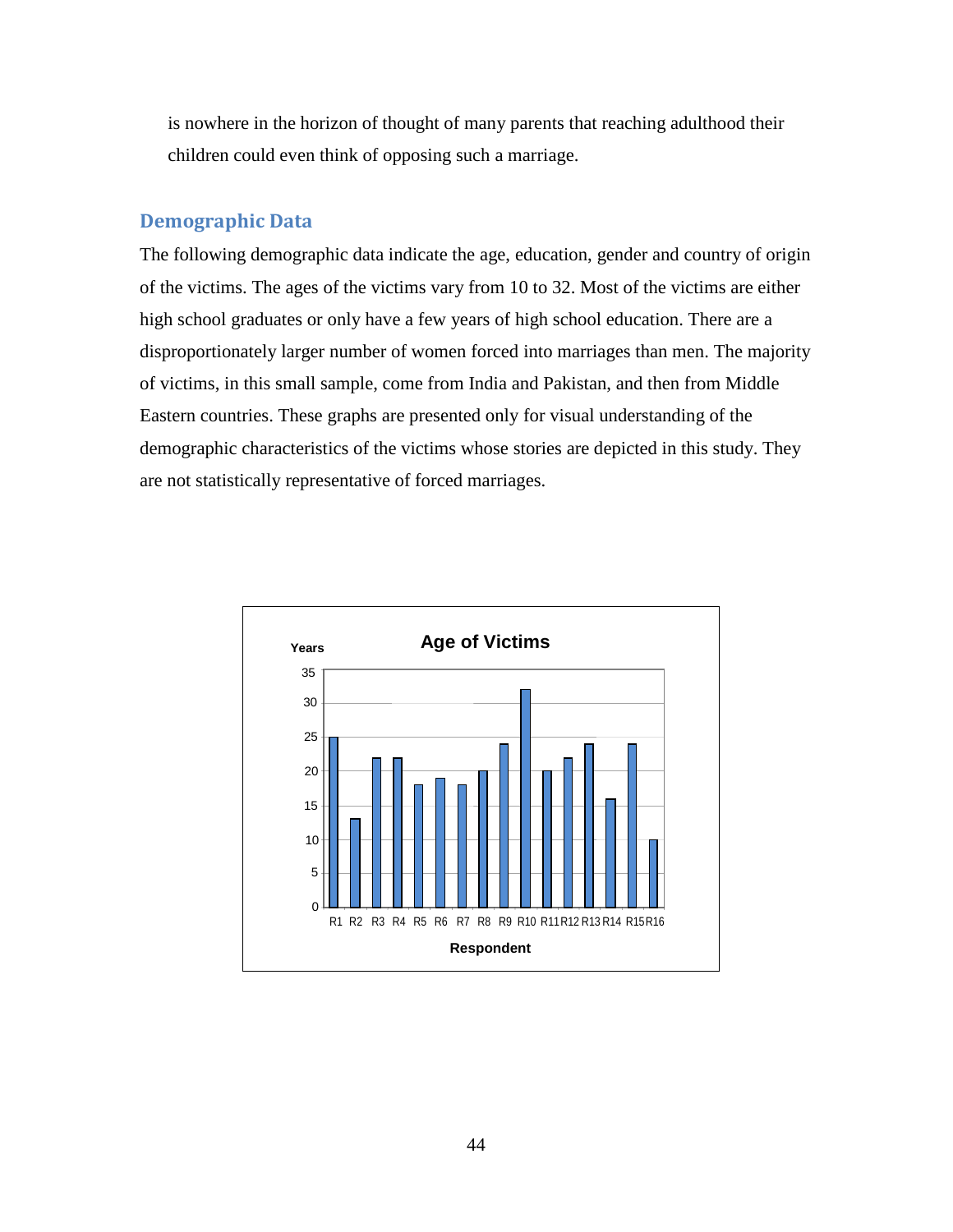is nowhere in the horizon of thought of many parents that reaching adulthood their children could even think of opposing such a marriage.

## Demographic Data

The following demographic data indicate the age, education, gender and country of origin of the victims. The ages of the victims vary from 10 to 32. Most of the victims are either high school graduates or only have a few years of high school education. There are a disproportionately larger number of women forced into marriages than men. The majority of victims, in this small sample, come from India and Pakistan, and then from Middle Eastern countries. These graphs are presented only for visual understanding of the demographic characteristics of the victims whose stories are depicted in this study. They are not statistically representative of forced marriages.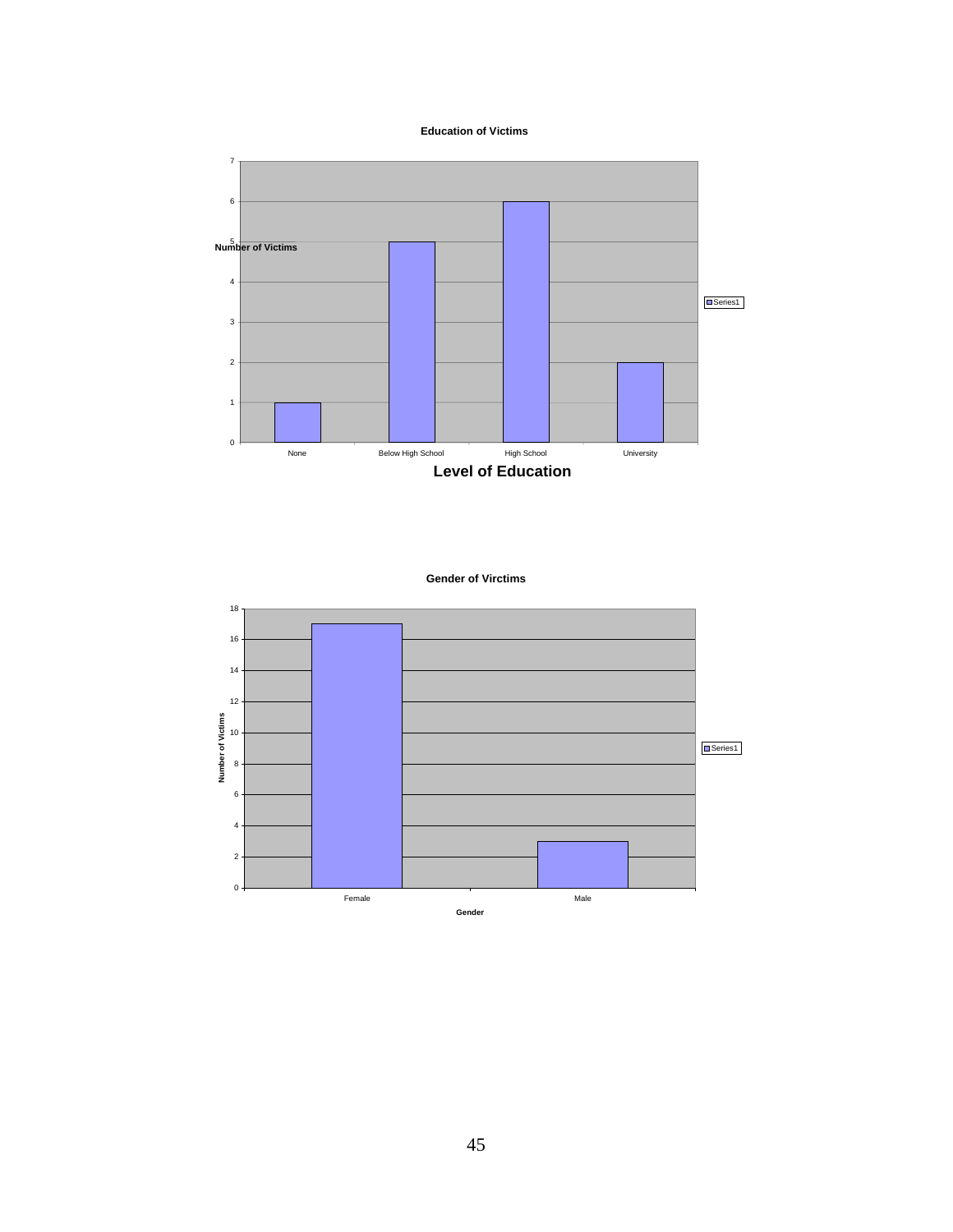**Education of Victims**

| Level of Education | Number of Victims |
|---|---|
| None | 1 |
| Below High School | 5 |
| High School | 6 |
| University | 2 |

**Gender of Virctims**

| Gender | Number of Victims |
|---|---|
| Female | 17 |
| Male | 3 |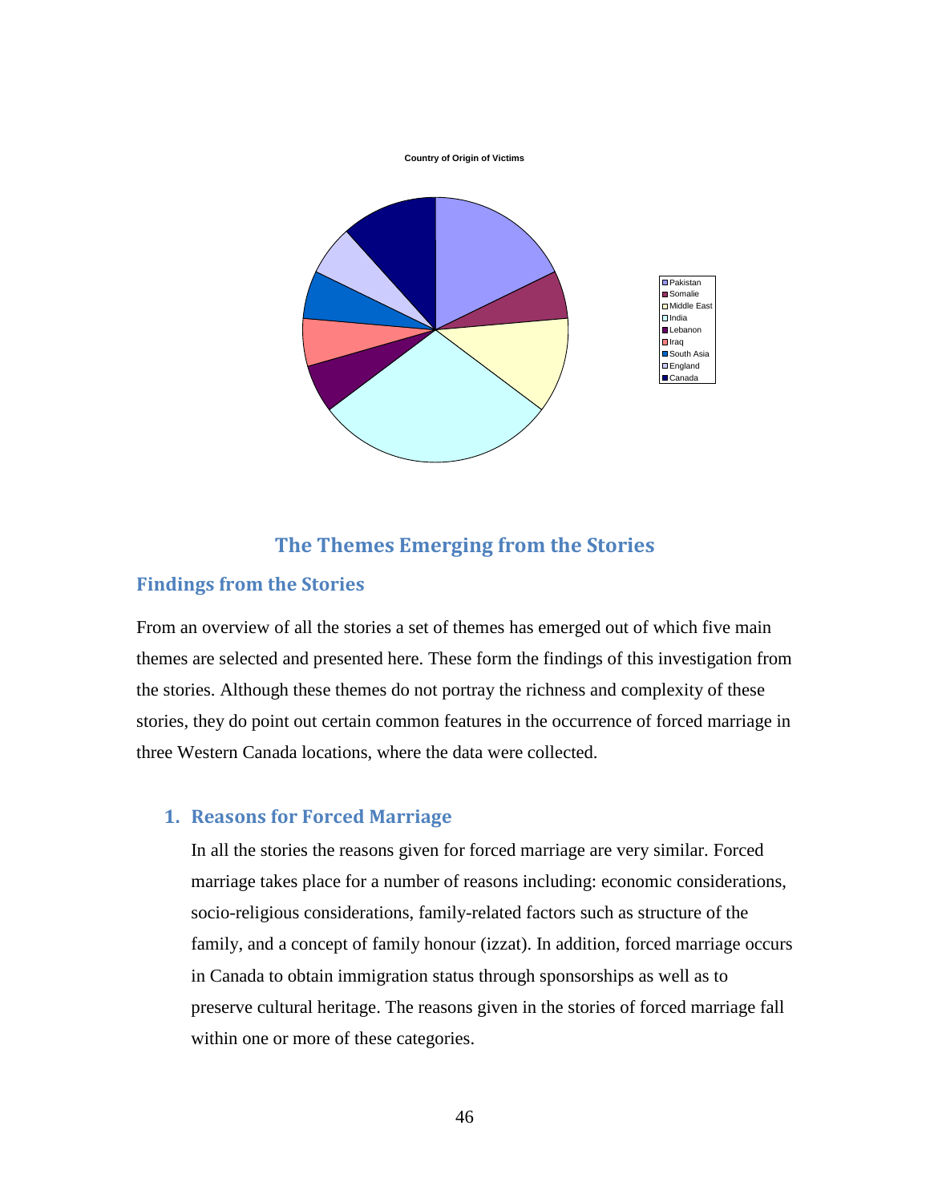Country of Origin of Victims

- Pakistan
- Somalie
- Middle East
- India
- Lebanon
- Iraq
- South Asia
- England
- Canada

## The Themes Emerging from the Stories

### Findings from the Stories

From an overview of all the stories a set of themes has emerged out of which five main themes are selected and presented here. These form the findings of this investigation from the stories. Although these themes do not portray the richness and complexity of these stories, they do point out certain common features in the occurrence of forced marriage in three Western Canada locations, where the data were collected.

### 1. Reasons for Forced Marriage

In all the stories the reasons given for forced marriage are very similar. Forced marriage takes place for a number of reasons including: economic considerations, socio-religious considerations, family-related factors such as structure of the family, and a concept of family honour (izzat). In addition, forced marriage occurs in Canada to obtain immigration status through sponsorships as well as to preserve cultural heritage. The reasons given in the stories of forced marriage fall within one or more of these categories.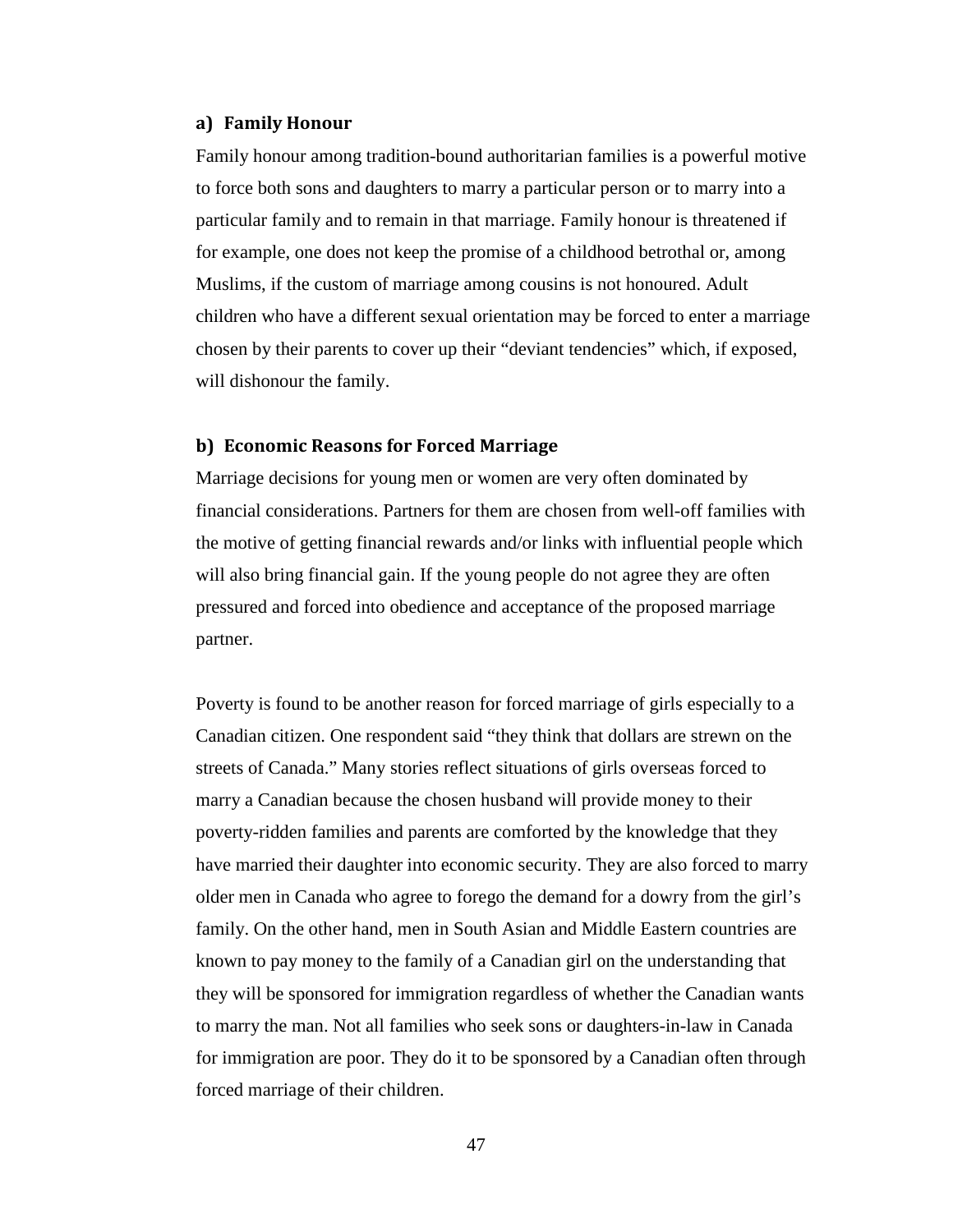### a) Family Honour

Family honour among tradition-bound authoritarian families is a powerful motive to force both sons and daughters to marry a particular person or to marry into a particular family and to remain in that marriage. Family honour is threatened if for example, one does not keep the promise of a childhood betrothal or, among Muslims, if the custom of marriage among cousins is not honoured. Adult children who have a different sexual orientation may be forced to enter a marriage chosen by their parents to cover up their "deviant tendencies" which, if exposed, will dishonour the family.

### b) Economic Reasons for Forced Marriage

Marriage decisions for young men or women are very often dominated by financial considerations. Partners for them are chosen from well-off families with the motive of getting financial rewards and/or links with influential people which will also bring financial gain. If the young people do not agree they are often pressured and forced into obedience and acceptance of the proposed marriage partner.

Poverty is found to be another reason for forced marriage of girls especially to a Canadian citizen. One respondent said "they think that dollars are strewn on the streets of Canada." Many stories reflect situations of girls overseas forced to marry a Canadian because the chosen husband will provide money to their poverty-ridden families and parents are comforted by the knowledge that they have married their daughter into economic security. They are also forced to marry older men in Canada who agree to forego the demand for a dowry from the girl's family. On the other hand, men in South Asian and Middle Eastern countries are known to pay money to the family of a Canadian girl on the understanding that they will be sponsored for immigration regardless of whether the Canadian wants to marry the man. Not all families who seek sons or daughters-in-law in Canada for immigration are poor. They do it to be sponsored by a Canadian often through forced marriage of their children.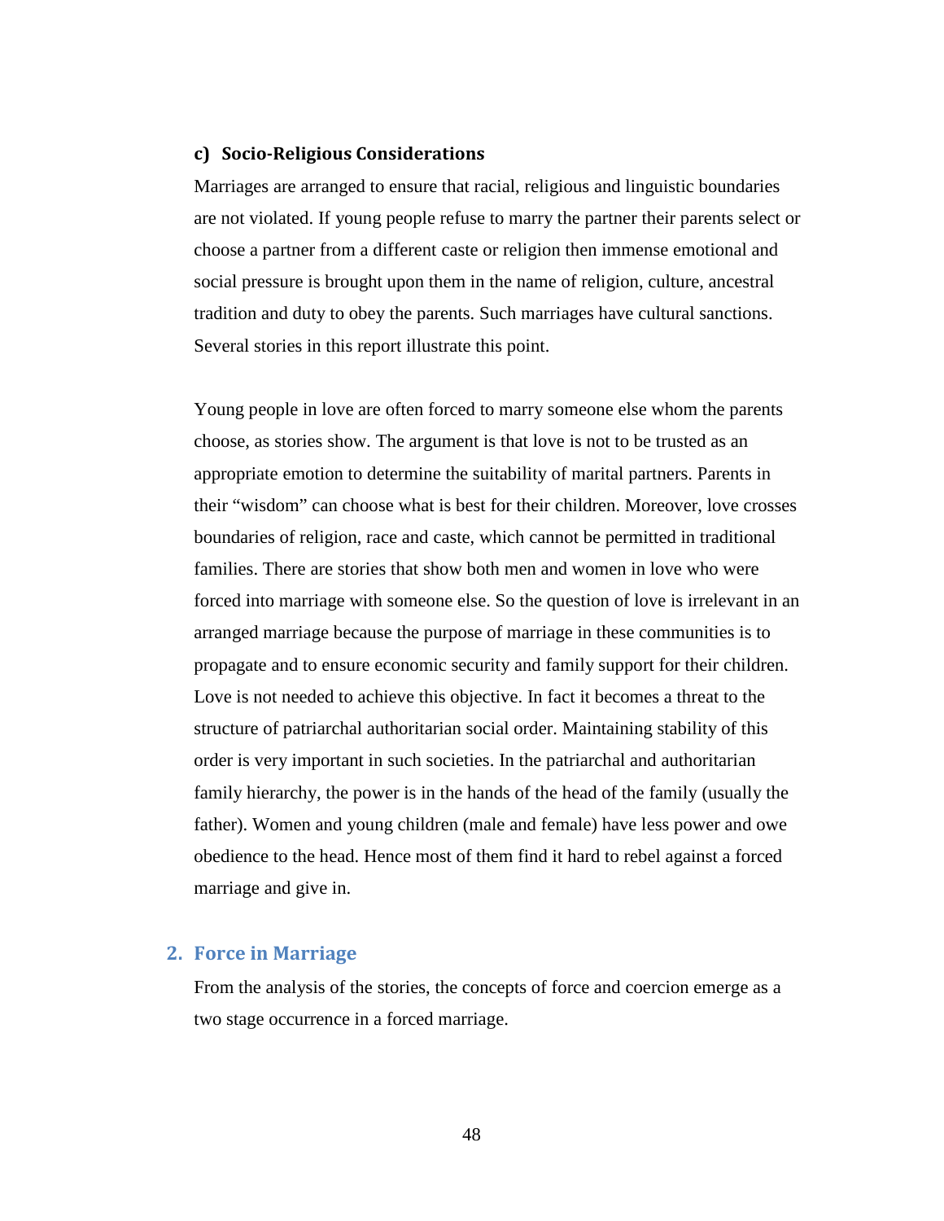### c) Socio-Religious Considerations

Marriages are arranged to ensure that racial, religious and linguistic boundaries are not violated. If young people refuse to marry the partner their parents select or choose a partner from a different caste or religion then immense emotional and social pressure is brought upon them in the name of religion, culture, ancestral tradition and duty to obey the parents. Such marriages have cultural sanctions. Several stories in this report illustrate this point.

Young people in love are often forced to marry someone else whom the parents choose, as stories show. The argument is that love is not to be trusted as an appropriate emotion to determine the suitability of marital partners. Parents in their "wisdom" can choose what is best for their children. Moreover, love crosses boundaries of religion, race and caste, which cannot be permitted in traditional families. There are stories that show both men and women in love who were forced into marriage with someone else. So the question of love is irrelevant in an arranged marriage because the purpose of marriage in these communities is to propagate and to ensure economic security and family support for their children. Love is not needed to achieve this objective. In fact it becomes a threat to the structure of patriarchal authoritarian social order. Maintaining stability of this order is very important in such societies. In the patriarchal and authoritarian family hierarchy, the power is in the hands of the head of the family (usually the father). Women and young children (male and female) have less power and owe obedience to the head. Hence most of them find it hard to rebel against a forced marriage and give in.

## 2. Force in Marriage

From the analysis of the stories, the concepts of force and coercion emerge as a two stage occurrence in a forced marriage.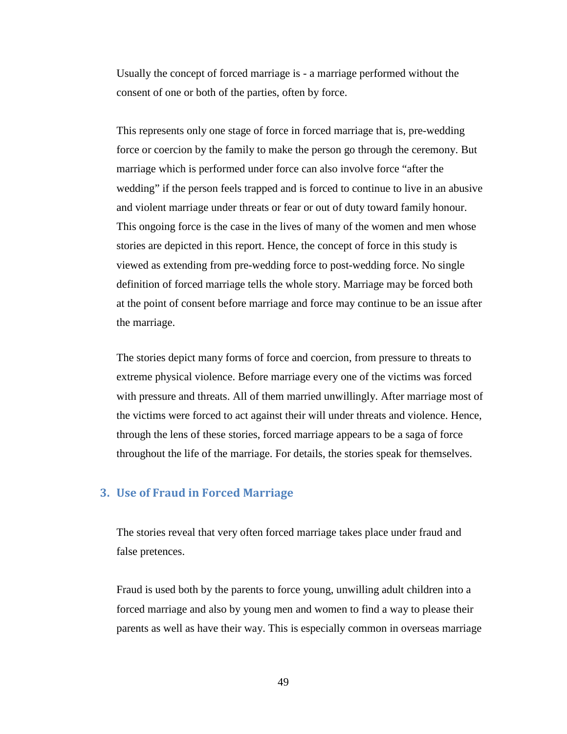Usually the concept of forced marriage is - a marriage performed without the consent of one or both of the parties, often by force.

This represents only one stage of force in forced marriage that is, pre-wedding force or coercion by the family to make the person go through the ceremony. But marriage which is performed under force can also involve force “after the wedding” if the person feels trapped and is forced to continue to live in an abusive and violent marriage under threats or fear or out of duty toward family honour. This ongoing force is the case in the lives of many of the women and men whose stories are depicted in this report. Hence, the concept of force in this study is viewed as extending from pre-wedding force to post-wedding force. No single definition of forced marriage tells the whole story. Marriage may be forced both at the point of consent before marriage and force may continue to be an issue after the marriage.

The stories depict many forms of force and coercion, from pressure to threats to extreme physical violence. Before marriage every one of the victims was forced with pressure and threats. All of them married unwillingly. After marriage most of the victims were forced to act against their will under threats and violence. Hence, through the lens of these stories, forced marriage appears to be a saga of force throughout the life of the marriage. For details, the stories speak for themselves.

## 3. Use of Fraud in Forced Marriage

The stories reveal that very often forced marriage takes place under fraud and false pretences.

Fraud is used both by the parents to force young, unwilling adult children into a forced marriage and also by young men and women to find a way to please their parents as well as have their way. This is especially common in overseas marriage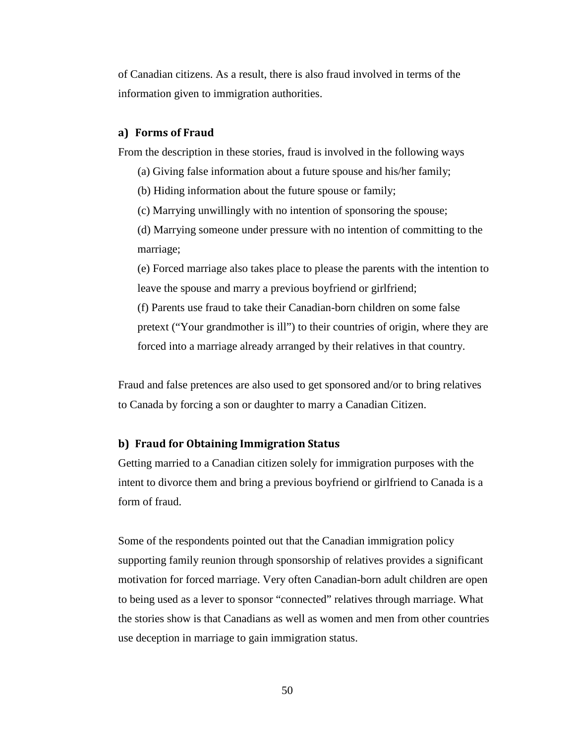of Canadian citizens. As a result, there is also fraud involved in terms of the information given to immigration authorities.

### a) Forms of Fraud

From the description in these stories, fraud is involved in the following ways

(a) Giving false information about a future spouse and his/her family;

(b) Hiding information about the future spouse or family;

(c) Marrying unwillingly with no intention of sponsoring the spouse;

(d) Marrying someone under pressure with no intention of committing to the marriage;

(e) Forced marriage also takes place to please the parents with the intention to leave the spouse and marry a previous boyfriend or girlfriend;

(f) Parents use fraud to take their Canadian-born children on some false pretext ("Your grandmother is ill") to their countries of origin, where they are forced into a marriage already arranged by their relatives in that country.

Fraud and false pretences are also used to get sponsored and/or to bring relatives to Canada by forcing a son or daughter to marry a Canadian Citizen.

### b) Fraud for Obtaining Immigration Status

Getting married to a Canadian citizen solely for immigration purposes with the intent to divorce them and bring a previous boyfriend or girlfriend to Canada is a form of fraud.

Some of the respondents pointed out that the Canadian immigration policy supporting family reunion through sponsorship of relatives provides a significant motivation for forced marriage. Very often Canadian-born adult children are open to being used as a lever to sponsor "connected" relatives through marriage. What the stories show is that Canadians as well as women and men from other countries use deception in marriage to gain immigration status.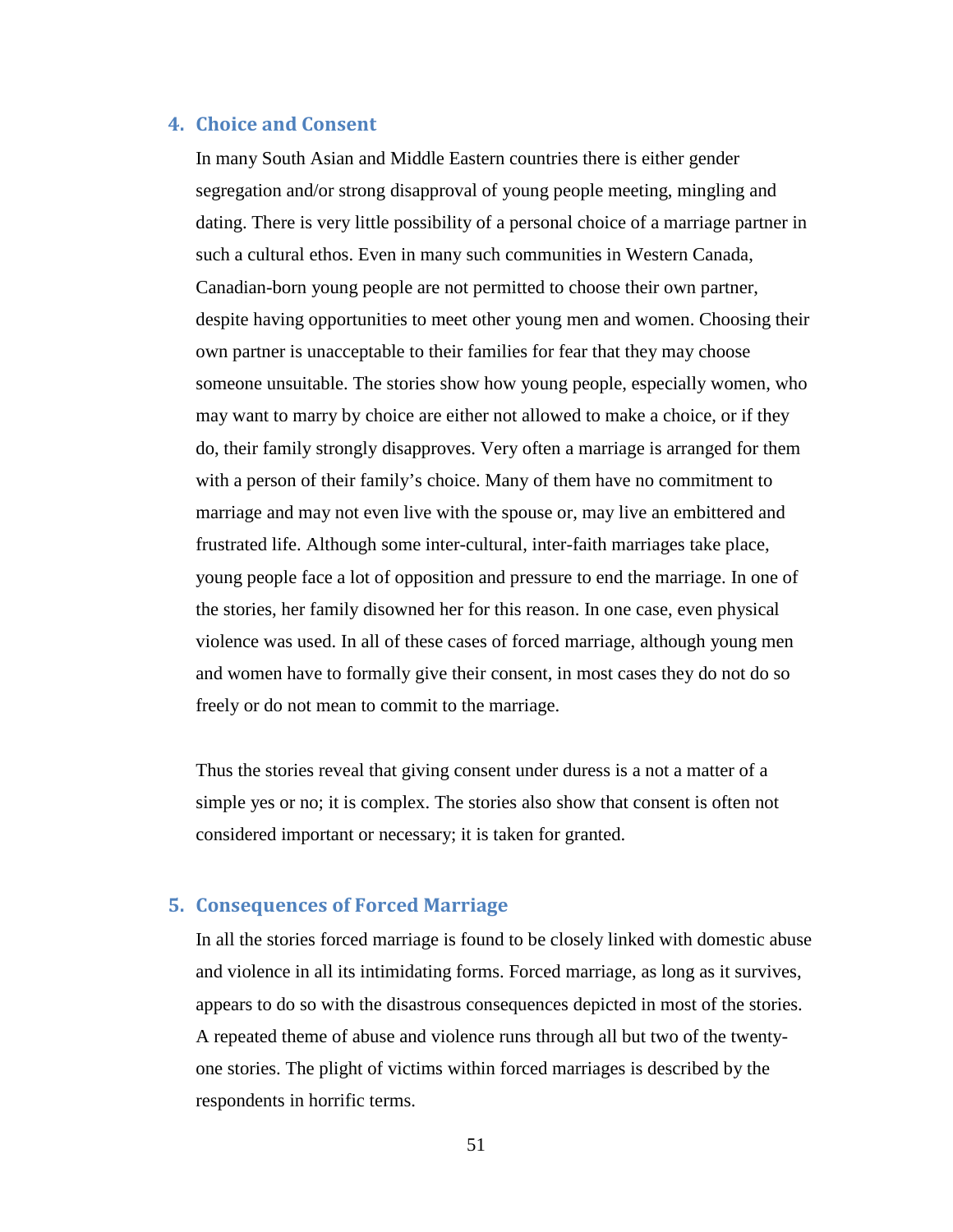### 4. Choice and Consent

In many South Asian and Middle Eastern countries there is either gender segregation and/or strong disapproval of young people meeting, mingling and dating. There is very little possibility of a personal choice of a marriage partner in such a cultural ethos. Even in many such communities in Western Canada, Canadian-born young people are not permitted to choose their own partner, despite having opportunities to meet other young men and women. Choosing their own partner is unacceptable to their families for fear that they may choose someone unsuitable. The stories show how young people, especially women, who may want to marry by choice are either not allowed to make a choice, or if they do, their family strongly disapproves. Very often a marriage is arranged for them with a person of their family's choice. Many of them have no commitment to marriage and may not even live with the spouse or, may live an embittered and frustrated life. Although some inter-cultural, inter-faith marriages take place, young people face a lot of opposition and pressure to end the marriage. In one of the stories, her family disowned her for this reason. In one case, even physical violence was used. In all of these cases of forced marriage, although young men and women have to formally give their consent, in most cases they do not do so freely or do not mean to commit to the marriage.

Thus the stories reveal that giving consent under duress is a not a matter of a simple yes or no; it is complex. The stories also show that consent is often not considered important or necessary; it is taken for granted.

### 5. Consequences of Forced Marriage

In all the stories forced marriage is found to be closely linked with domestic abuse and violence in all its intimidating forms. Forced marriage, as long as it survives, appears to do so with the disastrous consequences depicted in most of the stories. A repeated theme of abuse and violence runs through all but two of the twenty-one stories. The plight of victims within forced marriages is described by the respondents in horrific terms.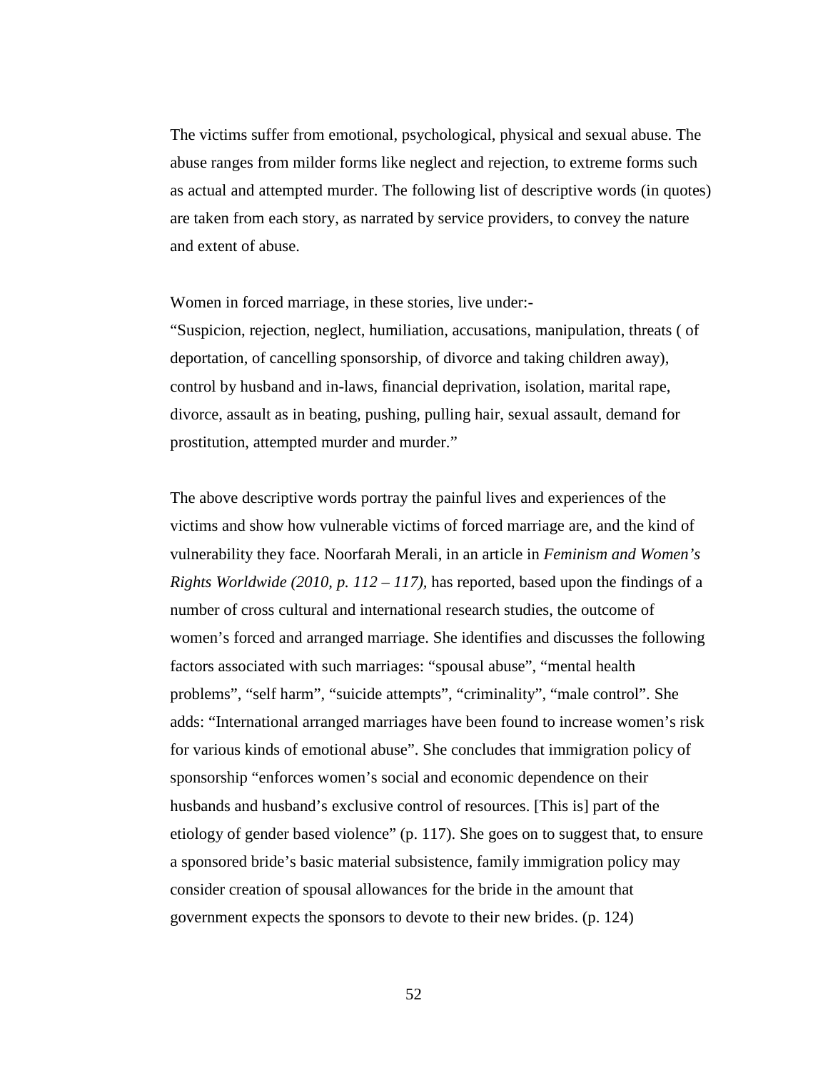The victims suffer from emotional, psychological, physical and sexual abuse. The abuse ranges from milder forms like neglect and rejection, to extreme forms such as actual and attempted murder. The following list of descriptive words (in quotes) are taken from each story, as narrated by service providers, to convey the nature and extent of abuse.

Women in forced marriage, in these stories, live under:-
"Suspicion, rejection, neglect, humiliation, accusations, manipulation, threats ( of deportation, of cancelling sponsorship, of divorce and taking children away), control by husband and in-laws, financial deprivation, isolation, marital rape, divorce, assault as in beating, pushing, pulling hair, sexual assault, demand for prostitution, attempted murder and murder."

The above descriptive words portray the painful lives and experiences of the victims and show how vulnerable victims of forced marriage are, and the kind of vulnerability they face. Noorfarah Merali, in an article in *Feminism and Women's Rights Worldwide (2010, p. 112 – 117),* has reported, based upon the findings of a number of cross cultural and international research studies, the outcome of women's forced and arranged marriage. She identifies and discusses the following factors associated with such marriages: "spousal abuse", "mental health problems", "self harm", "suicide attempts", "criminality", "male control". She adds: "International arranged marriages have been found to increase women's risk for various kinds of emotional abuse". She concludes that immigration policy of sponsorship "enforces women's social and economic dependence on their husbands and husband's exclusive control of resources. [This is] part of the etiology of gender based violence" (p. 117). She goes on to suggest that, to ensure a sponsored bride's basic material subsistence, family immigration policy may consider creation of spousal allowances for the bride in the amount that government expects the sponsors to devote to their new brides. (p. 124)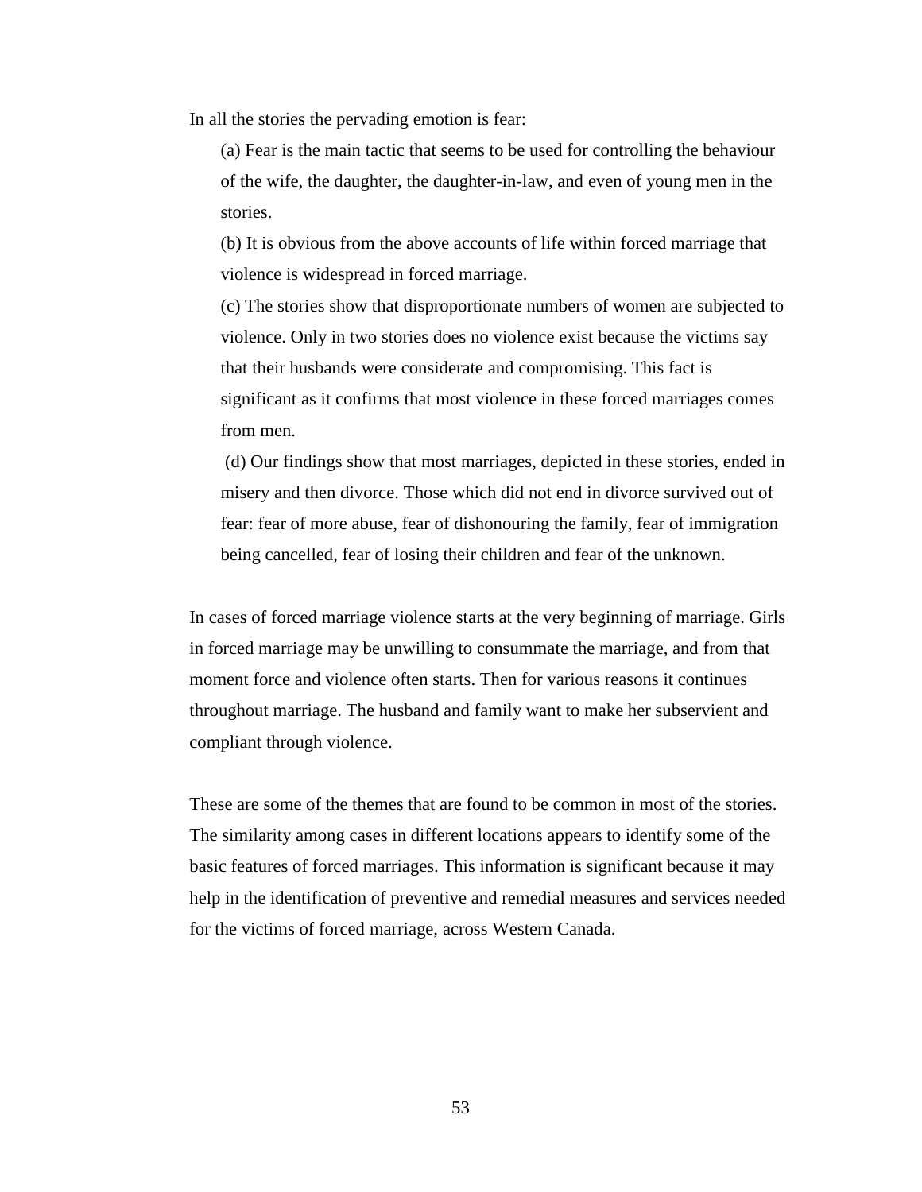In all the stories the pervading emotion is fear:

(a) Fear is the main tactic that seems to be used for controlling the behaviour of the wife, the daughter, the daughter-in-law, and even of young men in the stories.

(b) It is obvious from the above accounts of life within forced marriage that violence is widespread in forced marriage.

(c) The stories show that disproportionate numbers of women are subjected to violence. Only in two stories does no violence exist because the victims say that their husbands were considerate and compromising. This fact is significant as it confirms that most violence in these forced marriages comes from men.

(d) Our findings show that most marriages, depicted in these stories, ended in misery and then divorce. Those which did not end in divorce survived out of fear: fear of more abuse, fear of dishonouring the family, fear of immigration being cancelled, fear of losing their children and fear of the unknown.

In cases of forced marriage violence starts at the very beginning of marriage. Girls in forced marriage may be unwilling to consummate the marriage, and from that moment force and violence often starts. Then for various reasons it continues throughout marriage. The husband and family want to make her subservient and compliant through violence.

These are some of the themes that are found to be common in most of the stories. The similarity among cases in different locations appears to identify some of the basic features of forced marriages. This information is significant because it may help in the identification of preventive and remedial measures and services needed for the victims of forced marriage, across Western Canada.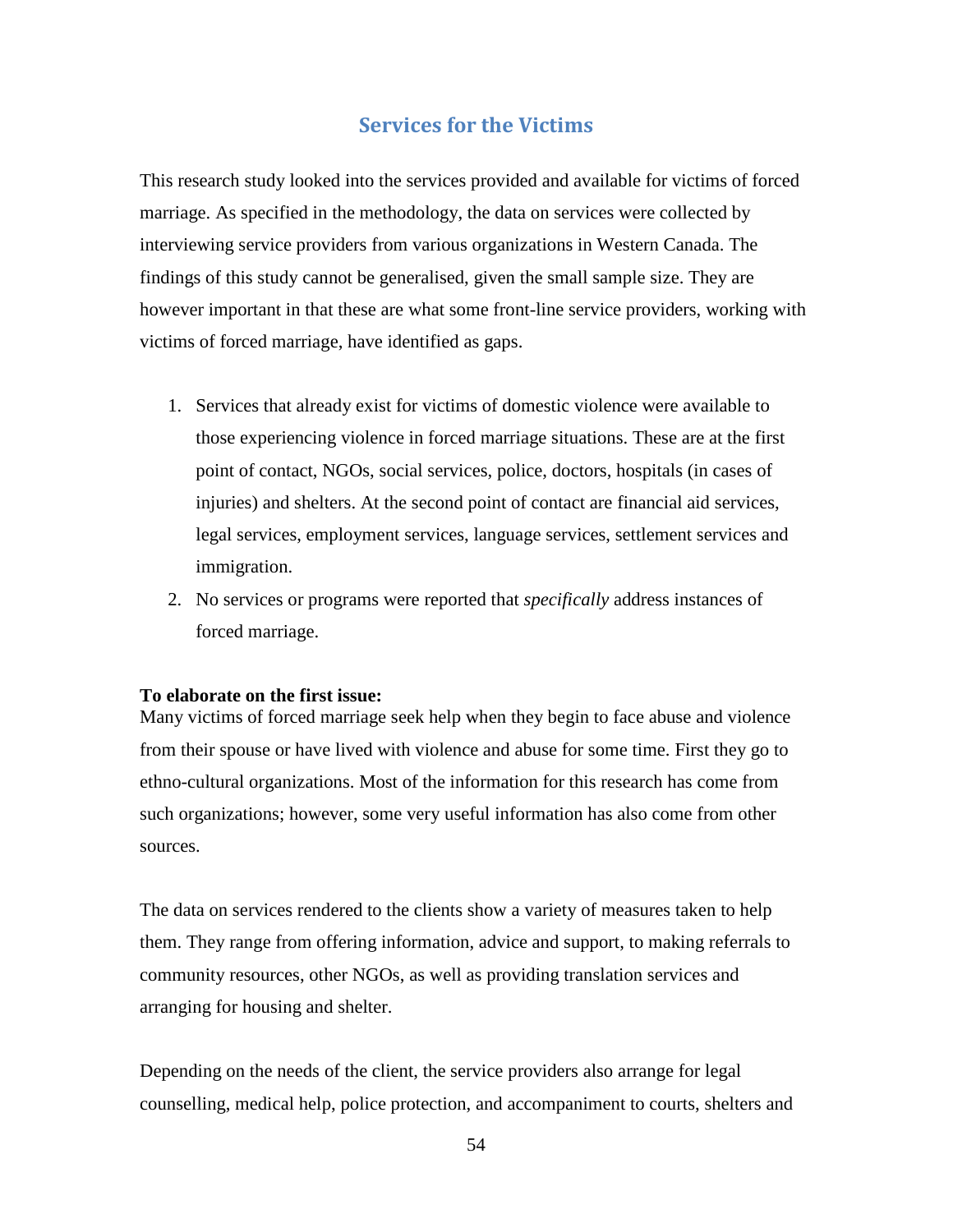## Services for the Victims

This research study looked into the services provided and available for victims of forced marriage. As specified in the methodology, the data on services were collected by interviewing service providers from various organizations in Western Canada. The findings of this study cannot be generalised, given the small sample size. They are however important in that these are what some front-line service providers, working with victims of forced marriage, have identified as gaps.

1. Services that already exist for victims of domestic violence were available to those experiencing violence in forced marriage situations. These are at the first point of contact, NGOs, social services, police, doctors, hospitals (in cases of injuries) and shelters. At the second point of contact are financial aid services, legal services, employment services, language services, settlement services and immigration.
2. No services or programs were reported that *specifically* address instances of forced marriage.

**To elaborate on the first issue:**
Many victims of forced marriage seek help when they begin to face abuse and violence from their spouse or have lived with violence and abuse for some time. First they go to ethno-cultural organizations. Most of the information for this research has come from such organizations; however, some very useful information has also come from other sources.

The data on services rendered to the clients show a variety of measures taken to help them. They range from offering information, advice and support, to making referrals to community resources, other NGOs, as well as providing translation services and arranging for housing and shelter.

Depending on the needs of the client, the service providers also arrange for legal counselling, medical help, police protection, and accompaniment to courts, shelters and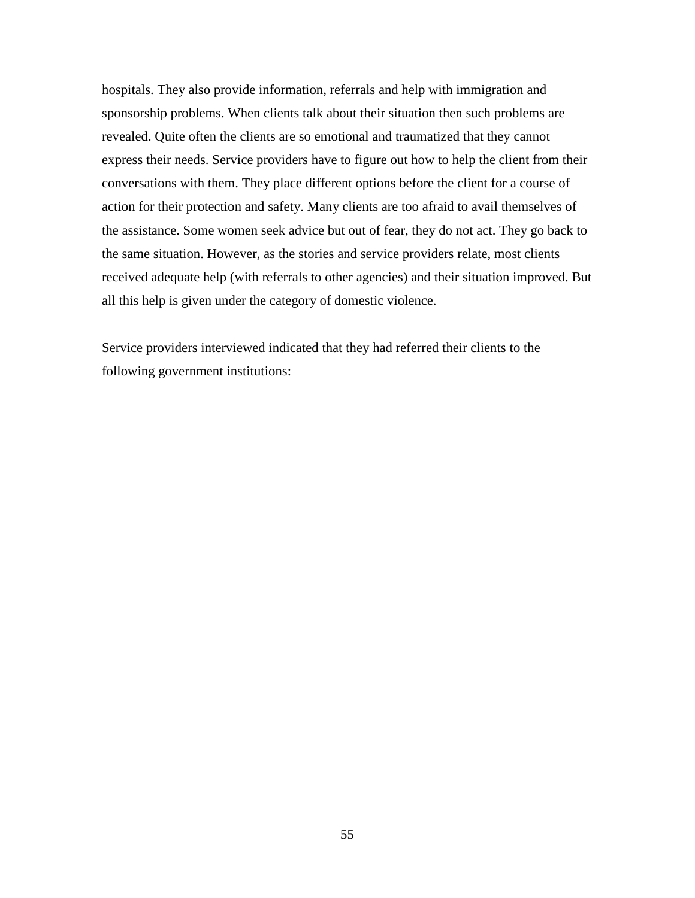hospitals. They also provide information, referrals and help with immigration and sponsorship problems. When clients talk about their situation then such problems are revealed. Quite often the clients are so emotional and traumatized that they cannot express their needs. Service providers have to figure out how to help the client from their conversations with them. They place different options before the client for a course of action for their protection and safety. Many clients are too afraid to avail themselves of the assistance. Some women seek advice but out of fear, they do not act. They go back to the same situation. However, as the stories and service providers relate, most clients received adequate help (with referrals to other agencies) and their situation improved. But all this help is given under the category of domestic violence.

Service providers interviewed indicated that they had referred their clients to the following government institutions: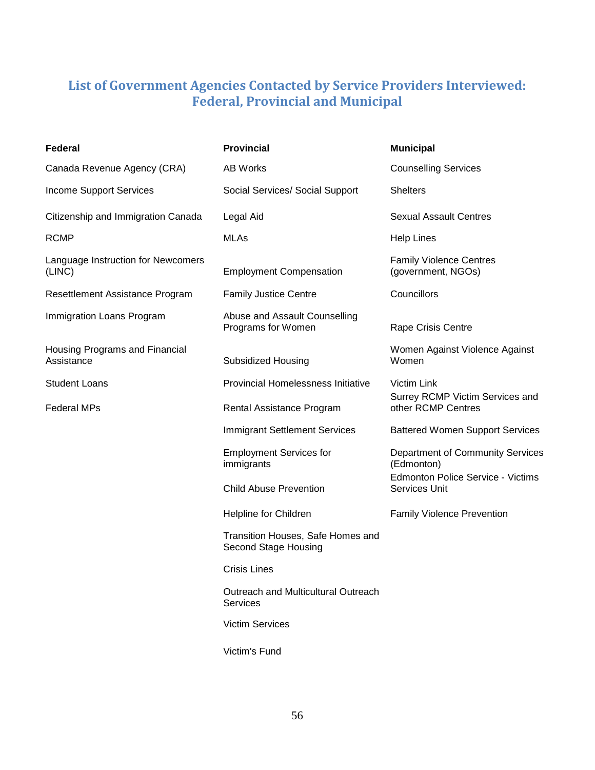## List of Government Agencies Contacted by Service Providers Interviewed: Federal, Provincial and Municipal

| Federal | Provincial | Municipal |
| --- | --- | --- |
| Canada Revenue Agency (CRA) | AB Works | Counselling Services |
| Income Support Services | Social Services/ Social Support | Shelters |
| Citizenship and Immigration Canada | Legal Aid | Sexual Assault Centres |
| RCMP | MLAs | Help Lines |
| Language Instruction for Newcomers (LINC) | Employment Compensation | Family Violence Centres (government, NGOs) |
| Resettlement Assistance Program | Family Justice Centre | Councillors |
| Immigration Loans Program | Abuse and Assault Counselling Programs for Women | Rape Crisis Centre |
| Housing Programs and Financial Assistance | Subsidized Housing | Women Against Violence Against Women |
| Student Loans | Provincial Homelessness Initiative | Victim Link |
| Federal MPs | Rental Assistance Program | Surrey RCMP Victim Services and other RCMP Centres |
| | Immigrant Settlement Services | Battered Women Support Services |
| | Employment Services for immigrants | Department of Community Services (Edmonton) |
| | Child Abuse Prevention | Edmonton Police Service - Victims Services Unit |
| | Helpline for Children | Family Violence Prevention |
| | Transition Houses, Safe Homes and Second Stage Housing | |
| | Crisis Lines | |
| | Outreach and Multicultural Outreach Services | |
| | Victim Services | |
| | Victim's Fund | |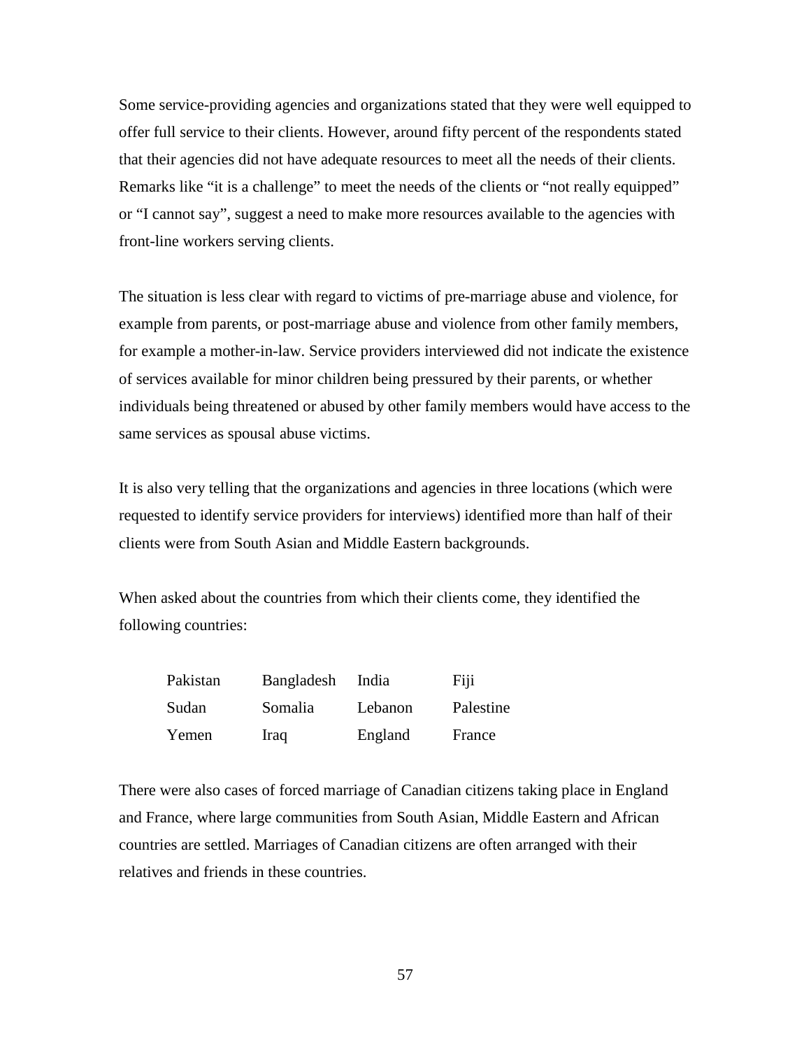Some service-providing agencies and organizations stated that they were well equipped to offer full service to their clients. However, around fifty percent of the respondents stated that their agencies did not have adequate resources to meet all the needs of their clients. Remarks like "it is a challenge" to meet the needs of the clients or "not really equipped" or "I cannot say", suggest a need to make more resources available to the agencies with front-line workers serving clients.

The situation is less clear with regard to victims of pre-marriage abuse and violence, for example from parents, or post-marriage abuse and violence from other family members, for example a mother-in-law. Service providers interviewed did not indicate the existence of services available for minor children being pressured by their parents, or whether individuals being threatened or abused by other family members would have access to the same services as spousal abuse victims.

It is also very telling that the organizations and agencies in three locations (which were requested to identify service providers for interviews) identified more than half of their clients were from South Asian and Middle Eastern backgrounds.

When asked about the countries from which their clients come, they identified the following countries:

| | | | |
|---|---|---|---|
| Pakistan | Bangladesh | India | Fiji |
| Sudan | Somalia | Lebanon | Palestine |
| Yemen | Iraq | England | France |

There were also cases of forced marriage of Canadian citizens taking place in England and France, where large communities from South Asian, Middle Eastern and African countries are settled. Marriages of Canadian citizens are often arranged with their relatives and friends in these countries.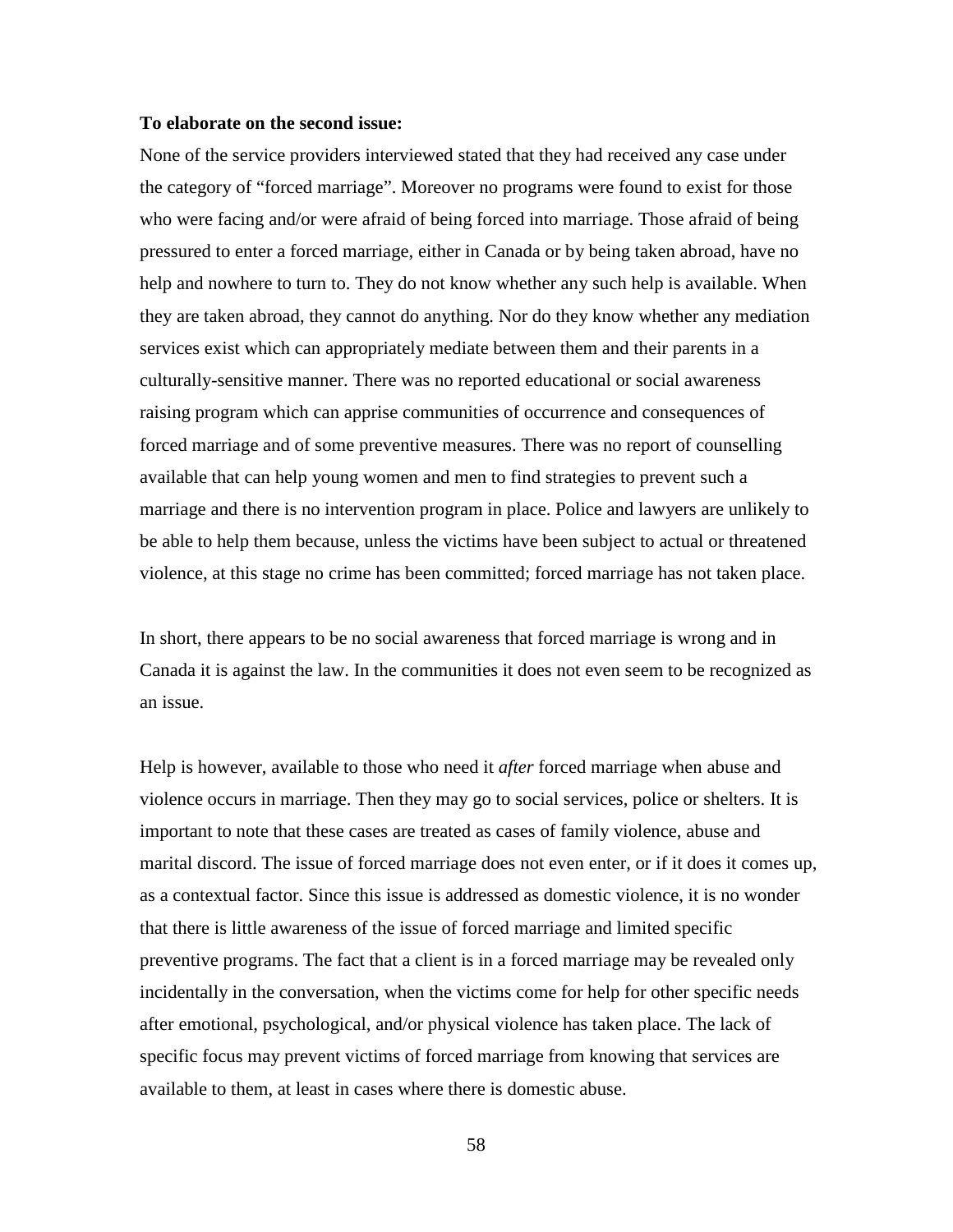**To elaborate on the second issue:**

None of the service providers interviewed stated that they had received any case under the category of "forced marriage". Moreover no programs were found to exist for those who were facing and/or were afraid of being forced into marriage. Those afraid of being pressured to enter a forced marriage, either in Canada or by being taken abroad, have no help and nowhere to turn to. They do not know whether any such help is available. When they are taken abroad, they cannot do anything. Nor do they know whether any mediation services exist which can appropriately mediate between them and their parents in a culturally-sensitive manner. There was no reported educational or social awareness raising program which can apprise communities of occurrence and consequences of forced marriage and of some preventive measures. There was no report of counselling available that can help young women and men to find strategies to prevent such a marriage and there is no intervention program in place. Police and lawyers are unlikely to be able to help them because, unless the victims have been subject to actual or threatened violence, at this stage no crime has been committed; forced marriage has not taken place.

In short, there appears to be no social awareness that forced marriage is wrong and in Canada it is against the law. In the communities it does not even seem to be recognized as an issue.

Help is however, available to those who need it *after* forced marriage when abuse and violence occurs in marriage. Then they may go to social services, police or shelters. It is important to note that these cases are treated as cases of family violence, abuse and marital discord. The issue of forced marriage does not even enter, or if it does it comes up, as a contextual factor. Since this issue is addressed as domestic violence, it is no wonder that there is little awareness of the issue of forced marriage and limited specific preventive programs. The fact that a client is in a forced marriage may be revealed only incidentally in the conversation, when the victims come for help for other specific needs after emotional, psychological, and/or physical violence has taken place. The lack of specific focus may prevent victims of forced marriage from knowing that services are available to them, at least in cases where there is domestic abuse.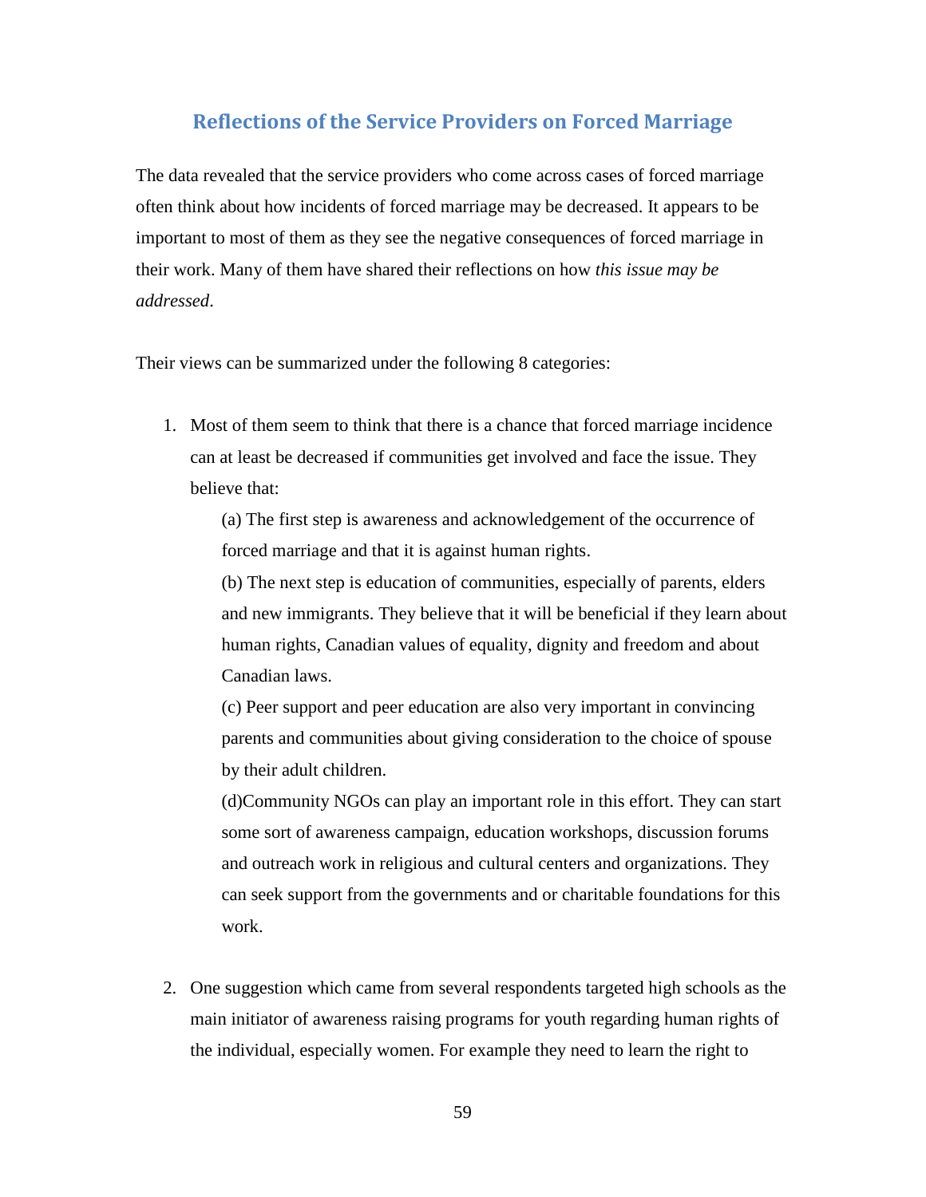## Reflections of the Service Providers on Forced Marriage

The data revealed that the service providers who come across cases of forced marriage often think about how incidents of forced marriage may be decreased. It appears to be important to most of them as they see the negative consequences of forced marriage in their work. Many of them have shared their reflections on how *this issue may be addressed*.

Their views can be summarized under the following 8 categories:

1. Most of them seem to think that there is a chance that forced marriage incidence can at least be decreased if communities get involved and face the issue. They believe that:

   (a) The first step is awareness and acknowledgement of the occurrence of forced marriage and that it is against human rights.

   (b) The next step is education of communities, especially of parents, elders and new immigrants. They believe that it will be beneficial if they learn about human rights, Canadian values of equality, dignity and freedom and about Canadian laws.

   (c) Peer support and peer education are also very important in convincing parents and communities about giving consideration to the choice of spouse by their adult children.

   (d)Community NGOs can play an important role in this effort. They can start some sort of awareness campaign, education workshops, discussion forums and outreach work in religious and cultural centers and organizations. They can seek support from the governments and or charitable foundations for this work.

2. One suggestion which came from several respondents targeted high schools as the main initiator of awareness raising programs for youth regarding human rights of the individual, especially women. For example they need to learn the right to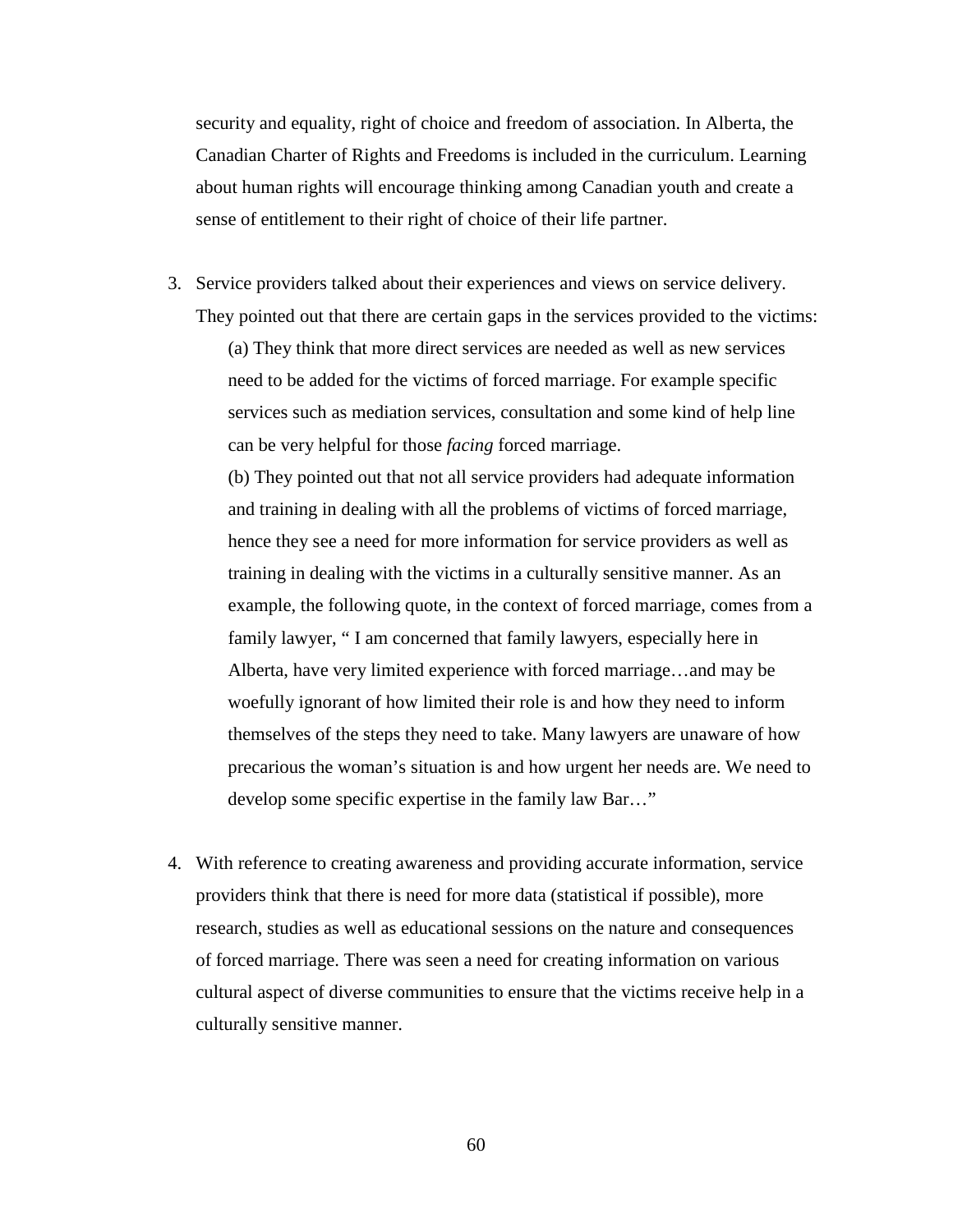security and equality, right of choice and freedom of association. In Alberta, the Canadian Charter of Rights and Freedoms is included in the curriculum. Learning about human rights will encourage thinking among Canadian youth and create a sense of entitlement to their right of choice of their life partner.

3. Service providers talked about their experiences and views on service delivery. They pointed out that there are certain gaps in the services provided to the victims:

   (a) They think that more direct services are needed as well as new services need to be added for the victims of forced marriage. For example specific services such as mediation services, consultation and some kind of help line can be very helpful for those *facing* forced marriage.

   (b) They pointed out that not all service providers had adequate information and training in dealing with all the problems of victims of forced marriage, hence they see a need for more information for service providers as well as training in dealing with the victims in a culturally sensitive manner. As an example, the following quote, in the context of forced marriage, comes from a family lawyer, " I am concerned that family lawyers, especially here in Alberta, have very limited experience with forced marriage…and may be woefully ignorant of how limited their role is and how they need to inform themselves of the steps they need to take. Many lawyers are unaware of how precarious the woman's situation is and how urgent her needs are. We need to develop some specific expertise in the family law Bar…"

4. With reference to creating awareness and providing accurate information, service providers think that there is need for more data (statistical if possible), more research, studies as well as educational sessions on the nature and consequences of forced marriage. There was seen a need for creating information on various cultural aspect of diverse communities to ensure that the victims receive help in a culturally sensitive manner.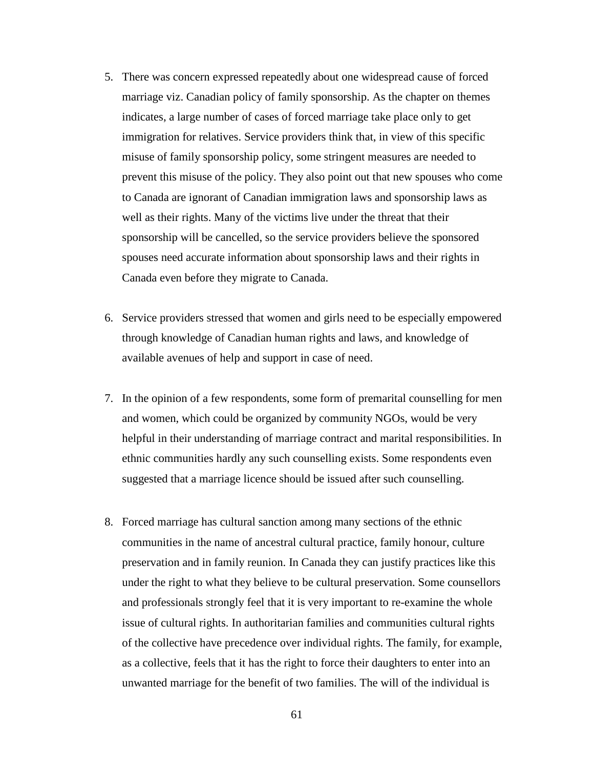5. There was concern expressed repeatedly about one widespread cause of forced marriage viz. Canadian policy of family sponsorship. As the chapter on themes indicates, a large number of cases of forced marriage take place only to get immigration for relatives. Service providers think that, in view of this specific misuse of family sponsorship policy, some stringent measures are needed to prevent this misuse of the policy. They also point out that new spouses who come to Canada are ignorant of Canadian immigration laws and sponsorship laws as well as their rights. Many of the victims live under the threat that their sponsorship will be cancelled, so the service providers believe the sponsored spouses need accurate information about sponsorship laws and their rights in Canada even before they migrate to Canada.

6. Service providers stressed that women and girls need to be especially empowered through knowledge of Canadian human rights and laws, and knowledge of available avenues of help and support in case of need.

7. In the opinion of a few respondents, some form of premarital counselling for men and women, which could be organized by community NGOs, would be very helpful in their understanding of marriage contract and marital responsibilities. In ethnic communities hardly any such counselling exists. Some respondents even suggested that a marriage licence should be issued after such counselling.

8. Forced marriage has cultural sanction among many sections of the ethnic communities in the name of ancestral cultural practice, family honour, culture preservation and in family reunion. In Canada they can justify practices like this under the right to what they believe to be cultural preservation. Some counsellors and professionals strongly feel that it is very important to re-examine the whole issue of cultural rights. In authoritarian families and communities cultural rights of the collective have precedence over individual rights. The family, for example, as a collective, feels that it has the right to force their daughters to enter into an unwanted marriage for the benefit of two families. The will of the individual is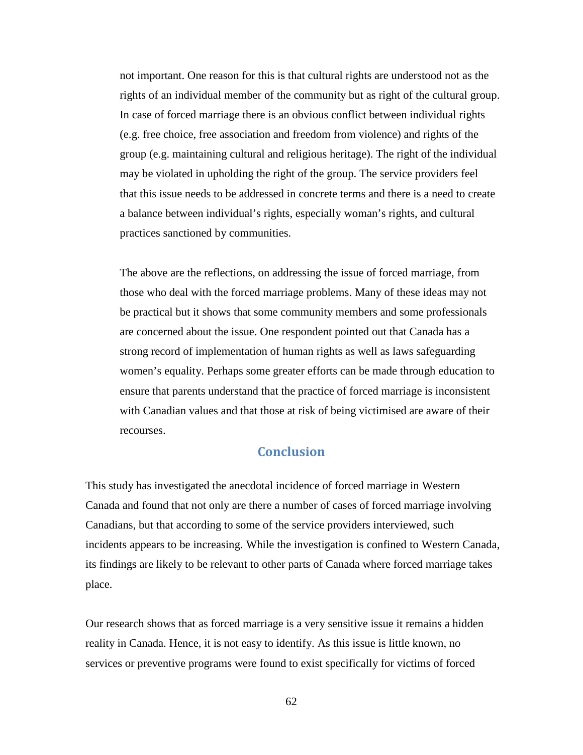not important. One reason for this is that cultural rights are understood not as the rights of an individual member of the community but as right of the cultural group. In case of forced marriage there is an obvious conflict between individual rights (e.g. free choice, free association and freedom from violence) and rights of the group (e.g. maintaining cultural and religious heritage). The right of the individual may be violated in upholding the right of the group. The service providers feel that this issue needs to be addressed in concrete terms and there is a need to create a balance between individual's rights, especially woman's rights, and cultural practices sanctioned by communities.

The above are the reflections, on addressing the issue of forced marriage, from those who deal with the forced marriage problems. Many of these ideas may not be practical but it shows that some community members and some professionals are concerned about the issue. One respondent pointed out that Canada has a strong record of implementation of human rights as well as laws safeguarding women's equality. Perhaps some greater efforts can be made through education to ensure that parents understand that the practice of forced marriage is inconsistent with Canadian values and that those at risk of being victimised are aware of their recourses.

## Conclusion

This study has investigated the anecdotal incidence of forced marriage in Western Canada and found that not only are there a number of cases of forced marriage involving Canadians, but that according to some of the service providers interviewed, such incidents appears to be increasing. While the investigation is confined to Western Canada, its findings are likely to be relevant to other parts of Canada where forced marriage takes place.

Our research shows that as forced marriage is a very sensitive issue it remains a hidden reality in Canada. Hence, it is not easy to identify. As this issue is little known, no services or preventive programs were found to exist specifically for victims of forced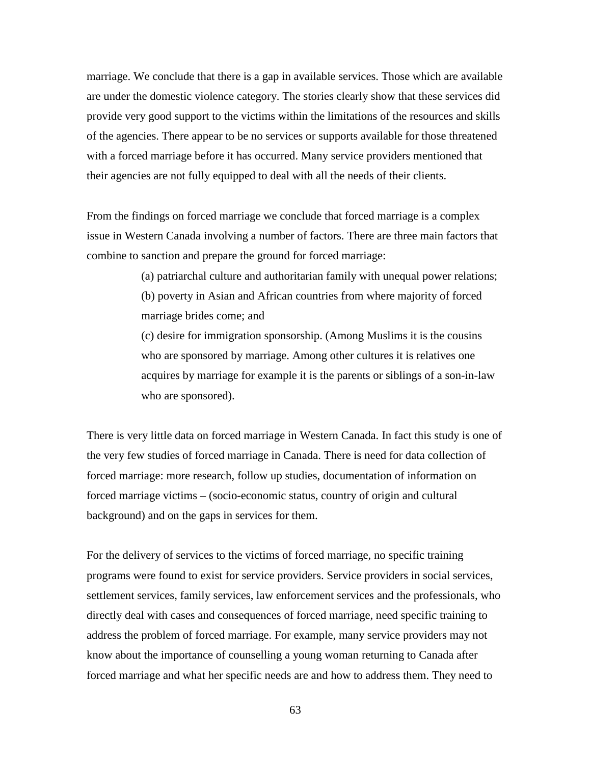marriage. We conclude that there is a gap in available services. Those which are available are under the domestic violence category. The stories clearly show that these services did provide very good support to the victims within the limitations of the resources and skills of the agencies. There appear to be no services or supports available for those threatened with a forced marriage before it has occurred. Many service providers mentioned that their agencies are not fully equipped to deal with all the needs of their clients.

From the findings on forced marriage we conclude that forced marriage is a complex issue in Western Canada involving a number of factors. There are three main factors that combine to sanction and prepare the ground for forced marriage:

> (a) patriarchal culture and authoritarian family with unequal power relations;
> (b) poverty in Asian and African countries from where majority of forced marriage brides come; and
> (c) desire for immigration sponsorship. (Among Muslims it is the cousins who are sponsored by marriage. Among other cultures it is relatives one acquires by marriage for example it is the parents or siblings of a son-in-law who are sponsored).

There is very little data on forced marriage in Western Canada. In fact this study is one of the very few studies of forced marriage in Canada. There is need for data collection of forced marriage: more research, follow up studies, documentation of information on forced marriage victims – (socio-economic status, country of origin and cultural background) and on the gaps in services for them.

For the delivery of services to the victims of forced marriage, no specific training programs were found to exist for service providers. Service providers in social services, settlement services, family services, law enforcement services and the professionals, who directly deal with cases and consequences of forced marriage, need specific training to address the problem of forced marriage. For example, many service providers may not know about the importance of counselling a young woman returning to Canada after forced marriage and what her specific needs are and how to address them. They need to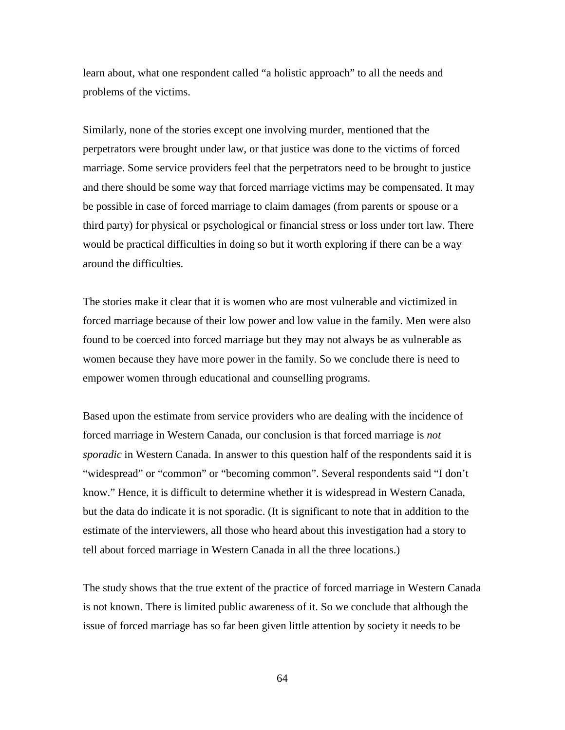learn about, what one respondent called "a holistic approach" to all the needs and problems of the victims.

Similarly, none of the stories except one involving murder, mentioned that the perpetrators were brought under law, or that justice was done to the victims of forced marriage. Some service providers feel that the perpetrators need to be brought to justice and there should be some way that forced marriage victims may be compensated. It may be possible in case of forced marriage to claim damages (from parents or spouse or a third party) for physical or psychological or financial stress or loss under tort law. There would be practical difficulties in doing so but it worth exploring if there can be a way around the difficulties.

The stories make it clear that it is women who are most vulnerable and victimized in forced marriage because of their low power and low value in the family. Men were also found to be coerced into forced marriage but they may not always be as vulnerable as women because they have more power in the family. So we conclude there is need to empower women through educational and counselling programs.

Based upon the estimate from service providers who are dealing with the incidence of forced marriage in Western Canada, our conclusion is that forced marriage is *not sporadic* in Western Canada. In answer to this question half of the respondents said it is "widespread" or "common" or "becoming common". Several respondents said "I don't know." Hence, it is difficult to determine whether it is widespread in Western Canada, but the data do indicate it is not sporadic. (It is significant to note that in addition to the estimate of the interviewers, all those who heard about this investigation had a story to tell about forced marriage in Western Canada in all the three locations.)

The study shows that the true extent of the practice of forced marriage in Western Canada is not known. There is limited public awareness of it. So we conclude that although the issue of forced marriage has so far been given little attention by society it needs to be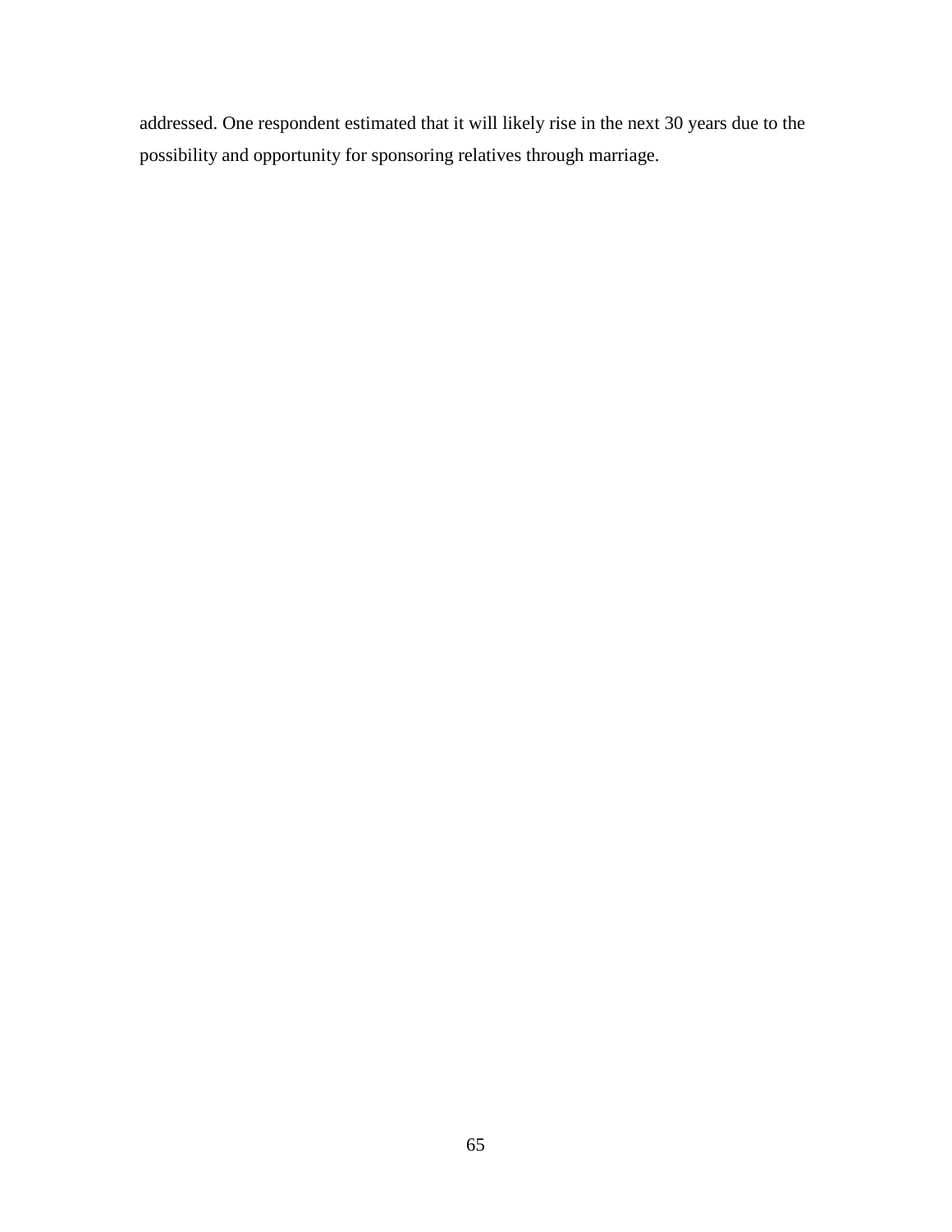addressed. One respondent estimated that it will likely rise in the next 30 years due to the possibility and opportunity for sponsoring relatives through marriage.